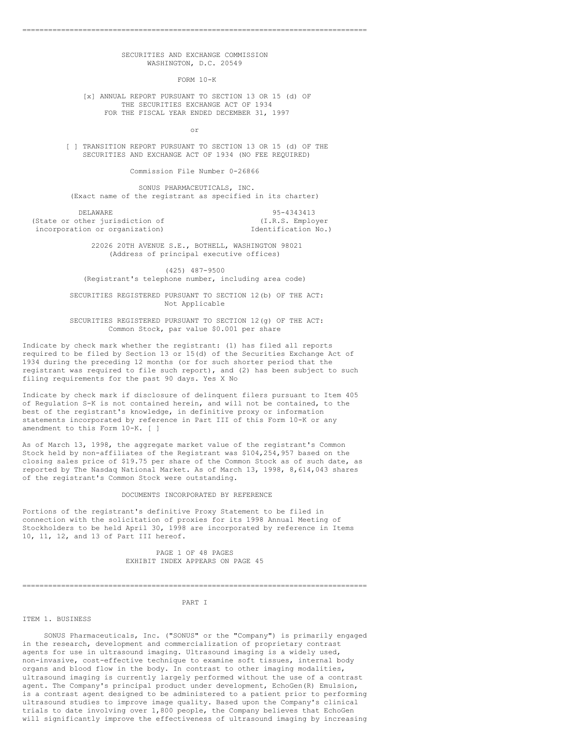SECURITIES AND EXCHANGE COMMISSION
WASHINGTON, D.C. 20549

FORM 10-K

[x] ANNUAL REPORT PURSUANT TO SECTION 13 OR 15 (d) OF THE SECURITIES EXCHANGE ACT OF 1934
FOR THE FISCAL YEAR ENDED DECEMBER 31, 1997

or

[ ] TRANSITION REPORT PURSUANT TO SECTION 13 OR 15 (d) OF THE SECURITIES AND EXCHANGE ACT OF 1934 (NO FEE REQUIRED)

Commission File Number 0-26866

SONUS PHARMACEUTICALS, INC.
(Exact name of the registrant as specified in its charter)

| DELAWARE | 95-4343413 |
|---|---|
| (State or other jurisdiction of incorporation or organization) | (I.R.S. Employer Identification No.) |

22026 20TH AVENUE S.E., BOTHELL, WASHINGTON 98021
(Address of principal executive offices)

(425) 487-9500
(Registrant's telephone number, including area code)

SECURITIES REGISTERED PURSUANT TO SECTION 12(b) OF THE ACT:
Not Applicable

SECURITIES REGISTERED PURSUANT TO SECTION 12(g) OF THE ACT:
Common Stock, par value $0.001 per share

Indicate by check mark whether the registrant: (1) has filed all reports required to be filed by Section 13 or 15(d) of the Securities Exchange Act of 1934 during the preceding 12 months (or for such shorter period that the registrant was required to file such report), and (2) has been subject to such filing requirements for the past 90 days. Yes X No

Indicate by check mark if disclosure of delinquent filers pursuant to Item 405 of Regulation S-K is not contained herein, and will not be contained, to the best of the registrant's knowledge, in definitive proxy or information statements incorporated by reference in Part III of this Form 10-K or any amendment to this Form 10-K. [ ]

As of March 13, 1998, the aggregate market value of the registrant's Common Stock held by non-affiliates of the Registrant was $104,254,957 based on the closing sales price of $19.75 per share of the Common Stock as of such date, as reported by The Nasdaq National Market. As of March 13, 1998, 8,614,043 shares of the registrant's Common Stock were outstanding.

DOCUMENTS INCORPORATED BY REFERENCE

Portions of the registrant's definitive Proxy Statement to be filed in connection with the solicitation of proxies for its 1998 Annual Meeting of Stockholders to be held April 30, 1998 are incorporated by reference in Items 10, 11, 12, and 13 of Part III hereof.

PAGE 1 OF 48 PAGES
EXHIBIT INDEX APPEARS ON PAGE 45

# PART I

## ITEM 1. BUSINESS

SONUS Pharmaceuticals, Inc. ("SONUS" or the "Company") is primarily engaged in the research, development and commercialization of proprietary contrast agents for use in ultrasound imaging. Ultrasound imaging is a widely used, non-invasive, cost-effective technique to examine soft tissues, internal body organs and blood flow in the body. In contrast to other imaging modalities, ultrasound imaging is currently largely performed without the use of a contrast agent. The Company's principal product under development, EchoGen(R) Emulsion, is a contrast agent designed to be administered to a patient prior to performing ultrasound studies to improve image quality. Based upon the Company's clinical trials to date involving over 1,800 people, the Company believes that EchoGen will significantly improve the effectiveness of ultrasound imaging by increasing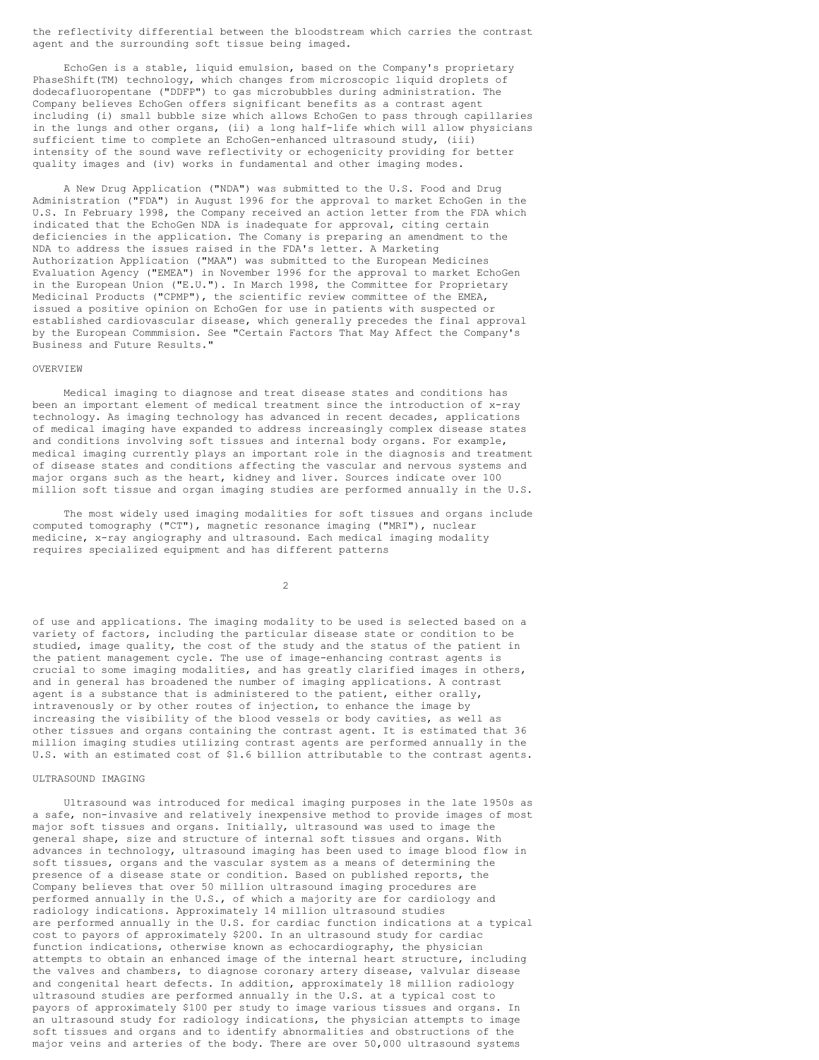the reflectivity differential between the bloodstream which carries the contrast agent and the surrounding soft tissue being imaged.

EchoGen is a stable, liquid emulsion, based on the Company's proprietary PhaseShift(TM) technology, which changes from microscopic liquid droplets of dodecafluoropentane ("DDFP") to gas microbubbles during administration. The Company believes EchoGen offers significant benefits as a contrast agent including (i) small bubble size which allows EchoGen to pass through capillaries in the lungs and other organs, (ii) a long half-life which will allow physicians sufficient time to complete an EchoGen-enhanced ultrasound study, (iii) intensity of the sound wave reflectivity or echogenicity providing for better quality images and (iv) works in fundamental and other imaging modes.

A New Drug Application ("NDA") was submitted to the U.S. Food and Drug Administration ("FDA") in August 1996 for the approval to market EchoGen in the U.S. In February 1998, the Company received an action letter from the FDA which indicated that the EchoGen NDA is inadequate for approval, citing certain deficiencies in the application. The Comany is preparing an amendment to the NDA to address the issues raised in the FDA's letter. A Marketing Authorization Application ("MAA") was submitted to the European Medicines Evaluation Agency ("EMEA") in November 1996 for the approval to market EchoGen in the European Union ("E.U."). In March 1998, the Committee for Proprietary Medicinal Products ("CPMP"), the scientific review committee of the EMEA, issued a positive opinion on EchoGen for use in patients with suspected or established cardiovascular disease, which generally precedes the final approval by the European Commmision. See "Certain Factors That May Affect the Company's Business and Future Results."

## OVERVIEW

Medical imaging to diagnose and treat disease states and conditions has been an important element of medical treatment since the introduction of x-ray technology. As imaging technology has advanced in recent decades, applications of medical imaging have expanded to address increasingly complex disease states and conditions involving soft tissues and internal body organs. For example, medical imaging currently plays an important role in the diagnosis and treatment of disease states and conditions affecting the vascular and nervous systems and major organs such as the heart, kidney and liver. Sources indicate over 100 million soft tissue and organ imaging studies are performed annually in the U.S.

The most widely used imaging modalities for soft tissues and organs include computed tomography ("CT"), magnetic resonance imaging ("MRI"), nuclear medicine, x-ray angiography and ultrasound. Each medical imaging modality requires specialized equipment and has different patterns of use and applications. The imaging modality to be used is selected based on a variety of factors, including the particular disease state or condition to be studied, image quality, the cost of the study and the status of the patient in the patient management cycle. The use of image-enhancing contrast agents is crucial to some imaging modalities, and has greatly clarified images in others, and in general has broadened the number of imaging applications. A contrast agent is a substance that is administered to the patient, either orally, intravenously or by other routes of injection, to enhance the image by increasing the visibility of the blood vessels or body cavities, as well as other tissues and organs containing the contrast agent. It is estimated that 36 million imaging studies utilizing contrast agents are performed annually in the U.S. with an estimated cost of $1.6 billion attributable to the contrast agents.

## ULTRASOUND IMAGING

Ultrasound was introduced for medical imaging purposes in the late 1950s as a safe, non-invasive and relatively inexpensive method to provide images of most major soft tissues and organs. Initially, ultrasound was used to image the general shape, size and structure of internal soft tissues and organs. With advances in technology, ultrasound imaging has been used to image blood flow in soft tissues, organs and the vascular system as a means of determining the presence of a disease state or condition. Based on published reports, the Company believes that over 50 million ultrasound imaging procedures are performed annually in the U.S., of which a majority are for cardiology and radiology indications. Approximately 14 million ultrasound studies are performed annually in the U.S. for cardiac function indications at a typical cost to payors of approximately $200. In an ultrasound study for cardiac function indications, otherwise known as echocardiography, the physician attempts to obtain an enhanced image of the internal heart structure, including the valves and chambers, to diagnose coronary artery disease, valvular disease and congenital heart defects. In addition, approximately 18 million radiology ultrasound studies are performed annually in the U.S. at a typical cost to payors of approximately $100 per study to image various tissues and organs. In an ultrasound study for radiology indications, the physician attempts to image soft tissues and organs and to identify abnormalities and obstructions of the major veins and arteries of the body. There are over 50,000 ultrasound systems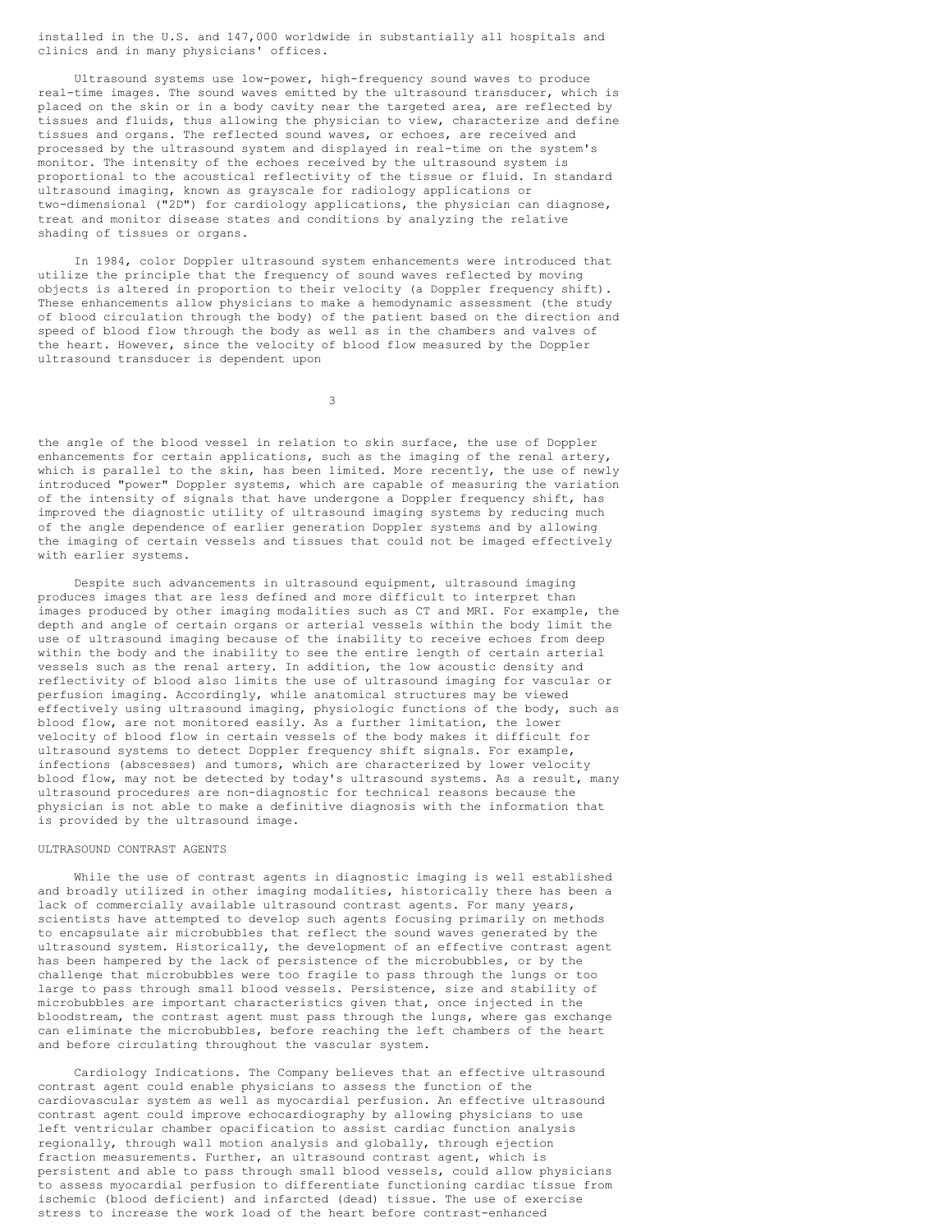installed in the U.S. and 147,000 worldwide in substantially all hospitals and clinics and in many physicians' offices.

Ultrasound systems use low-power, high-frequency sound waves to produce real-time images. The sound waves emitted by the ultrasound transducer, which is placed on the skin or in a body cavity near the targeted area, are reflected by tissues and fluids, thus allowing the physician to view, characterize and define tissues and organs. The reflected sound waves, or echoes, are received and processed by the ultrasound system and displayed in real-time on the system's monitor. The intensity of the echoes received by the ultrasound system is proportional to the acoustical reflectivity of the tissue or fluid. In standard ultrasound imaging, known as grayscale for radiology applications or two-dimensional ("2D") for cardiology applications, the physician can diagnose, treat and monitor disease states and conditions by analyzing the relative shading of tissues or organs.

In 1984, color Doppler ultrasound system enhancements were introduced that utilize the principle that the frequency of sound waves reflected by moving objects is altered in proportion to their velocity (a Doppler frequency shift). These enhancements allow physicians to make a hemodynamic assessment (the study of blood circulation through the body) of the patient based on the direction and speed of blood flow through the body as well as in the chambers and valves of the heart. However, since the velocity of blood flow measured by the Doppler ultrasound transducer is dependent upon the angle of the blood vessel in relation to skin surface, the use of Doppler enhancements for certain applications, such as the imaging of the renal artery, which is parallel to the skin, has been limited. More recently, the use of newly introduced "power" Doppler systems, which are capable of measuring the variation of the intensity of signals that have undergone a Doppler frequency shift, has improved the diagnostic utility of ultrasound imaging systems by reducing much of the angle dependence of earlier generation Doppler systems and by allowing the imaging of certain vessels and tissues that could not be imaged effectively with earlier systems.

Despite such advancements in ultrasound equipment, ultrasound imaging produces images that are less defined and more difficult to interpret than images produced by other imaging modalities such as CT and MRI. For example, the depth and angle of certain organs or arterial vessels within the body limit the use of ultrasound imaging because of the inability to receive echoes from deep within the body and the inability to see the entire length of certain arterial vessels such as the renal artery. In addition, the low acoustic density and reflectivity of blood also limits the use of ultrasound imaging for vascular or perfusion imaging. Accordingly, while anatomical structures may be viewed effectively using ultrasound imaging, physiologic functions of the body, such as blood flow, are not monitored easily. As a further limitation, the lower velocity of blood flow in certain vessels of the body makes it difficult for ultrasound systems to detect Doppler frequency shift signals. For example, infections (abscesses) and tumors, which are characterized by lower velocity blood flow, may not be detected by today's ultrasound systems. As a result, many ultrasound procedures are non-diagnostic for technical reasons because the physician is not able to make a definitive diagnosis with the information that is provided by the ultrasound image.

## ULTRASOUND CONTRAST AGENTS

While the use of contrast agents in diagnostic imaging is well established and broadly utilized in other imaging modalities, historically there has been a lack of commercially available ultrasound contrast agents. For many years, scientists have attempted to develop such agents focusing primarily on methods to encapsulate air microbubbles that reflect the sound waves generated by the ultrasound system. Historically, the development of an effective contrast agent has been hampered by the lack of persistence of the microbubbles, or by the challenge that microbubbles were too fragile to pass through the lungs or too large to pass through small blood vessels. Persistence, size and stability of microbubbles are important characteristics given that, once injected in the bloodstream, the contrast agent must pass through the lungs, where gas exchange can eliminate the microbubbles, before reaching the left chambers of the heart and before circulating throughout the vascular system.

Cardiology Indications. The Company believes that an effective ultrasound contrast agent could enable physicians to assess the function of the cardiovascular system as well as myocardial perfusion. An effective ultrasound contrast agent could improve echocardiography by allowing physicians to use left ventricular chamber opacification to assist cardiac function analysis regionally, through wall motion analysis and globally, through ejection fraction measurements. Further, an ultrasound contrast agent, which is persistent and able to pass through small blood vessels, could allow physicians to assess myocardial perfusion to differentiate functioning cardiac tissue from ischemic (blood deficient) and infarcted (dead) tissue. The use of exercise stress to increase the work load of the heart before contrast-enhanced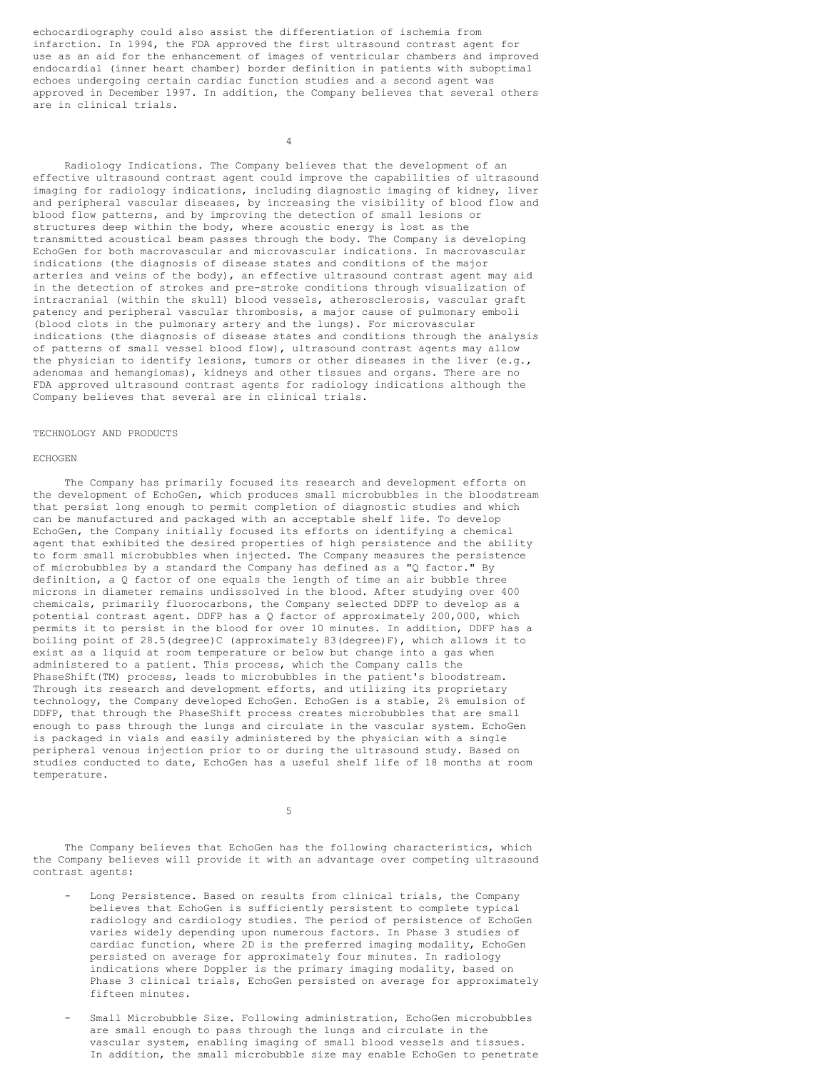echocardiography could also assist the differentiation of ischemia from infarction. In 1994, the FDA approved the first ultrasound contrast agent for use as an aid for the enhancement of images of ventricular chambers and improved endocardial (inner heart chamber) border definition in patients with suboptimal echoes undergoing certain cardiac function studies and a second agent was approved in December 1997. In addition, the Company believes that several others are in clinical trials.

Radiology Indications. The Company believes that the development of an effective ultrasound contrast agent could improve the capabilities of ultrasound imaging for radiology indications, including diagnostic imaging of kidney, liver and peripheral vascular diseases, by increasing the visibility of blood flow and blood flow patterns, and by improving the detection of small lesions or structures deep within the body, where acoustic energy is lost as the transmitted acoustical beam passes through the body. The Company is developing EchoGen for both macrovascular and microvascular indications. In macrovascular indications (the diagnosis of disease states and conditions of the major arteries and veins of the body), an effective ultrasound contrast agent may aid in the detection of strokes and pre-stroke conditions through visualization of intracranial (within the skull) blood vessels, atherosclerosis, vascular graft patency and peripheral vascular thrombosis, a major cause of pulmonary emboli (blood clots in the pulmonary artery and the lungs). For microvascular indications (the diagnosis of disease states and conditions through the analysis of patterns of small vessel blood flow), ultrasound contrast agents may allow the physician to identify lesions, tumors or other diseases in the liver (e.g., adenomas and hemangiomas), kidneys and other tissues and organs. There are no FDA approved ultrasound contrast agents for radiology indications although the Company believes that several are in clinical trials.

## TECHNOLOGY AND PRODUCTS

### ECHOGEN

The Company has primarily focused its research and development efforts on the development of EchoGen, which produces small microbubbles in the bloodstream that persist long enough to permit completion of diagnostic studies and which can be manufactured and packaged with an acceptable shelf life. To develop EchoGen, the Company initially focused its efforts on identifying a chemical agent that exhibited the desired properties of high persistence and the ability to form small microbubbles when injected. The Company measures the persistence of microbubbles by a standard the Company has defined as a "Q factor." By definition, a Q factor of one equals the length of time an air bubble three microns in diameter remains undissolved in the blood. After studying over 400 chemicals, primarily fluorocarbons, the Company selected DDFP to develop as a potential contrast agent. DDFP has a Q factor of approximately 200,000, which permits it to persist in the blood for over 10 minutes. In addition, DDFP has a boiling point of 28.5(degree)C (approximately 83(degree)F), which allows it to exist as a liquid at room temperature or below but change into a gas when administered to a patient. This process, which the Company calls the PhaseShift(TM) process, leads to microbubbles in the patient's bloodstream. Through its research and development efforts, and utilizing its proprietary technology, the Company developed EchoGen. EchoGen is a stable, 2% emulsion of DDFP, that through the PhaseShift process creates microbubbles that are small enough to pass through the lungs and circulate in the vascular system. EchoGen is packaged in vials and easily administered by the physician with a single peripheral venous injection prior to or during the ultrasound study. Based on studies conducted to date, EchoGen has a useful shelf life of 18 months at room temperature.

The Company believes that EchoGen has the following characteristics, which the Company believes will provide it with an advantage over competing ultrasound contrast agents:

- Long Persistence. Based on results from clinical trials, the Company believes that EchoGen is sufficiently persistent to complete typical radiology and cardiology studies. The period of persistence of EchoGen varies widely depending upon numerous factors. In Phase 3 studies of cardiac function, where 2D is the preferred imaging modality, EchoGen persisted on average for approximately four minutes. In radiology indications where Doppler is the primary imaging modality, based on Phase 3 clinical trials, EchoGen persisted on average for approximately fifteen minutes.

- Small Microbubble Size. Following administration, EchoGen microbubbles are small enough to pass through the lungs and circulate in the vascular system, enabling imaging of small blood vessels and tissues. In addition, the small microbubble size may enable EchoGen to penetrate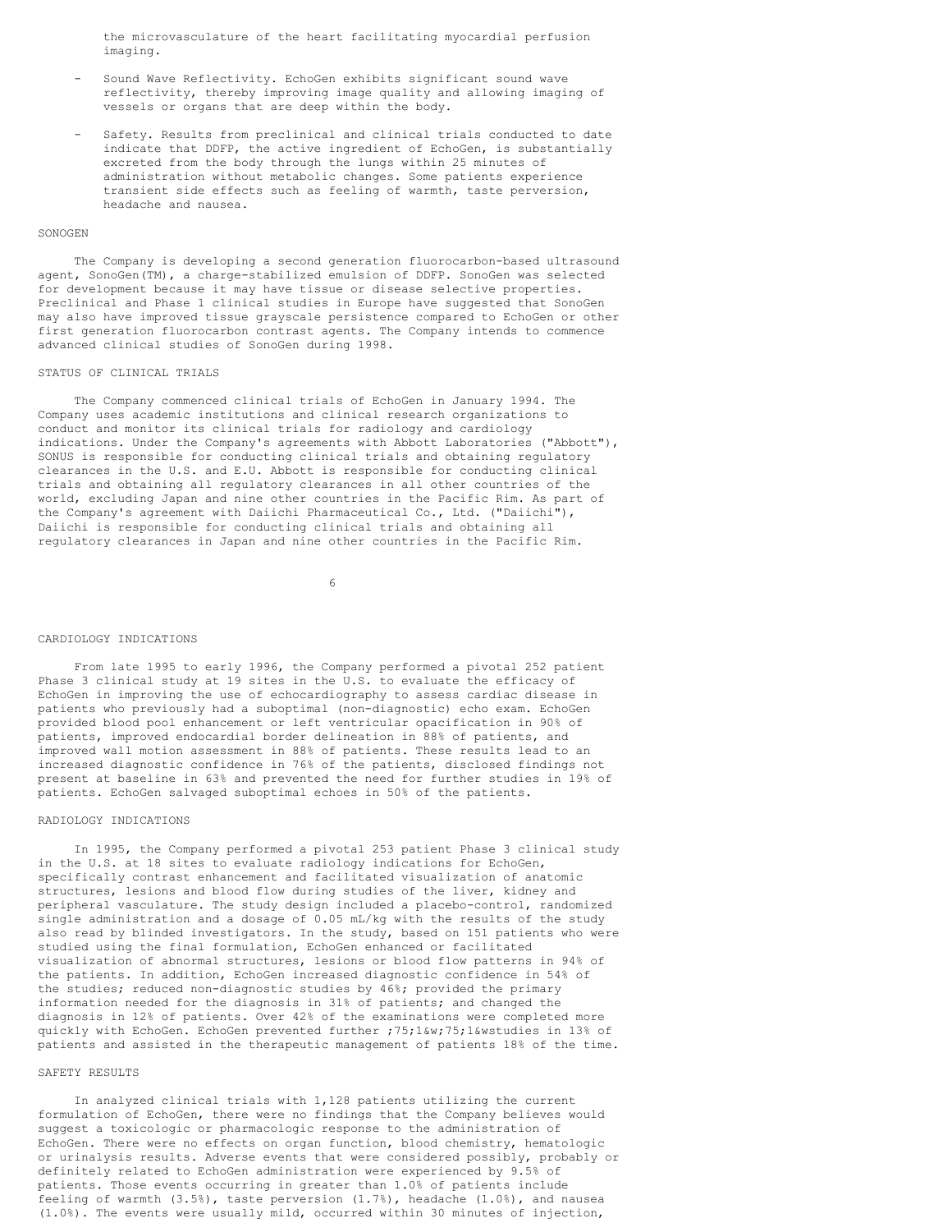the microvasculature of the heart facilitating myocardial perfusion imaging.

- Sound Wave Reflectivity. EchoGen exhibits significant sound wave reflectivity, thereby improving image quality and allowing imaging of vessels or organs that are deep within the body.

- Safety. Results from preclinical and clinical trials conducted to date indicate that DDFP, the active ingredient of EchoGen, is substantially excreted from the body through the lungs within 25 minutes of administration without metabolic changes. Some patients experience transient side effects such as feeling of warmth, taste perversion, headache and nausea.

## SONOGEN

The Company is developing a second generation fluorocarbon-based ultrasound agent, SonoGen(TM), a charge-stabilized emulsion of DDFP. SonoGen was selected for development because it may have tissue or disease selective properties. Preclinical and Phase 1 clinical studies in Europe have suggested that SonoGen may also have improved tissue grayscale persistence compared to EchoGen or other first generation fluorocarbon contrast agents. The Company intends to commence advanced clinical studies of SonoGen during 1998.

## STATUS OF CLINICAL TRIALS

The Company commenced clinical trials of EchoGen in January 1994. The Company uses academic institutions and clinical research organizations to conduct and monitor its clinical trials for radiology and cardiology indications. Under the Company's agreements with Abbott Laboratories ("Abbott"), SONUS is responsible for conducting clinical trials and obtaining regulatory clearances in the U.S. and E.U. Abbott is responsible for conducting clinical trials and obtaining all regulatory clearances in all other countries of the world, excluding Japan and nine other countries in the Pacific Rim. As part of the Company's agreement with Daiichi Pharmaceutical Co., Ltd. ("Daiichi"), Daiichi is responsible for conducting clinical trials and obtaining all regulatory clearances in Japan and nine other countries in the Pacific Rim.

## CARDIOLOGY INDICATIONS

From late 1995 to early 1996, the Company performed a pivotal 252 patient Phase 3 clinical study at 19 sites in the U.S. to evaluate the efficacy of EchoGen in improving the use of echocardiography to assess cardiac disease in patients who previously had a suboptimal (non-diagnostic) echo exam. EchoGen provided blood pool enhancement or left ventricular opacification in 90% of patients, improved endocardial border delineation in 88% of patients, and improved wall motion assessment in 88% of patients. These results lead to an increased diagnostic confidence in 76% of the patients, disclosed findings not present at baseline in 63% and prevented the need for further studies in 19% of patients. EchoGen salvaged suboptimal echoes in 50% of the patients.

## RADIOLOGY INDICATIONS

In 1995, the Company performed a pivotal 253 patient Phase 3 clinical study in the U.S. at 18 sites to evaluate radiology indications for EchoGen, specifically contrast enhancement and facilitated visualization of anatomic structures, lesions and blood flow during studies of the liver, kidney and peripheral vasculature. The study design included a placebo-control, randomized single administration and a dosage of 0.05 mL/kg with the results of the study also read by blinded investigators. In the study, based on 151 patients who were studied using the final formulation, EchoGen enhanced or facilitated visualization of abnormal structures, lesions or blood flow patterns in 94% of the patients. In addition, EchoGen increased diagnostic confidence in 54% of the studies; reduced non-diagnostic studies by 46%; provided the primary information needed for the diagnosis in 31% of patients; and changed the diagnosis in 12% of patients. Over 42% of the examinations were completed more quickly with EchoGen. EchoGen prevented further ;75;1&w;75;1&wstudies in 13% of patients and assisted in the therapeutic management of patients 18% of the time.

## SAFETY RESULTS

In analyzed clinical trials with 1,128 patients utilizing the current formulation of EchoGen, there were no findings that the Company believes would suggest a toxicologic or pharmacologic response to the administration of EchoGen. There were no effects on organ function, blood chemistry, hematologic or urinalysis results. Adverse events that were considered possibly, probably or definitely related to EchoGen administration were experienced by 9.5% of patients. Those events occurring in greater than 1.0% of patients include feeling of warmth (3.5%), taste perversion (1.7%), headache (1.0%), and nausea (1.0%). The events were usually mild, occurred within 30 minutes of injection,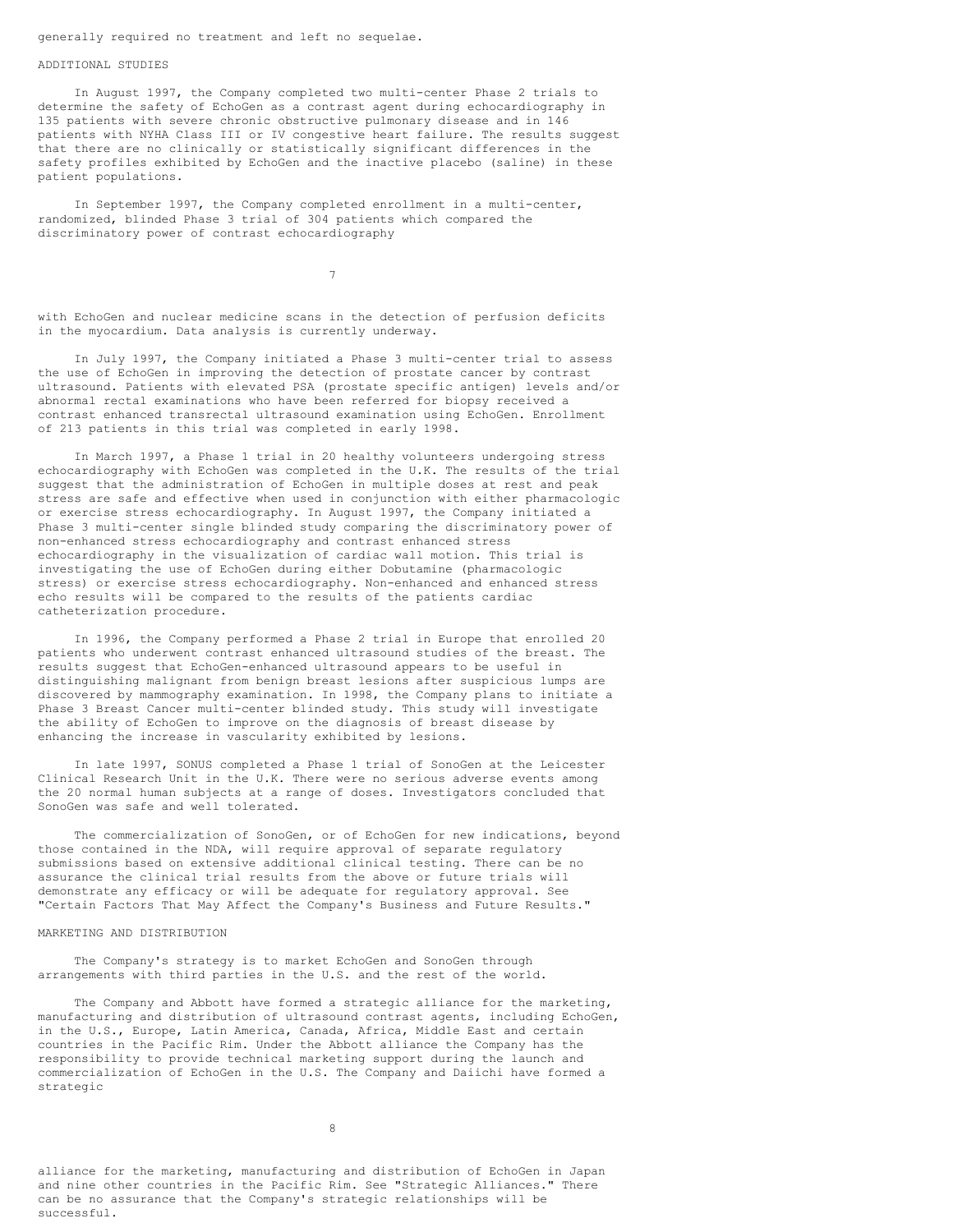generally required no treatment and left no sequelae.

## ADDITIONAL STUDIES

In August 1997, the Company completed two multi-center Phase 2 trials to determine the safety of EchoGen as a contrast agent during echocardiography in 135 patients with severe chronic obstructive pulmonary disease and in 146 patients with NYHA Class III or IV congestive heart failure. The results suggest that there are no clinically or statistically significant differences in the safety profiles exhibited by EchoGen and the inactive placebo (saline) in these patient populations.

In September 1997, the Company completed enrollment in a multi-center, randomized, blinded Phase 3 trial of 304 patients which compared the discriminatory power of contrast echocardiography with EchoGen and nuclear medicine scans in the detection of perfusion deficits in the myocardium. Data analysis is currently underway.

In July 1997, the Company initiated a Phase 3 multi-center trial to assess the use of EchoGen in improving the detection of prostate cancer by contrast ultrasound. Patients with elevated PSA (prostate specific antigen) levels and/or abnormal rectal examinations who have been referred for biopsy received a contrast enhanced transrectal ultrasound examination using EchoGen. Enrollment of 213 patients in this trial was completed in early 1998.

In March 1997, a Phase 1 trial in 20 healthy volunteers undergoing stress echocardiography with EchoGen was completed in the U.K. The results of the trial suggest that the administration of EchoGen in multiple doses at rest and peak stress are safe and effective when used in conjunction with either pharmacologic or exercise stress echocardiography. In August 1997, the Company initiated a Phase 3 multi-center single blinded study comparing the discriminatory power of non-enhanced stress echocardiography and contrast enhanced stress echocardiography in the visualization of cardiac wall motion. This trial is investigating the use of EchoGen during either Dobutamine (pharmacologic stress) or exercise stress echocardiography. Non-enhanced and enhanced stress echo results will be compared to the results of the patients cardiac catheterization procedure.

In 1996, the Company performed a Phase 2 trial in Europe that enrolled 20 patients who underwent contrast enhanced ultrasound studies of the breast. The results suggest that EchoGen-enhanced ultrasound appears to be useful in distinguishing malignant from benign breast lesions after suspicious lumps are discovered by mammography examination. In 1998, the Company plans to initiate a Phase 3 Breast Cancer multi-center blinded study. This study will investigate the ability of EchoGen to improve on the diagnosis of breast disease by enhancing the increase in vascularity exhibited by lesions.

In late 1997, SONUS completed a Phase 1 trial of SonoGen at the Leicester Clinical Research Unit in the U.K. There were no serious adverse events among the 20 normal human subjects at a range of doses. Investigators concluded that SonoGen was safe and well tolerated.

The commercialization of SonoGen, or of EchoGen for new indications, beyond those contained in the NDA, will require approval of separate regulatory submissions based on extensive additional clinical testing. There can be no assurance the clinical trial results from the above or future trials will demonstrate any efficacy or will be adequate for regulatory approval. See "Certain Factors That May Affect the Company's Business and Future Results."

## MARKETING AND DISTRIBUTION

The Company's strategy is to market EchoGen and SonoGen through arrangements with third parties in the U.S. and the rest of the world.

The Company and Abbott have formed a strategic alliance for the marketing, manufacturing and distribution of ultrasound contrast agents, including EchoGen, in the U.S., Europe, Latin America, Canada, Africa, Middle East and certain countries in the Pacific Rim. Under the Abbott alliance the Company has the responsibility to provide technical marketing support during the launch and commercialization of EchoGen in the U.S. The Company and Daiichi have formed a strategic alliance for the marketing, manufacturing and distribution of EchoGen in Japan and nine other countries in the Pacific Rim. See "Strategic Alliances." There can be no assurance that the Company's strategic relationships will be successful.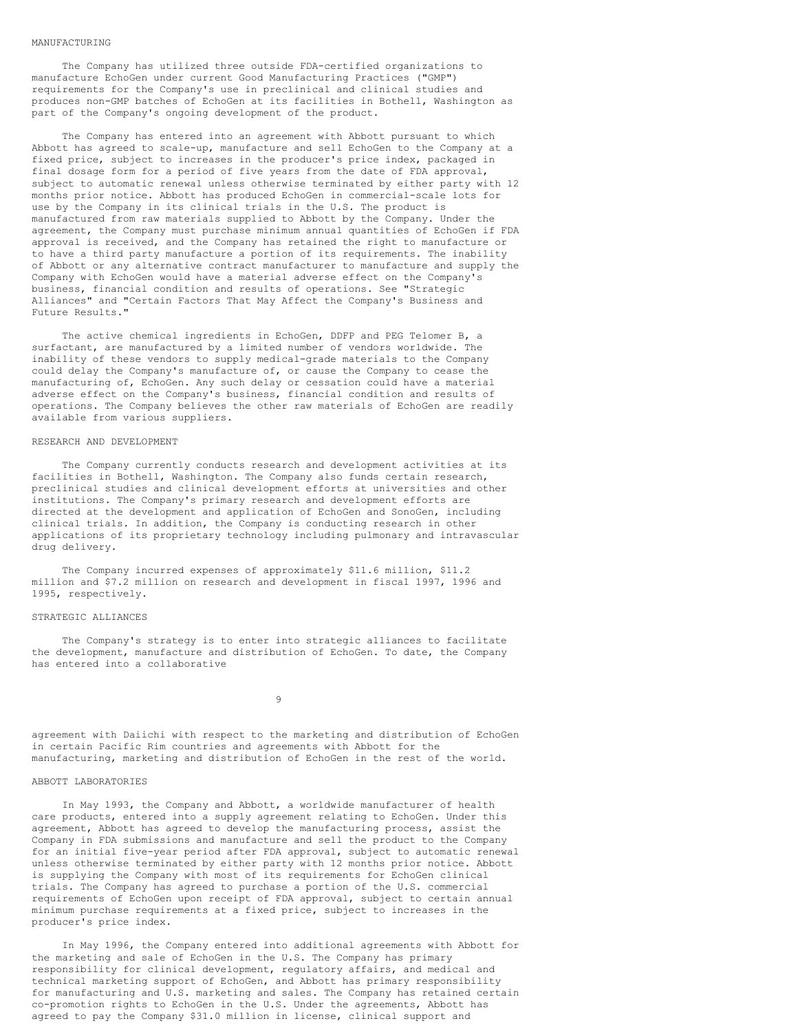## MANUFACTURING

The Company has utilized three outside FDA-certified organizations to manufacture EchoGen under current Good Manufacturing Practices ("GMP") requirements for the Company's use in preclinical and clinical studies and produces non-GMP batches of EchoGen at its facilities in Bothell, Washington as part of the Company's ongoing development of the product.

The Company has entered into an agreement with Abbott pursuant to which Abbott has agreed to scale-up, manufacture and sell EchoGen to the Company at a fixed price, subject to increases in the producer's price index, packaged in final dosage form for a period of five years from the date of FDA approval, subject to automatic renewal unless otherwise terminated by either party with 12 months prior notice. Abbott has produced EchoGen in commercial-scale lots for use by the Company in its clinical trials in the U.S. The product is manufactured from raw materials supplied to Abbott by the Company. Under the agreement, the Company must purchase minimum annual quantities of EchoGen if FDA approval is received, and the Company has retained the right to manufacture or to have a third party manufacture a portion of its requirements. The inability of Abbott or any alternative contract manufacturer to manufacture and supply the Company with EchoGen would have a material adverse effect on the Company's business, financial condition and results of operations. See "Strategic Alliances" and "Certain Factors That May Affect the Company's Business and Future Results."

The active chemical ingredients in EchoGen, DDFP and PEG Telomer B, a surfactant, are manufactured by a limited number of vendors worldwide. The inability of these vendors to supply medical-grade materials to the Company could delay the Company's manufacture of, or cause the Company to cease the manufacturing of, EchoGen. Any such delay or cessation could have a material adverse effect on the Company's business, financial condition and results of operations. The Company believes the other raw materials of EchoGen are readily available from various suppliers.

## RESEARCH AND DEVELOPMENT

The Company currently conducts research and development activities at its facilities in Bothell, Washington. The Company also funds certain research, preclinical studies and clinical development efforts at universities and other institutions. The Company's primary research and development efforts are directed at the development and application of EchoGen and SonoGen, including clinical trials. In addition, the Company is conducting research in other applications of its proprietary technology including pulmonary and intravascular drug delivery.

The Company incurred expenses of approximately $11.6 million, $11.2 million and $7.2 million on research and development in fiscal 1997, 1996 and 1995, respectively.

## STRATEGIC ALLIANCES

The Company's strategy is to enter into strategic alliances to facilitate the development, manufacture and distribution of EchoGen. To date, the Company has entered into a collaborative agreement with Daiichi with respect to the marketing and distribution of EchoGen in certain Pacific Rim countries and agreements with Abbott for the manufacturing, marketing and distribution of EchoGen in the rest of the world.

### ABBOTT LABORATORIES

In May 1993, the Company and Abbott, a worldwide manufacturer of health care products, entered into a supply agreement relating to EchoGen. Under this agreement, Abbott has agreed to develop the manufacturing process, assist the Company in FDA submissions and manufacture and sell the product to the Company for an initial five-year period after FDA approval, subject to automatic renewal unless otherwise terminated by either party with 12 months prior notice. Abbott is supplying the Company with most of its requirements for EchoGen clinical trials. The Company has agreed to purchase a portion of the U.S. commercial requirements of EchoGen upon receipt of FDA approval, subject to certain annual minimum purchase requirements at a fixed price, subject to increases in the producer's price index.

In May 1996, the Company entered into additional agreements with Abbott for the marketing and sale of EchoGen in the U.S. The Company has primary responsibility for clinical development, regulatory affairs, and medical and technical marketing support of EchoGen, and Abbott has primary responsibility for manufacturing and U.S. marketing and sales. The Company has retained certain co-promotion rights to EchoGen in the U.S. Under the agreements, Abbott has agreed to pay the Company $31.0 million in license, clinical support and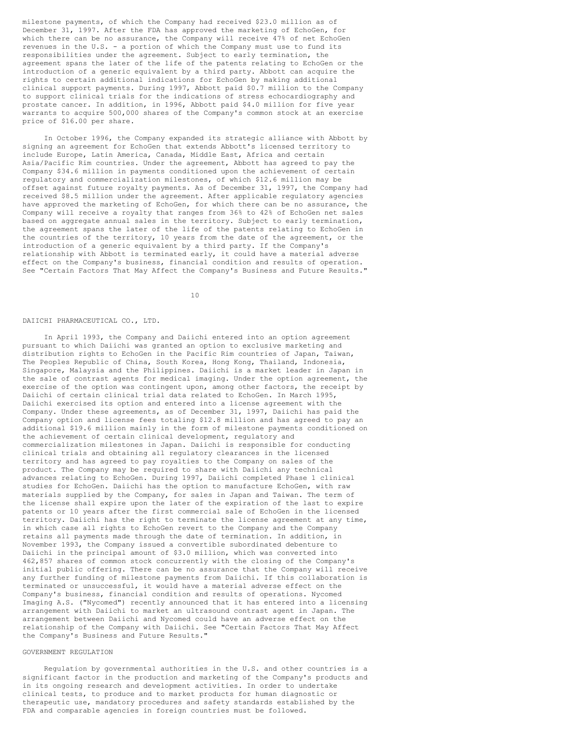milestone payments, of which the Company had received $23.0 million as of December 31, 1997. After the FDA has approved the marketing of EchoGen, for which there can be no assurance, the Company will receive 47% of net EchoGen revenues in the U.S. - a portion of which the Company must use to fund its responsibilities under the agreement. Subject to early termination, the agreement spans the later of the life of the patents relating to EchoGen or the introduction of a generic equivalent by a third party. Abbott can acquire the rights to certain additional indications for EchoGen by making additional clinical support payments. During 1997, Abbott paid $0.7 million to the Company to support clinical trials for the indications of stress echocardiography and prostate cancer. In addition, in 1996, Abbott paid $4.0 million for five year warrants to acquire 500,000 shares of the Company's common stock at an exercise price of $16.00 per share.

In October 1996, the Company expanded its strategic alliance with Abbott by signing an agreement for EchoGen that extends Abbott's licensed territory to include Europe, Latin America, Canada, Middle East, Africa and certain Asia/Pacific Rim countries. Under the agreement, Abbott has agreed to pay the Company $34.6 million in payments conditioned upon the achievement of certain regulatory and commercialization milestones, of which $12.6 million may be offset against future royalty payments. As of December 31, 1997, the Company had received $8.5 million under the agreement. After applicable regulatory agencies have approved the marketing of EchoGen, for which there can be no assurance, the Company will receive a royalty that ranges from 36% to 42% of EchoGen net sales based on aggregate annual sales in the territory. Subject to early termination, the agreement spans the later of the life of the patents relating to EchoGen in the countries of the territory, 10 years from the date of the agreement, or the introduction of a generic equivalent by a third party. If the Company's relationship with Abbott is terminated early, it could have a material adverse effect on the Company's business, financial condition and results of operation. See "Certain Factors That May Affect the Company's Business and Future Results."

DAIICHI PHARMACEUTICAL CO., LTD.

In April 1993, the Company and Daiichi entered into an option agreement pursuant to which Daiichi was granted an option to exclusive marketing and distribution rights to EchoGen in the Pacific Rim countries of Japan, Taiwan, The Peoples Republic of China, South Korea, Hong Kong, Thailand, Indonesia, Singapore, Malaysia and the Philippines. Daiichi is a market leader in Japan in the sale of contrast agents for medical imaging. Under the option agreement, the exercise of the option was contingent upon, among other factors, the receipt by Daiichi of certain clinical trial data related to EchoGen. In March 1995, Daiichi exercised its option and entered into a license agreement with the Company. Under these agreements, as of December 31, 1997, Daiichi has paid the Company option and license fees totaling $12.8 million and has agreed to pay an additional $19.6 million mainly in the form of milestone payments conditioned on the achievement of certain clinical development, regulatory and commercialization milestones in Japan. Daiichi is responsible for conducting clinical trials and obtaining all regulatory clearances in the licensed territory and has agreed to pay royalties to the Company on sales of the product. The Company may be required to share with Daiichi any technical advances relating to EchoGen. During 1997, Daiichi completed Phase 1 clinical studies for EchoGen. Daiichi has the option to manufacture EchoGen, with raw materials supplied by the Company, for sales in Japan and Taiwan. The term of the license shall expire upon the later of the expiration of the last to expire patents or 10 years after the first commercial sale of EchoGen in the licensed territory. Daiichi has the right to terminate the license agreement at any time, in which case all rights to EchoGen revert to the Company and the Company retains all payments made through the date of termination. In addition, in November 1993, the Company issued a convertible subordinated debenture to Daiichi in the principal amount of $3.0 million, which was converted into 462,857 shares of common stock concurrently with the closing of the Company's initial public offering. There can be no assurance that the Company will receive any further funding of milestone payments from Daiichi. If this collaboration is terminated or unsuccessful, it would have a material adverse effect on the Company's business, financial condition and results of operations. Nycomed Imaging A.S. ("Nycomed") recently announced that it has entered into a licensing arrangement with Daiichi to market an ultrasound contrast agent in Japan. The arrangement between Daiichi and Nycomed could have an adverse effect on the relationship of the Company with Daiichi. See "Certain Factors That May Affect the Company's Business and Future Results."

GOVERNMENT REGULATION

Regulation by governmental authorities in the U.S. and other countries is a significant factor in the production and marketing of the Company's products and in its ongoing research and development activities. In order to undertake clinical tests, to produce and to market products for human diagnostic or therapeutic use, mandatory procedures and safety standards established by the FDA and comparable agencies in foreign countries must be followed.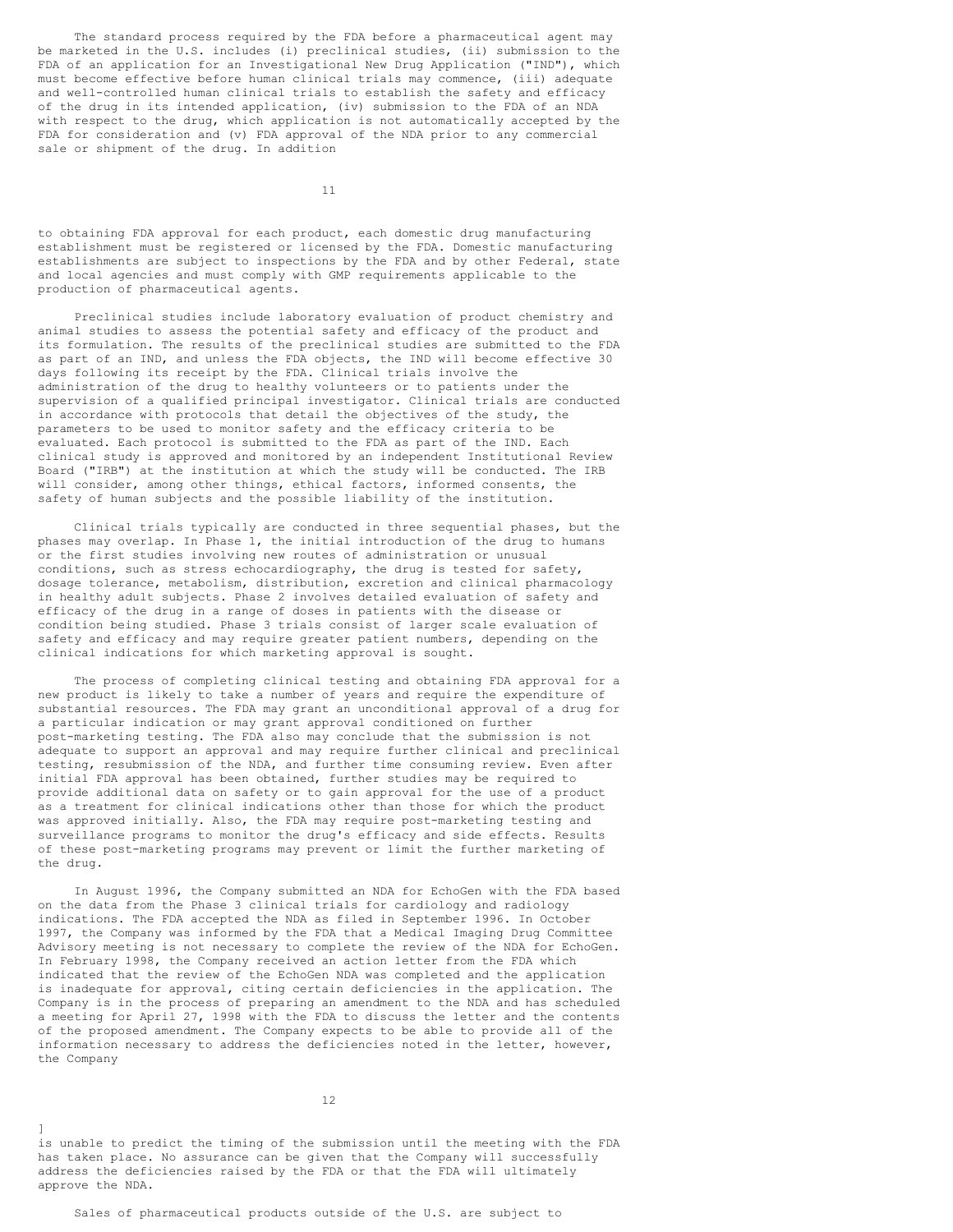The standard process required by the FDA before a pharmaceutical agent may be marketed in the U.S. includes (i) preclinical studies, (ii) submission to the FDA of an application for an Investigational New Drug Application ("IND"), which must become effective before human clinical trials may commence, (iii) adequate and well-controlled human clinical trials to establish the safety and efficacy of the drug in its intended application, (iv) submission to the FDA of an NDA with respect to the drug, which application is not automatically accepted by the FDA for consideration and (v) FDA approval of the NDA prior to any commercial sale or shipment of the drug. In addition to obtaining FDA approval for each product, each domestic drug manufacturing establishment must be registered or licensed by the FDA. Domestic manufacturing establishments are subject to inspections by the FDA and by other Federal, state and local agencies and must comply with GMP requirements applicable to the production of pharmaceutical agents.

Preclinical studies include laboratory evaluation of product chemistry and animal studies to assess the potential safety and efficacy of the product and its formulation. The results of the preclinical studies are submitted to the FDA as part of an IND, and unless the FDA objects, the IND will become effective 30 days following its receipt by the FDA. Clinical trials involve the administration of the drug to healthy volunteers or to patients under the supervision of a qualified principal investigator. Clinical trials are conducted in accordance with protocols that detail the objectives of the study, the parameters to be used to monitor safety and the efficacy criteria to be evaluated. Each protocol is submitted to the FDA as part of the IND. Each clinical study is approved and monitored by an independent Institutional Review Board ("IRB") at the institution at which the study will be conducted. The IRB will consider, among other things, ethical factors, informed consents, the safety of human subjects and the possible liability of the institution.

Clinical trials typically are conducted in three sequential phases, but the phases may overlap. In Phase 1, the initial introduction of the drug to humans or the first studies involving new routes of administration or unusual conditions, such as stress echocardiography, the drug is tested for safety, dosage tolerance, metabolism, distribution, excretion and clinical pharmacology in healthy adult subjects. Phase 2 involves detailed evaluation of safety and efficacy of the drug in a range of doses in patients with the disease or condition being studied. Phase 3 trials consist of larger scale evaluation of safety and efficacy and may require greater patient numbers, depending on the clinical indications for which marketing approval is sought.

The process of completing clinical testing and obtaining FDA approval for a new product is likely to take a number of years and require the expenditure of substantial resources. The FDA may grant an unconditional approval of a drug for a particular indication or may grant approval conditioned on further post-marketing testing. The FDA also may conclude that the submission is not adequate to support an approval and may require further clinical and preclinical testing, resubmission of the NDA, and further time consuming review. Even after initial FDA approval has been obtained, further studies may be required to provide additional data on safety or to gain approval for the use of a product as a treatment for clinical indications other than those for which the product was approved initially. Also, the FDA may require post-marketing testing and surveillance programs to monitor the drug's efficacy and side effects. Results of these post-marketing programs may prevent or limit the further marketing of the drug.

In August 1996, the Company submitted an NDA for EchoGen with the FDA based on the data from the Phase 3 clinical trials for cardiology and radiology indications. The FDA accepted the NDA as filed in September 1996. In October 1997, the Company was informed by the FDA that a Medical Imaging Drug Committee Advisory meeting is not necessary to complete the review of the NDA for EchoGen. In February 1998, the Company received an action letter from the FDA which indicated that the review of the EchoGen NDA was completed and the application is inadequate for approval, citing certain deficiencies in the application. The Company is in the process of preparing an amendment to the NDA and has scheduled a meeting for April 27, 1998 with the FDA to discuss the letter and the contents of the proposed amendment. The Company expects to be able to provide all of the information necessary to address the deficiencies noted in the letter, however, the Company is unable to predict the timing of the submission until the meeting with the FDA has taken place. No assurance can be given that the Company will successfully address the deficiencies raised by the FDA or that the FDA will ultimately approve the NDA.

Sales of pharmaceutical products outside of the U.S. are subject to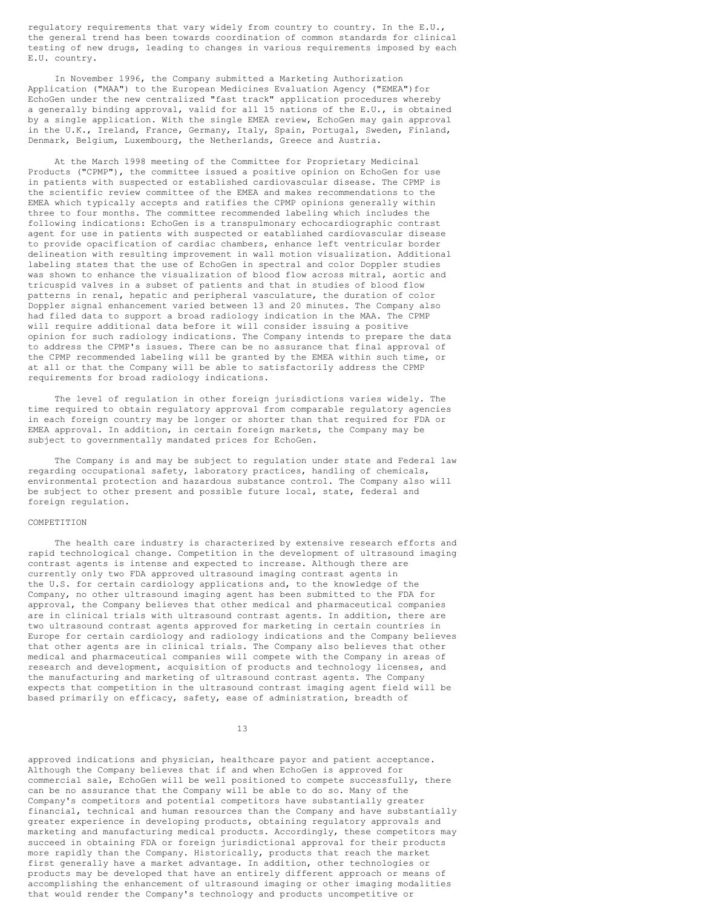regulatory requirements that vary widely from country to country. In the E.U., the general trend has been towards coordination of common standards for clinical testing of new drugs, leading to changes in various requirements imposed by each E.U. country.

In November 1996, the Company submitted a Marketing Authorization Application ("MAA") to the European Medicines Evaluation Agency ("EMEA")for EchoGen under the new centralized "fast track" application procedures whereby a generally binding approval, valid for all 15 nations of the E.U., is obtained by a single application. With the single EMEA review, EchoGen may gain approval in the U.K., Ireland, France, Germany, Italy, Spain, Portugal, Sweden, Finland, Denmark, Belgium, Luxembourg, the Netherlands, Greece and Austria.

At the March 1998 meeting of the Committee for Proprietary Medicinal Products ("CPMP"), the committee issued a positive opinion on EchoGen for use in patients with suspected or established cardiovascular disease. The CPMP is the scientific review committee of the EMEA and makes recommendations to the EMEA which typically accepts and ratifies the CPMP opinions generally within three to four months. The committee recommended labeling which includes the following indications: EchoGen is a transpulmonary echocardiographic contrast agent for use in patients with suspected or eatablished cardiovascular disease to provide opacification of cardiac chambers, enhance left ventricular border delineation with resulting improvement in wall motion visualization. Additional labeling states that the use of EchoGen in spectral and color Doppler studies was shown to enhance the visualization of blood flow across mitral, aortic and tricuspid valves in a subset of patients and that in studies of blood flow patterns in renal, hepatic and peripheral vasculature, the duration of color Doppler signal enhancement varied between 13 and 20 minutes. The Company also had filed data to support a broad radiology indication in the MAA. The CPMP will require additional data before it will consider issuing a positive opinion for such radiology indications. The Company intends to prepare the data to address the CPMP's issues. There can be no assurance that final approval of the CPMP recommended labeling will be granted by the EMEA within such time, or at all or that the Company will be able to satisfactorily address the CPMP requirements for broad radiology indications.

The level of regulation in other foreign jurisdictions varies widely. The time required to obtain regulatory approval from comparable regulatory agencies in each foreign country may be longer or shorter than that required for FDA or EMEA approval. In addition, in certain foreign markets, the Company may be subject to governmentally mandated prices for EchoGen.

The Company is and may be subject to regulation under state and Federal law regarding occupational safety, laboratory practices, handling of chemicals, environmental protection and hazardous substance control. The Company also will be subject to other present and possible future local, state, federal and foreign regulation.

## COMPETITION

The health care industry is characterized by extensive research efforts and rapid technological change. Competition in the development of ultrasound imaging contrast agents is intense and expected to increase. Although there are currently only two FDA approved ultrasound imaging contrast agents in the U.S. for certain cardiology applications and, to the knowledge of the Company, no other ultrasound imaging agent has been submitted to the FDA for approval, the Company believes that other medical and pharmaceutical companies are in clinical trials with ultrasound contrast agents. In addition, there are two ultrasound contrast agents approved for marketing in certain countries in Europe for certain cardiology and radiology indications and the Company believes that other agents are in clinical trials. The Company also believes that other medical and pharmaceutical companies will compete with the Company in areas of research and development, acquisition of products and technology licenses, and the manufacturing and marketing of ultrasound contrast agents. The Company expects that competition in the ultrasound contrast imaging agent field will be based primarily on efficacy, safety, ease of administration, breadth of approved indications and physician, healthcare payor and patient acceptance. Although the Company believes that if and when EchoGen is approved for commercial sale, EchoGen will be well positioned to compete successfully, there can be no assurance that the Company will be able to do so. Many of the Company's competitors and potential competitors have substantially greater financial, technical and human resources than the Company and have substantially greater experience in developing products, obtaining regulatory approvals and marketing and manufacturing medical products. Accordingly, these competitors may succeed in obtaining FDA or foreign jurisdictional approval for their products more rapidly than the Company. Historically, products that reach the market first generally have a market advantage. In addition, other technologies or products may be developed that have an entirely different approach or means of accomplishing the enhancement of ultrasound imaging or other imaging modalities that would render the Company's technology and products uncompetitive or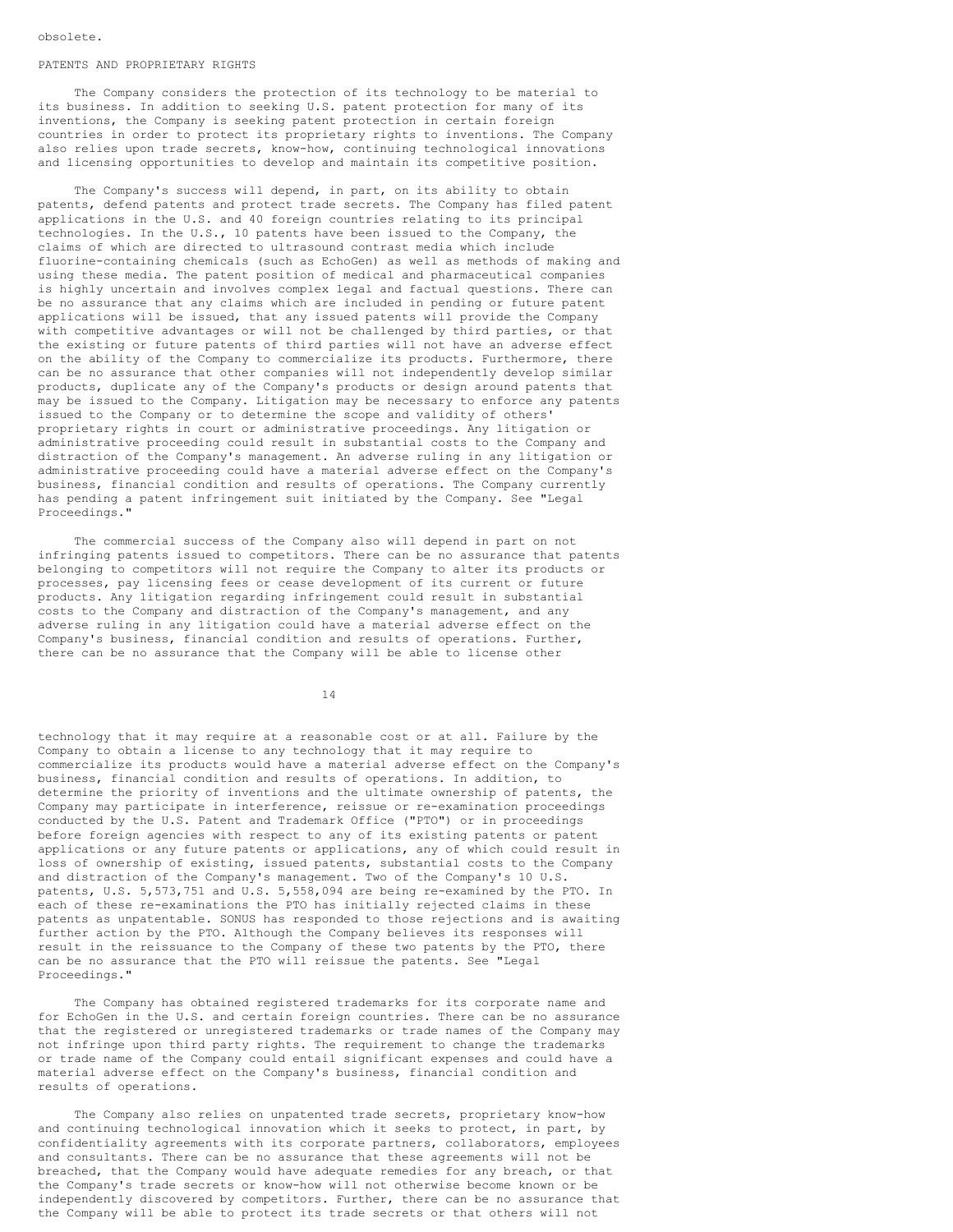obsolete.

## PATENTS AND PROPRIETARY RIGHTS

The Company considers the protection of its technology to be material to its business. In addition to seeking U.S. patent protection for many of its inventions, the Company is seeking patent protection in certain foreign countries in order to protect its proprietary rights to inventions. The Company also relies upon trade secrets, know-how, continuing technological innovations and licensing opportunities to develop and maintain its competitive position.

The Company's success will depend, in part, on its ability to obtain patents, defend patents and protect trade secrets. The Company has filed patent applications in the U.S. and 40 foreign countries relating to its principal technologies. In the U.S., 10 patents have been issued to the Company, the claims of which are directed to ultrasound contrast media which include fluorine-containing chemicals (such as EchoGen) as well as methods of making and using these media. The patent position of medical and pharmaceutical companies is highly uncertain and involves complex legal and factual questions. There can be no assurance that any claims which are included in pending or future patent applications will be issued, that any issued patents will provide the Company with competitive advantages or will not be challenged by third parties, or that the existing or future patents of third parties will not have an adverse effect on the ability of the Company to commercialize its products. Furthermore, there can be no assurance that other companies will not independently develop similar products, duplicate any of the Company's products or design around patents that may be issued to the Company. Litigation may be necessary to enforce any patents issued to the Company or to determine the scope and validity of others' proprietary rights in court or administrative proceedings. Any litigation or administrative proceeding could result in substantial costs to the Company and distraction of the Company's management. An adverse ruling in any litigation or administrative proceeding could have a material adverse effect on the Company's business, financial condition and results of operations. The Company currently has pending a patent infringement suit initiated by the Company. See "Legal Proceedings."

The commercial success of the Company also will depend in part on not infringing patents issued to competitors. There can be no assurance that patents belonging to competitors will not require the Company to alter its products or processes, pay licensing fees or cease development of its current or future products. Any litigation regarding infringement could result in substantial costs to the Company and distraction of the Company's management, and any adverse ruling in any litigation could have a material adverse effect on the Company's business, financial condition and results of operations. Further, there can be no assurance that the Company will be able to license other technology that it may require at a reasonable cost or at all. Failure by the Company to obtain a license to any technology that it may require to commercialize its products would have a material adverse effect on the Company's business, financial condition and results of operations. In addition, to determine the priority of inventions and the ultimate ownership of patents, the Company may participate in interference, reissue or re-examination proceedings conducted by the U.S. Patent and Trademark Office ("PTO") or in proceedings before foreign agencies with respect to any of its existing patents or patent applications or any future patents or applications, any of which could result in loss of ownership of existing, issued patents, substantial costs to the Company and distraction of the Company's management. Two of the Company's 10 U.S. patents, U.S. 5,573,751 and U.S. 5,558,094 are being re-examined by the PTO. In each of these re-examinations the PTO has initially rejected claims in these patents as unpatentable. SONUS has responded to those rejections and is awaiting further action by the PTO. Although the Company believes its responses will result in the reissuance to the Company of these two patents by the PTO, there can be no assurance that the PTO will reissue the patents. See "Legal Proceedings."

The Company has obtained registered trademarks for its corporate name and for EchoGen in the U.S. and certain foreign countries. There can be no assurance that the registered or unregistered trademarks or trade names of the Company may not infringe upon third party rights. The requirement to change the trademarks or trade name of the Company could entail significant expenses and could have a material adverse effect on the Company's business, financial condition and results of operations.

The Company also relies on unpatented trade secrets, proprietary know-how and continuing technological innovation which it seeks to protect, in part, by confidentiality agreements with its corporate partners, collaborators, employees and consultants. There can be no assurance that these agreements will not be breached, that the Company would have adequate remedies for any breach, or that the Company's trade secrets or know-how will not otherwise become known or be independently discovered by competitors. Further, there can be no assurance that the Company will be able to protect its trade secrets or that others will not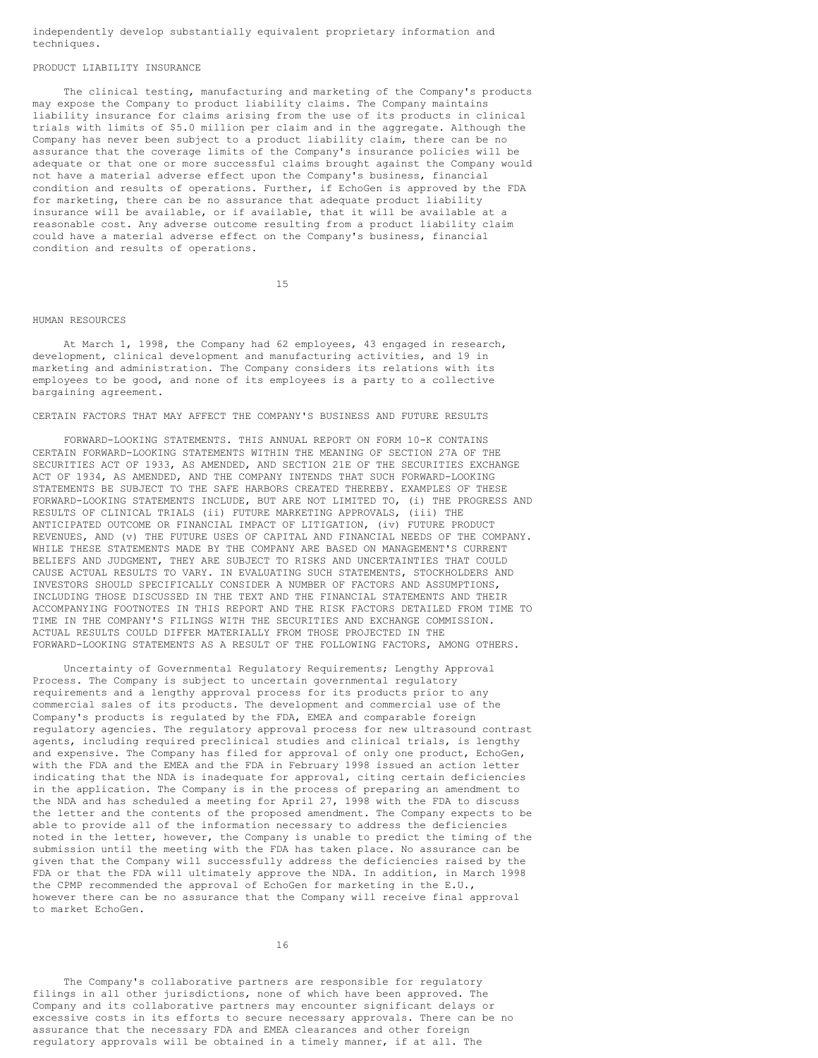independently develop substantially equivalent proprietary information and techniques.

## PRODUCT LIABILITY INSURANCE

The clinical testing, manufacturing and marketing of the Company's products may expose the Company to product liability claims. The Company maintains liability insurance for claims arising from the use of its products in clinical trials with limits of $5.0 million per claim and in the aggregate. Although the Company has never been subject to a product liability claim, there can be no assurance that the coverage limits of the Company's insurance policies will be adequate or that one or more successful claims brought against the Company would not have a material adverse effect upon the Company's business, financial condition and results of operations. Further, if EchoGen is approved by the FDA for marketing, there can be no assurance that adequate product liability insurance will be available, or if available, that it will be available at a reasonable cost. Any adverse outcome resulting from a product liability claim could have a material adverse effect on the Company's business, financial condition and results of operations.

## HUMAN RESOURCES

At March 1, 1998, the Company had 62 employees, 43 engaged in research, development, clinical development and manufacturing activities, and 19 in marketing and administration. The Company considers its relations with its employees to be good, and none of its employees is a party to a collective bargaining agreement.

## CERTAIN FACTORS THAT MAY AFFECT THE COMPANY'S BUSINESS AND FUTURE RESULTS

FORWARD-LOOKING STATEMENTS. THIS ANNUAL REPORT ON FORM 10-K CONTAINS CERTAIN FORWARD-LOOKING STATEMENTS WITHIN THE MEANING OF SECTION 27A OF THE SECURITIES ACT OF 1933, AS AMENDED, AND SECTION 21E OF THE SECURITIES EXCHANGE ACT OF 1934, AS AMENDED, AND THE COMPANY INTENDS THAT SUCH FORWARD-LOOKING STATEMENTS BE SUBJECT TO THE SAFE HARBORS CREATED THEREBY. EXAMPLES OF THESE FORWARD-LOOKING STATEMENTS INCLUDE, BUT ARE NOT LIMITED TO, (i) THE PROGRESS AND RESULTS OF CLINICAL TRIALS (ii) FUTURE MARKETING APPROVALS, (iii) THE ANTICIPATED OUTCOME OR FINANCIAL IMPACT OF LITIGATION, (iv) FUTURE PRODUCT REVENUES, AND (v) THE FUTURE USES OF CAPITAL AND FINANCIAL NEEDS OF THE COMPANY. WHILE THESE STATEMENTS MADE BY THE COMPANY ARE BASED ON MANAGEMENT'S CURRENT BELIEFS AND JUDGMENT, THEY ARE SUBJECT TO RISKS AND UNCERTAINTIES THAT COULD CAUSE ACTUAL RESULTS TO VARY. IN EVALUATING SUCH STATEMENTS, STOCKHOLDERS AND INVESTORS SHOULD SPECIFICALLY CONSIDER A NUMBER OF FACTORS AND ASSUMPTIONS, INCLUDING THOSE DISCUSSED IN THE TEXT AND THE FINANCIAL STATEMENTS AND THEIR ACCOMPANYING FOOTNOTES IN THIS REPORT AND THE RISK FACTORS DETAILED FROM TIME TO TIME IN THE COMPANY'S FILINGS WITH THE SECURITIES AND EXCHANGE COMMISSION. ACTUAL RESULTS COULD DIFFER MATERIALLY FROM THOSE PROJECTED IN THE FORWARD-LOOKING STATEMENTS AS A RESULT OF THE FOLLOWING FACTORS, AMONG OTHERS.

Uncertainty of Governmental Regulatory Requirements; Lengthy Approval Process. The Company is subject to uncertain governmental regulatory requirements and a lengthy approval process for its products prior to any commercial sales of its products. The development and commercial use of the Company's products is regulated by the FDA, EMEA and comparable foreign regulatory agencies. The regulatory approval process for new ultrasound contrast agents, including required preclinical studies and clinical trials, is lengthy and expensive. The Company has filed for approval of only one product, EchoGen, with the FDA and the EMEA and the FDA in February 1998 issued an action letter indicating that the NDA is inadequate for approval, citing certain deficiencies in the application. The Company is in the process of preparing an amendment to the NDA and has scheduled a meeting for April 27, 1998 with the FDA to discuss the letter and the contents of the proposed amendment. The Company expects to be able to provide all of the information necessary to address the deficiencies noted in the letter, however, the Company is unable to predict the timing of the submission until the meeting with the FDA has taken place. No assurance can be given that the Company will successfully address the deficiencies raised by the FDA or that the FDA will ultimately approve the NDA. In addition, in March 1998 the CPMP recommended the approval of EchoGen for marketing in the E.U., however there can be no assurance that the Company will receive final approval to market EchoGen.

The Company's collaborative partners are responsible for regulatory filings in all other jurisdictions, none of which have been approved. The Company and its collaborative partners may encounter significant delays or excessive costs in its efforts to secure necessary approvals. There can be no assurance that the necessary FDA and EMEA clearances and other foreign regulatory approvals will be obtained in a timely manner, if at all. The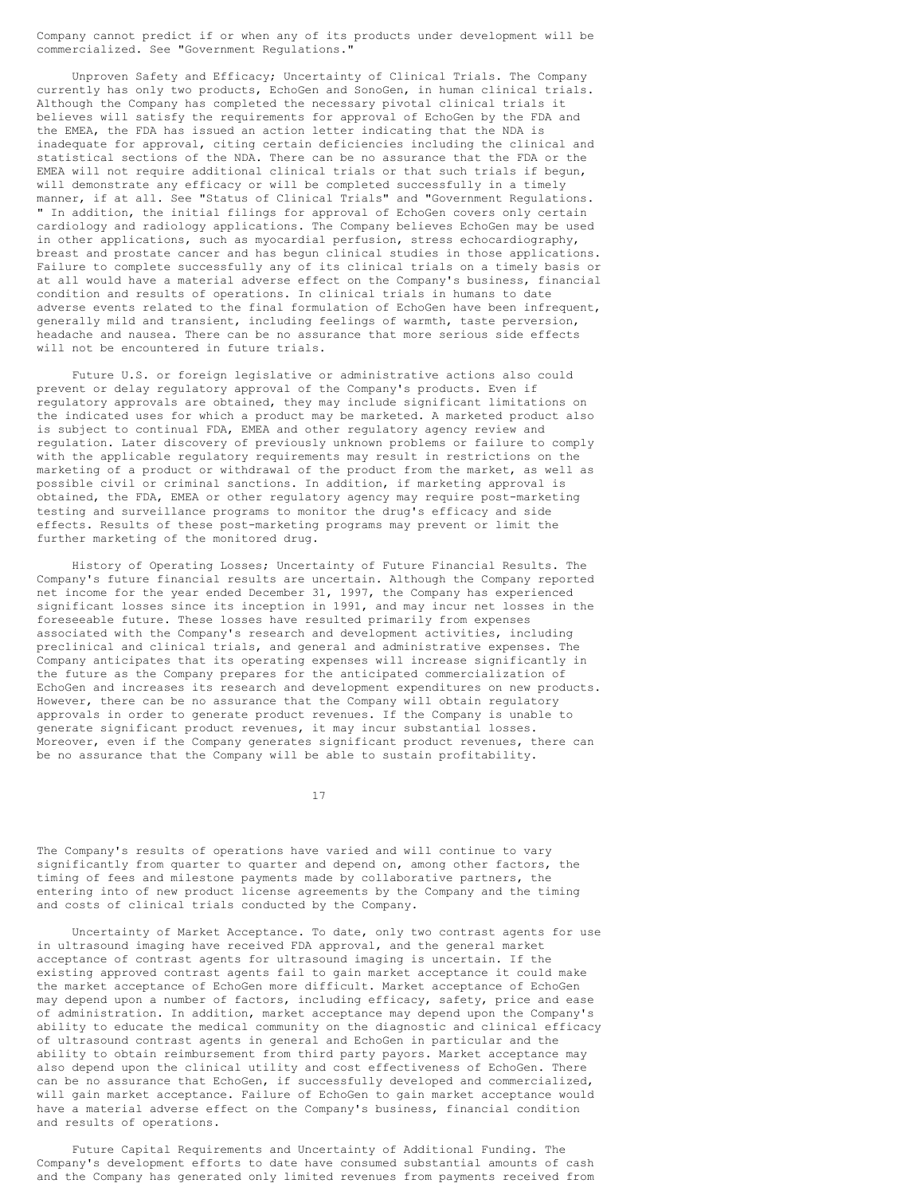Company cannot predict if or when any of its products under development will be commercialized. See "Government Regulations."

**Unproven Safety and Efficacy; Uncertainty of Clinical Trials.** The Company currently has only two products, EchoGen and SonoGen, in human clinical trials. Although the Company has completed the necessary pivotal clinical trials it believes will satisfy the requirements for approval of EchoGen by the FDA and the EMEA, the FDA has issued an action letter indicating that the NDA is inadequate for approval, citing certain deficiencies including the clinical and statistical sections of the NDA. There can be no assurance that the FDA or the EMEA will not require additional clinical trials or that such trials if begun, will demonstrate any efficacy or will be completed successfully in a timely manner, if at all. See "Status of Clinical Trials" and "Government Regulations." In addition, the initial filings for approval of EchoGen covers only certain cardiology and radiology applications. The Company believes EchoGen may be used in other applications, such as myocardial perfusion, stress echocardiography, breast and prostate cancer and has begun clinical studies in those applications. Failure to complete successfully any of its clinical trials on a timely basis or at all would have a material adverse effect on the Company's business, financial condition and results of operations. In clinical trials in humans to date adverse events related to the final formulation of EchoGen have been infrequent, generally mild and transient, including feelings of warmth, taste perversion, headache and nausea. There can be no assurance that more serious side effects will not be encountered in future trials.

Future U.S. or foreign legislative or administrative actions also could prevent or delay regulatory approval of the Company's products. Even if regulatory approvals are obtained, they may include significant limitations on the indicated uses for which a product may be marketed. A marketed product also is subject to continual FDA, EMEA and other regulatory agency review and regulation. Later discovery of previously unknown problems or failure to comply with the applicable regulatory requirements may result in restrictions on the marketing of a product or withdrawal of the product from the market, as well as possible civil or criminal sanctions. In addition, if marketing approval is obtained, the FDA, EMEA or other regulatory agency may require post-marketing testing and surveillance programs to monitor the drug's efficacy and side effects. Results of these post-marketing programs may prevent or limit the further marketing of the monitored drug.

**History of Operating Losses; Uncertainty of Future Financial Results.** The Company's future financial results are uncertain. Although the Company reported net income for the year ended December 31, 1997, the Company has experienced significant losses since its inception in 1991, and may incur net losses in the foreseeable future. These losses have resulted primarily from expenses associated with the Company's research and development activities, including preclinical and clinical trials, and general and administrative expenses. The Company anticipates that its operating expenses will increase significantly in the future as the Company prepares for the anticipated commercialization of EchoGen and increases its research and development expenditures on new products. However, there can be no assurance that the Company will obtain regulatory approvals in order to generate product revenues. If the Company is unable to generate significant product revenues, it may incur substantial losses. Moreover, even if the Company generates significant product revenues, there can be no assurance that the Company will be able to sustain profitability.

The Company's results of operations have varied and will continue to vary significantly from quarter to quarter and depend on, among other factors, the timing of fees and milestone payments made by collaborative partners, the entering into of new product license agreements by the Company and the timing and costs of clinical trials conducted by the Company.

**Uncertainty of Market Acceptance.** To date, only two contrast agents for use in ultrasound imaging have received FDA approval, and the general market acceptance of contrast agents for ultrasound imaging is uncertain. If the existing approved contrast agents fail to gain market acceptance it could make the market acceptance of EchoGen more difficult. Market acceptance of EchoGen may depend upon a number of factors, including efficacy, safety, price and ease of administration. In addition, market acceptance may depend upon the Company's ability to educate the medical community on the diagnostic and clinical efficacy of ultrasound contrast agents in general and EchoGen in particular and the ability to obtain reimbursement from third party payors. Market acceptance may also depend upon the clinical utility and cost effectiveness of EchoGen. There can be no assurance that EchoGen, if successfully developed and commercialized, will gain market acceptance. Failure of EchoGen to gain market acceptance would have a material adverse effect on the Company's business, financial condition and results of operations.

**Future Capital Requirements and Uncertainty of Additional Funding.** The Company's development efforts to date have consumed substantial amounts of cash and the Company has generated only limited revenues from payments received from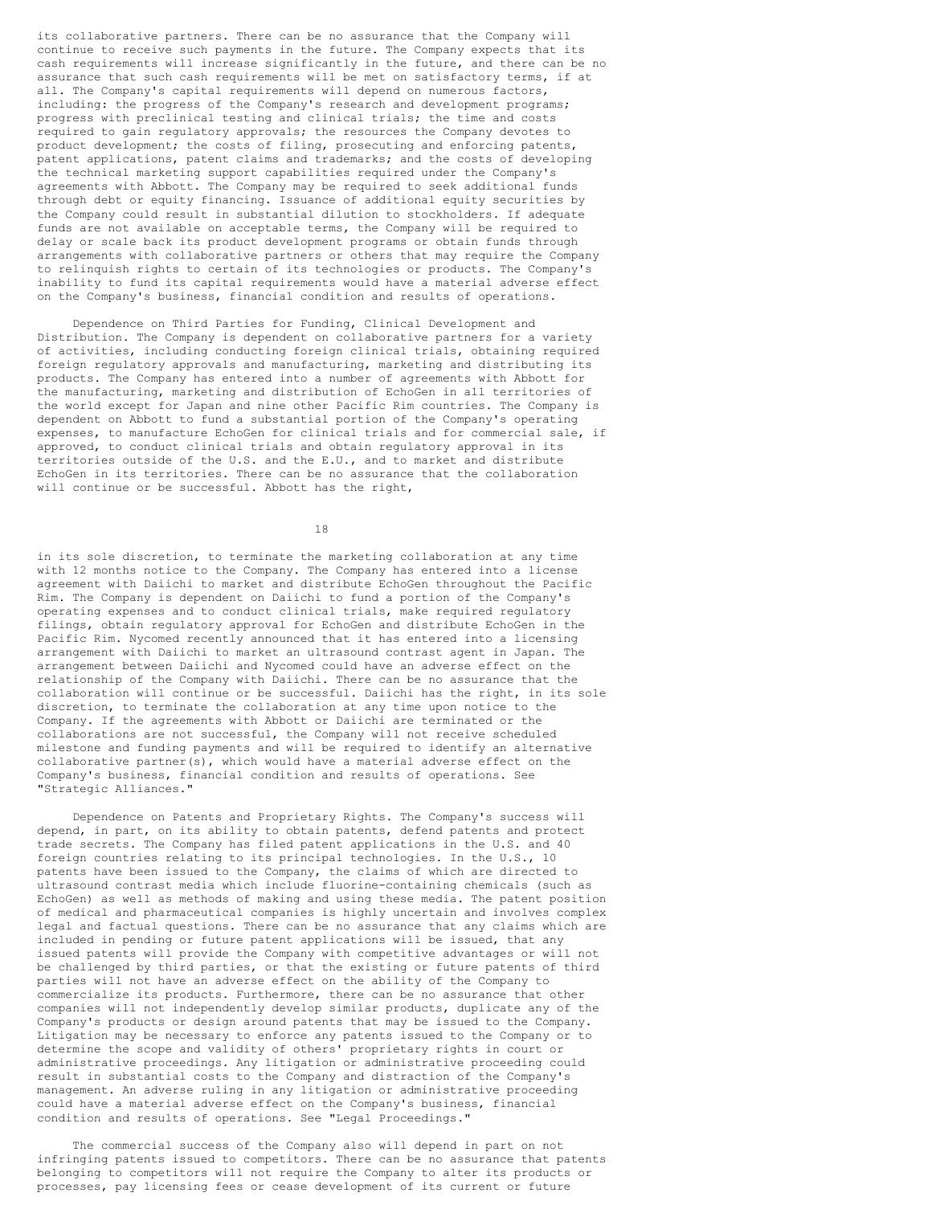its collaborative partners. There can be no assurance that the Company will continue to receive such payments in the future. The Company expects that its cash requirements will increase significantly in the future, and there can be no assurance that such cash requirements will be met on satisfactory terms, if at all. The Company's capital requirements will depend on numerous factors, including: the progress of the Company's research and development programs; progress with preclinical testing and clinical trials; the time and costs required to gain regulatory approvals; the resources the Company devotes to product development; the costs of filing, prosecuting and enforcing patents, patent applications, patent claims and trademarks; and the costs of developing the technical marketing support capabilities required under the Company's agreements with Abbott. The Company may be required to seek additional funds through debt or equity financing. Issuance of additional equity securities by the Company could result in substantial dilution to stockholders. If adequate funds are not available on acceptable terms, the Company will be required to delay or scale back its product development programs or obtain funds through arrangements with collaborative partners or others that may require the Company to relinquish rights to certain of its technologies or products. The Company's inability to fund its capital requirements would have a material adverse effect on the Company's business, financial condition and results of operations.

Dependence on Third Parties for Funding, Clinical Development and Distribution. The Company is dependent on collaborative partners for a variety of activities, including conducting foreign clinical trials, obtaining required foreign regulatory approvals and manufacturing, marketing and distributing its products. The Company has entered into a number of agreements with Abbott for the manufacturing, marketing and distribution of EchoGen in all territories of the world except for Japan and nine other Pacific Rim countries. The Company is dependent on Abbott to fund a substantial portion of the Company's operating expenses, to manufacture EchoGen for clinical trials and for commercial sale, if approved, to conduct clinical trials and obtain regulatory approval in its territories outside of the U.S. and the E.U., and to market and distribute EchoGen in its territories. There can be no assurance that the collaboration will continue or be successful. Abbott has the right, in its sole discretion, to terminate the marketing collaboration at any time with 12 months notice to the Company. The Company has entered into a license agreement with Daiichi to market and distribute EchoGen throughout the Pacific Rim. The Company is dependent on Daiichi to fund a portion of the Company's operating expenses and to conduct clinical trials, make required regulatory filings, obtain regulatory approval for EchoGen and distribute EchoGen in the Pacific Rim. Nycomed recently announced that it has entered into a licensing arrangement with Daiichi to market an ultrasound contrast agent in Japan. The arrangement between Daiichi and Nycomed could have an adverse effect on the relationship of the Company with Daiichi. There can be no assurance that the collaboration will continue or be successful. Daiichi has the right, in its sole discretion, to terminate the collaboration at any time upon notice to the Company. If the agreements with Abbott or Daiichi are terminated or the collaborations are not successful, the Company will not receive scheduled milestone and funding payments and will be required to identify an alternative collaborative partner(s), which would have a material adverse effect on the Company's business, financial condition and results of operations. See "Strategic Alliances."

Dependence on Patents and Proprietary Rights. The Company's success will depend, in part, on its ability to obtain patents, defend patents and protect trade secrets. The Company has filed patent applications in the U.S. and 40 foreign countries relating to its principal technologies. In the U.S., 10 patents have been issued to the Company, the claims of which are directed to ultrasound contrast media which include fluorine-containing chemicals (such as EchoGen) as well as methods of making and using these media. The patent position of medical and pharmaceutical companies is highly uncertain and involves complex legal and factual questions. There can be no assurance that any claims which are included in pending or future patent applications will be issued, that any issued patents will provide the Company with competitive advantages or will not be challenged by third parties, or that the existing or future patents of third parties will not have an adverse effect on the ability of the Company to commercialize its products. Furthermore, there can be no assurance that other companies will not independently develop similar products, duplicate any of the Company's products or design around patents that may be issued to the Company. Litigation may be necessary to enforce any patents issued to the Company or to determine the scope and validity of others' proprietary rights in court or administrative proceedings. Any litigation or administrative proceeding could result in substantial costs to the Company and distraction of the Company's management. An adverse ruling in any litigation or administrative proceeding could have a material adverse effect on the Company's business, financial condition and results of operations. See "Legal Proceedings."

The commercial success of the Company also will depend in part on not infringing patents issued to competitors. There can be no assurance that patents belonging to competitors will not require the Company to alter its products or processes, pay licensing fees or cease development of its current or future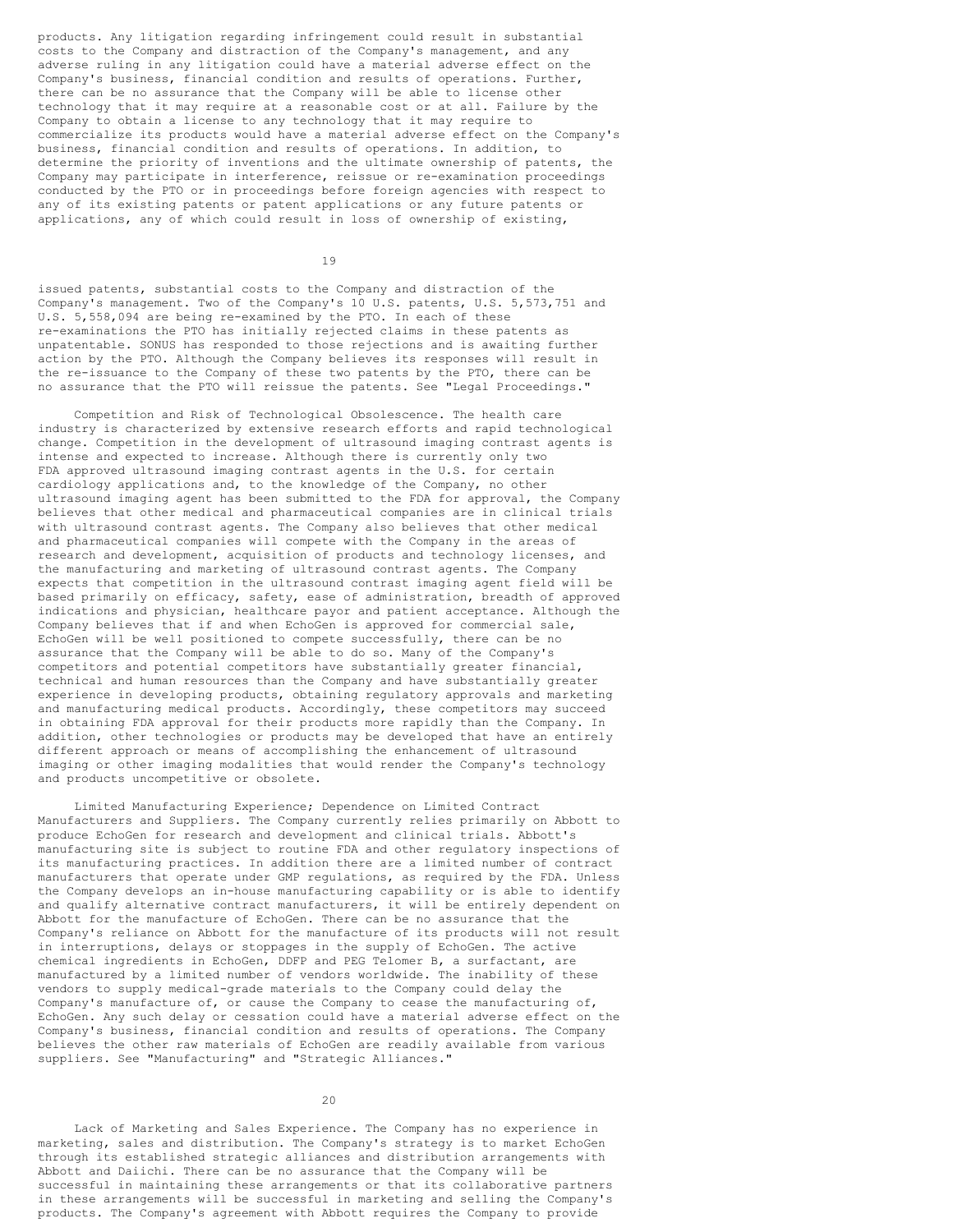products. Any litigation regarding infringement could result in substantial costs to the Company and distraction of the Company's management, and any adverse ruling in any litigation could have a material adverse effect on the Company's business, financial condition and results of operations. Further, there can be no assurance that the Company will be able to license other technology that it may require at a reasonable cost or at all. Failure by the Company to obtain a license to any technology that it may require to commercialize its products would have a material adverse effect on the Company's business, financial condition and results of operations. In addition, to determine the priority of inventions and the ultimate ownership of patents, the Company may participate in interference, reissue or re-examination proceedings conducted by the PTO or in proceedings before foreign agencies with respect to any of its existing patents or patent applications or any future patents or applications, any of which could result in loss of ownership of existing, issued patents, substantial costs to the Company and distraction of the Company's management. Two of the Company's 10 U.S. patents, U.S. 5,573,751 and U.S. 5,558,094 are being re-examined by the PTO. In each of these re-examinations the PTO has initially rejected claims in these patents as unpatentable. SONUS has responded to those rejections and is awaiting further action by the PTO. Although the Company believes its responses will result in the re-issuance to the Company of these two patents by the PTO, there can be no assurance that the PTO will reissue the patents. See "Legal Proceedings."

Competition and Risk of Technological Obsolescence. The health care industry is characterized by extensive research efforts and rapid technological change. Competition in the development of ultrasound imaging contrast agents is intense and expected to increase. Although there is currently only two FDA approved ultrasound imaging contrast agents in the U.S. for certain cardiology applications and, to the knowledge of the Company, no other ultrasound imaging agent has been submitted to the FDA for approval, the Company believes that other medical and pharmaceutical companies are in clinical trials with ultrasound contrast agents. The Company also believes that other medical and pharmaceutical companies will compete with the Company in the areas of research and development, acquisition of products and technology licenses, and the manufacturing and marketing of ultrasound contrast agents. The Company expects that competition in the ultrasound contrast imaging agent field will be based primarily on efficacy, safety, ease of administration, breadth of approved indications and physician, healthcare payor and patient acceptance. Although the Company believes that if and when EchoGen is approved for commercial sale, EchoGen will be well positioned to compete successfully, there can be no assurance that the Company will be able to do so. Many of the Company's competitors and potential competitors have substantially greater financial, technical and human resources than the Company and have substantially greater experience in developing products, obtaining regulatory approvals and marketing and manufacturing medical products. Accordingly, these competitors may succeed in obtaining FDA approval for their products more rapidly than the Company. In addition, other technologies or products may be developed that have an entirely different approach or means of accomplishing the enhancement of ultrasound imaging or other imaging modalities that would render the Company's technology and products uncompetitive or obsolete.

Limited Manufacturing Experience; Dependence on Limited Contract Manufacturers and Suppliers. The Company currently relies primarily on Abbott to produce EchoGen for research and development and clinical trials. Abbott's manufacturing site is subject to routine FDA and other regulatory inspections of its manufacturing practices. In addition there are a limited number of contract manufacturers that operate under GMP regulations, as required by the FDA. Unless the Company develops an in-house manufacturing capability or is able to identify and qualify alternative contract manufacturers, it will be entirely dependent on Abbott for the manufacture of EchoGen. There can be no assurance that the Company's reliance on Abbott for the manufacture of its products will not result in interruptions, delays or stoppages in the supply of EchoGen. The active chemical ingredients in EchoGen, DDFP and PEG Telomer B, a surfactant, are manufactured by a limited number of vendors worldwide. The inability of these vendors to supply medical-grade materials to the Company could delay the Company's manufacture of, or cause the Company to cease the manufacturing of, EchoGen. Any such delay or cessation could have a material adverse effect on the Company's business, financial condition and results of operations. The Company believes the other raw materials of EchoGen are readily available from various suppliers. See "Manufacturing" and "Strategic Alliances."

Lack of Marketing and Sales Experience. The Company has no experience in marketing, sales and distribution. The Company's strategy is to market EchoGen through its established strategic alliances and distribution arrangements with Abbott and Daiichi. There can be no assurance that the Company will be successful in maintaining these arrangements or that its collaborative partners in these arrangements will be successful in marketing and selling the Company's products. The Company's agreement with Abbott requires the Company to provide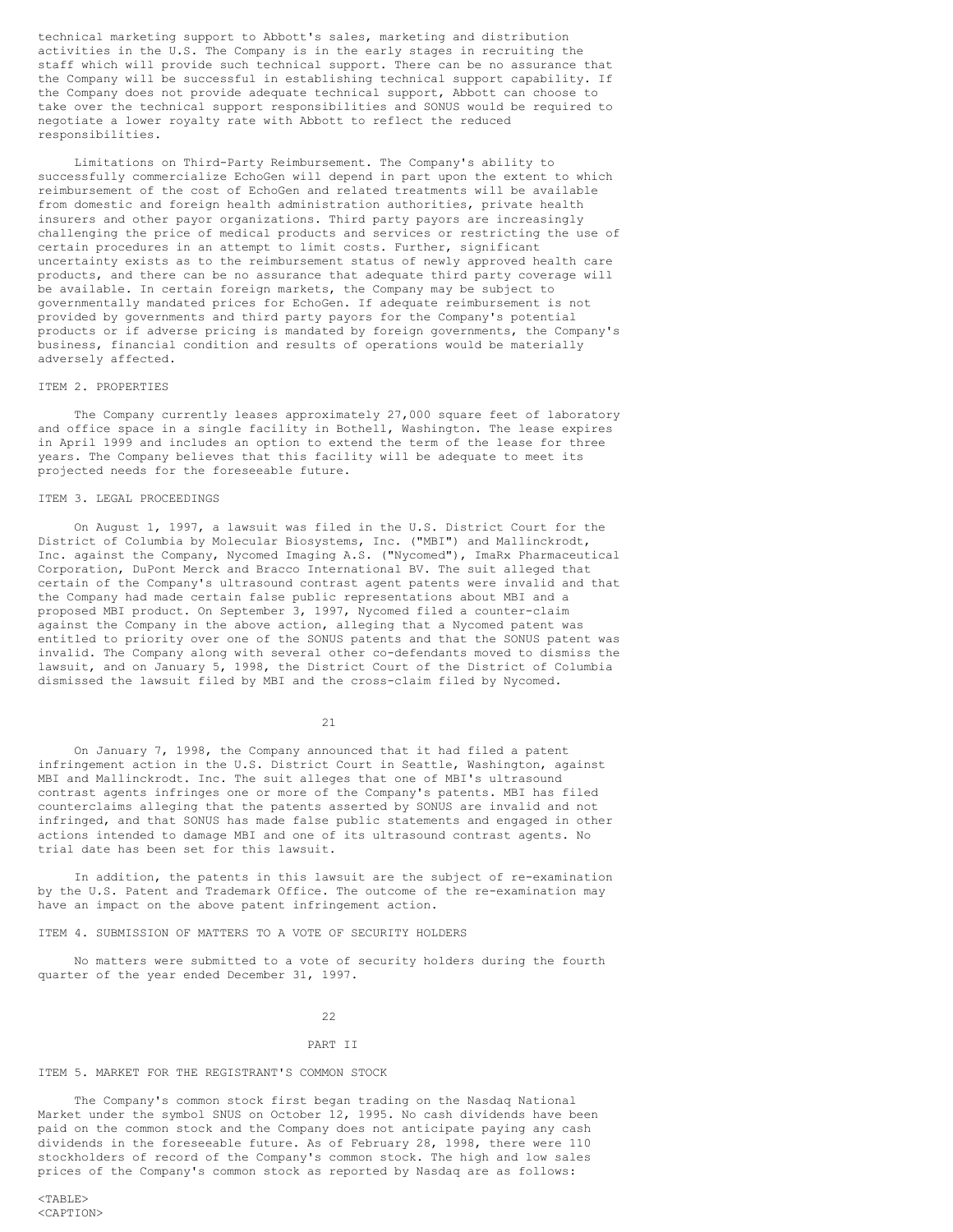technical marketing support to Abbott's sales, marketing and distribution activities in the U.S. The Company is in the early stages in recruiting the staff which will provide such technical support. There can be no assurance that the Company will be successful in establishing technical support capability. If the Company does not provide adequate technical support, Abbott can choose to take over the technical support responsibilities and SONUS would be required to negotiate a lower royalty rate with Abbott to reflect the reduced responsibilities.

Limitations on Third-Party Reimbursement. The Company's ability to successfully commercialize EchoGen will depend in part upon the extent to which reimbursement of the cost of EchoGen and related treatments will be available from domestic and foreign health administration authorities, private health insurers and other payor organizations. Third party payors are increasingly challenging the price of medical products and services or restricting the use of certain procedures in an attempt to limit costs. Further, significant uncertainty exists as to the reimbursement status of newly approved health care products, and there can be no assurance that adequate third party coverage will be available. In certain foreign markets, the Company may be subject to governmentally mandated prices for EchoGen. If adequate reimbursement is not provided by governments and third party payors for the Company's potential products or if adverse pricing is mandated by foreign governments, the Company's business, financial condition and results of operations would be materially adversely affected.

## ITEM 2. PROPERTIES

The Company currently leases approximately 27,000 square feet of laboratory and office space in a single facility in Bothell, Washington. The lease expires in April 1999 and includes an option to extend the term of the lease for three years. The Company believes that this facility will be adequate to meet its projected needs for the foreseeable future.

## ITEM 3. LEGAL PROCEEDINGS

On August 1, 1997, a lawsuit was filed in the U.S. District Court for the District of Columbia by Molecular Biosystems, Inc. ("MBI") and Mallinckrodt, Inc. against the Company, Nycomed Imaging A.S. ("Nycomed"), ImaRx Pharmaceutical Corporation, DuPont Merck and Bracco International BV. The suit alleged that certain of the Company's ultrasound contrast agent patents were invalid and that the Company had made certain false public representations about MBI and a proposed MBI product. On September 3, 1997, Nycomed filed a counter-claim against the Company in the above action, alleging that a Nycomed patent was entitled to priority over one of the SONUS patents and that the SONUS patent was invalid. The Company along with several other co-defendants moved to dismiss the lawsuit, and on January 5, 1998, the District Court of the District of Columbia dismissed the lawsuit filed by MBI and the cross-claim filed by Nycomed.

On January 7, 1998, the Company announced that it had filed a patent infringement action in the U.S. District Court in Seattle, Washington, against MBI and Mallinckrodt. Inc. The suit alleges that one of MBI's ultrasound contrast agents infringes one or more of the Company's patents. MBI has filed counterclaims alleging that the patents asserted by SONUS are invalid and not infringed, and that SONUS has made false public statements and engaged in other actions intended to damage MBI and one of its ultrasound contrast agents. No trial date has been set for this lawsuit.

In addition, the patents in this lawsuit are the subject of re-examination by the U.S. Patent and Trademark Office. The outcome of the re-examination may have an impact on the above patent infringement action.

## ITEM 4. SUBMISSION OF MATTERS TO A VOTE OF SECURITY HOLDERS

No matters were submitted to a vote of security holders during the fourth quarter of the year ended December 31, 1997.

# PART II

## ITEM 5. MARKET FOR THE REGISTRANT'S COMMON STOCK

The Company's common stock first began trading on the Nasdaq National Market under the symbol SNUS on October 12, 1995. No cash dividends have been paid on the common stock and the Company does not anticipate paying any cash dividends in the foreseeable future. As of February 28, 1998, there were 110 stockholders of record of the Company's common stock. The high and low sales prices of the Company's common stock as reported by Nasdaq are as follows: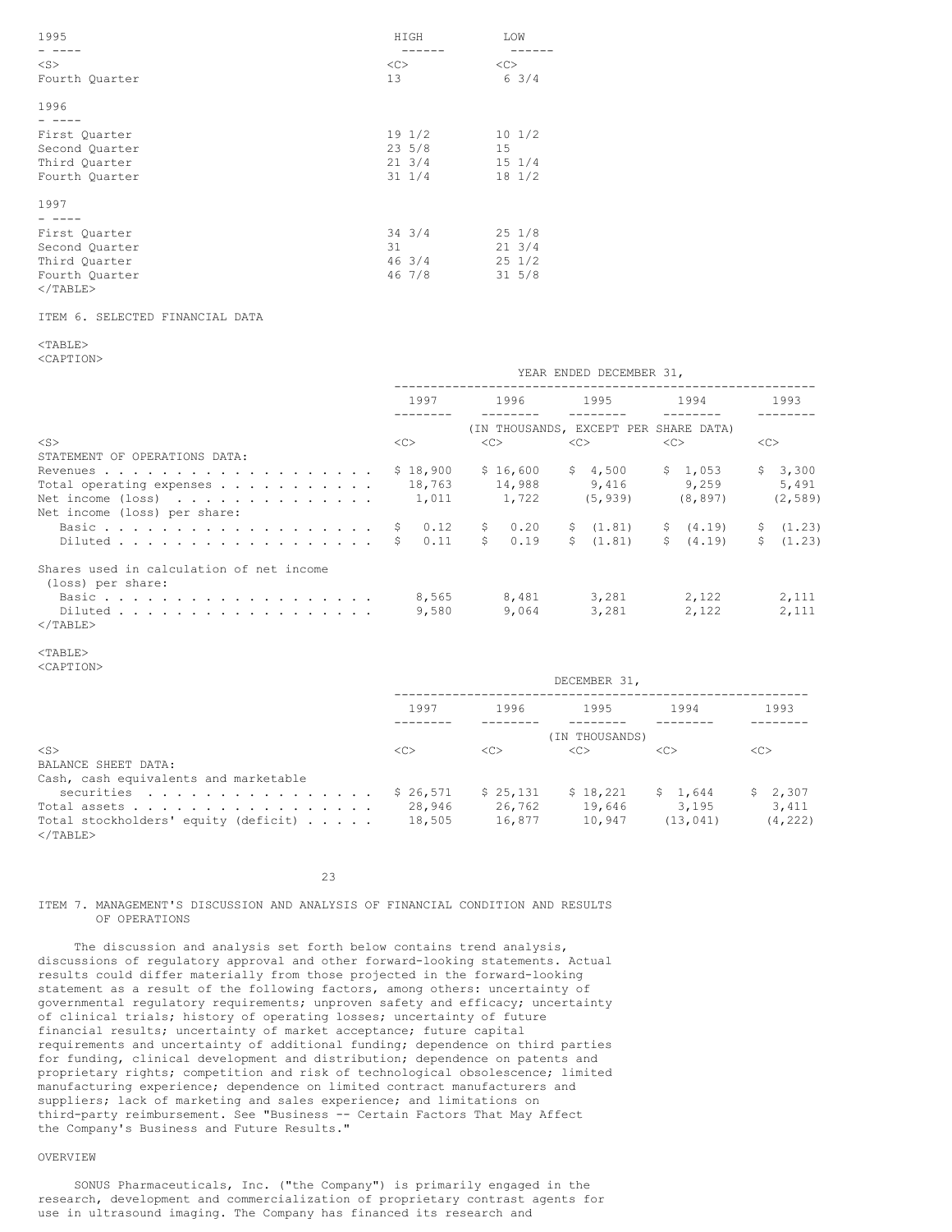| 1995 | HIGH | LOW |
|---|---|---|
| Fourth Quarter | 13 | 6 3/4 |
| **1996** | | |
| First Quarter | 19 1/2 | 10 1/2 |
| Second Quarter | 23 5/8 | 15 |
| Third Quarter | 21 3/4 | 15 1/4 |
| Fourth Quarter | 31 1/4 | 18 1/2 |
| **1997** | | |
| First Quarter | 34 3/4 | 25 1/8 |
| Second Quarter | 31 | 21 3/4 |
| Third Quarter | 46 3/4 | 25 1/2 |
| Fourth Quarter | 46 7/8 | 31 5/8 |

## ITEM 6. SELECTED FINANCIAL DATA

| | YEAR ENDED DECEMBER 31, | | | | |
|---|---|---|---|---|---|
| | 1997 | 1996 | 1995 | 1994 | 1993 |
| | (IN THOUSANDS, EXCEPT PER SHARE DATA) | | | | |
| STATEMENT OF OPERATIONS DATA: | | | | | |
| Revenues | $ 18,900 | $ 16,600 | $ 4,500 | $ 1,053 | $ 3,300 |
| Total operating expenses | 18,763 | 14,988 | 9,416 | 9,259 | 5,491 |
| Net income (loss) | 1,011 | 1,722 | (5,939) | (8,897) | (2,589) |
| Net income (loss) per share: | | | | | |
| Basic | $ 0.12 | $ 0.20 | $ (1.81) | $ (4.19) | $ (1.23) |
| Diluted | $ 0.11 | $ 0.19 | $ (1.81) | $ (4.19) | $ (1.23) |
| Shares used in calculation of net income (loss) per share: | | | | | |
| Basic | 8,565 | 8,481 | 3,281 | 2,122 | 2,111 |
| Diluted | 9,580 | 9,064 | 3,281 | 2,122 | 2,111 |

| | DECEMBER 31, | | | | |
|---|---|---|---|---|---|
| | 1997 | 1996 | 1995 | 1994 | 1993 |
| | (IN THOUSANDS) | | | | |
| BALANCE SHEET DATA: | | | | | |
| Cash, cash equivalents and marketable securities | $ 26,571 | $ 25,131 | $ 18,221 | $ 1,644 | $ 2,307 |
| Total assets | 28,946 | 26,762 | 19,646 | 3,195 | 3,411 |
| Total stockholders' equity (deficit) | 18,505 | 16,877 | 10,947 | (13,041) | (4,222) |

## ITEM 7. MANAGEMENT'S DISCUSSION AND ANALYSIS OF FINANCIAL CONDITION AND RESULTS OF OPERATIONS

The discussion and analysis set forth below contains trend analysis, discussions of regulatory approval and other forward-looking statements. Actual results could differ materially from those projected in the forward-looking statement as a result of the following factors, among others: uncertainty of governmental regulatory requirements; unproven safety and efficacy; uncertainty of clinical trials; history of operating losses; uncertainty of future financial results; uncertainty of market acceptance; future capital requirements and uncertainty of additional funding; dependence on third parties for funding, clinical development and distribution; dependence on patents and proprietary rights; competition and risk of technological obsolescence; limited manufacturing experience; dependence on limited contract manufacturers and suppliers; lack of marketing and sales experience; and limitations on third-party reimbursement. See "Business -- Certain Factors That May Affect the Company's Business and Future Results."

### OVERVIEW

SONUS Pharmaceuticals, Inc. ("the Company") is primarily engaged in the research, development and commercialization of proprietary contrast agents for use in ultrasound imaging. The Company has financed its research and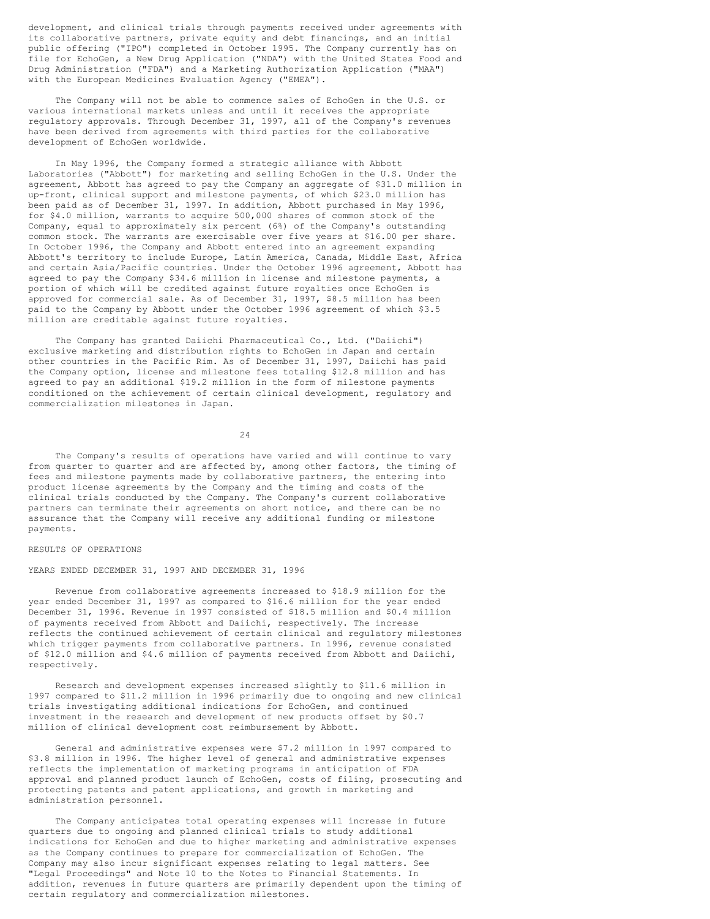development, and clinical trials through payments received under agreements with its collaborative partners, private equity and debt financings, and an initial public offering ("IPO") completed in October 1995. The Company currently has on file for EchoGen, a New Drug Application ("NDA") with the United States Food and Drug Administration ("FDA") and a Marketing Authorization Application ("MAA") with the European Medicines Evaluation Agency ("EMEA").

The Company will not be able to commence sales of EchoGen in the U.S. or various international markets unless and until it receives the appropriate regulatory approvals. Through December 31, 1997, all of the Company's revenues have been derived from agreements with third parties for the collaborative development of EchoGen worldwide.

In May 1996, the Company formed a strategic alliance with Abbott Laboratories ("Abbott") for marketing and selling EchoGen in the U.S. Under the agreement, Abbott has agreed to pay the Company an aggregate of $31.0 million in up-front, clinical support and milestone payments, of which $23.0 million has been paid as of December 31, 1997. In addition, Abbott purchased in May 1996, for $4.0 million, warrants to acquire 500,000 shares of common stock of the Company, equal to approximately six percent (6%) of the Company's outstanding common stock. The warrants are exercisable over five years at $16.00 per share. In October 1996, the Company and Abbott entered into an agreement expanding Abbott's territory to include Europe, Latin America, Canada, Middle East, Africa and certain Asia/Pacific countries. Under the October 1996 agreement, Abbott has agreed to pay the Company $34.6 million in license and milestone payments, a portion of which will be credited against future royalties once EchoGen is approved for commercial sale. As of December 31, 1997, $8.5 million has been paid to the Company by Abbott under the October 1996 agreement of which $3.5 million are creditable against future royalties.

The Company has granted Daiichi Pharmaceutical Co., Ltd. ("Daiichi") exclusive marketing and distribution rights to EchoGen in Japan and certain other countries in the Pacific Rim. As of December 31, 1997, Daiichi has paid the Company option, license and milestone fees totaling $12.8 million and has agreed to pay an additional $19.2 million in the form of milestone payments conditioned on the achievement of certain clinical development, regulatory and commercialization milestones in Japan.

The Company's results of operations have varied and will continue to vary from quarter to quarter and are affected by, among other factors, the timing of fees and milestone payments made by collaborative partners, the entering into product license agreements by the Company and the timing and costs of the clinical trials conducted by the Company. The Company's current collaborative partners can terminate their agreements on short notice, and there can be no assurance that the Company will receive any additional funding or milestone payments.

## RESULTS OF OPERATIONS

### YEARS ENDED DECEMBER 31, 1997 AND DECEMBER 31, 1996

Revenue from collaborative agreements increased to $18.9 million for the year ended December 31, 1997 as compared to $16.6 million for the year ended December 31, 1996. Revenue in 1997 consisted of $18.5 million and $0.4 million of payments received from Abbott and Daiichi, respectively. The increase reflects the continued achievement of certain clinical and regulatory milestones which trigger payments from collaborative partners. In 1996, revenue consisted of $12.0 million and $4.6 million of payments received from Abbott and Daiichi, respectively.

Research and development expenses increased slightly to $11.6 million in 1997 compared to $11.2 million in 1996 primarily due to ongoing and new clinical trials investigating additional indications for EchoGen, and continued investment in the research and development of new products offset by $0.7 million of clinical development cost reimbursement by Abbott.

General and administrative expenses were $7.2 million in 1997 compared to $3.8 million in 1996. The higher level of general and administrative expenses reflects the implementation of marketing programs in anticipation of FDA approval and planned product launch of EchoGen, costs of filing, prosecuting and protecting patents and patent applications, and growth in marketing and administration personnel.

The Company anticipates total operating expenses will increase in future quarters due to ongoing and planned clinical trials to study additional indications for EchoGen and due to higher marketing and administrative expenses as the Company continues to prepare for commercialization of EchoGen. The Company may also incur significant expenses relating to legal matters. See "Legal Proceedings" and Note 10 to the Notes to Financial Statements. In addition, revenues in future quarters are primarily dependent upon the timing of certain regulatory and commercialization milestones.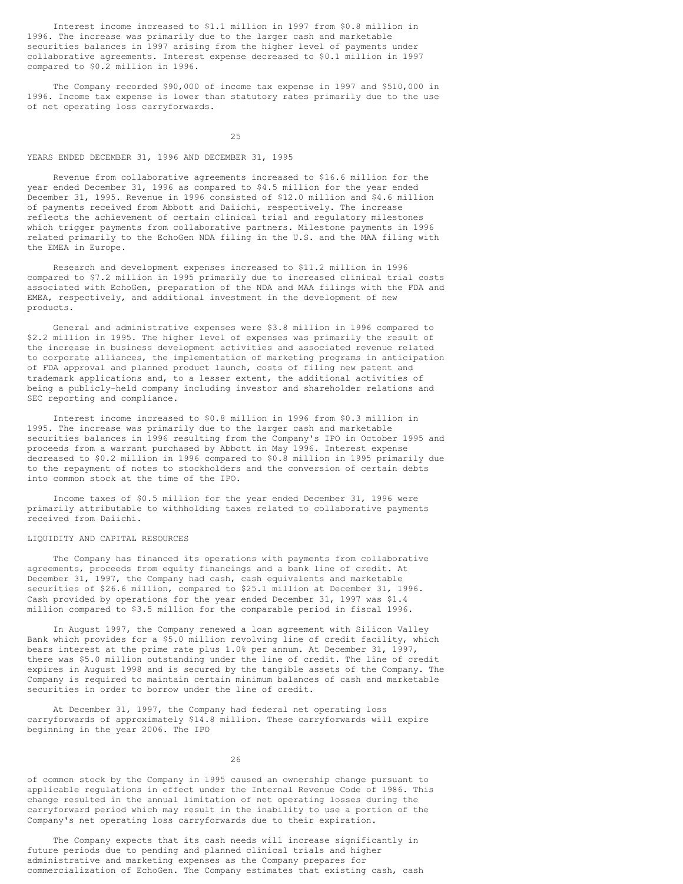Interest income increased to $1.1 million in 1997 from $0.8 million in 1996. The increase was primarily due to the larger cash and marketable securities balances in 1997 arising from the higher level of payments under collaborative agreements. Interest expense decreased to $0.1 million in 1997 compared to $0.2 million in 1996.

The Company recorded $90,000 of income tax expense in 1997 and $510,000 in 1996. Income tax expense is lower than statutory rates primarily due to the use of net operating loss carryforwards.

YEARS ENDED DECEMBER 31, 1996 AND DECEMBER 31, 1995

Revenue from collaborative agreements increased to $16.6 million for the year ended December 31, 1996 as compared to $4.5 million for the year ended December 31, 1995. Revenue in 1996 consisted of $12.0 million and $4.6 million of payments received from Abbott and Daiichi, respectively. The increase reflects the achievement of certain clinical trial and regulatory milestones which trigger payments from collaborative partners. Milestone payments in 1996 related primarily to the EchoGen NDA filing in the U.S. and the MAA filing with the EMEA in Europe.

Research and development expenses increased to $11.2 million in 1996 compared to $7.2 million in 1995 primarily due to increased clinical trial costs associated with EchoGen, preparation of the NDA and MAA filings with the FDA and EMEA, respectively, and additional investment in the development of new products.

General and administrative expenses were $3.8 million in 1996 compared to $2.2 million in 1995. The higher level of expenses was primarily the result of the increase in business development activities and associated revenue related to corporate alliances, the implementation of marketing programs in anticipation of FDA approval and planned product launch, costs of filing new patent and trademark applications and, to a lesser extent, the additional activities of being a publicly-held company including investor and shareholder relations and SEC reporting and compliance.

Interest income increased to $0.8 million in 1996 from $0.3 million in 1995. The increase was primarily due to the larger cash and marketable securities balances in 1996 resulting from the Company's IPO in October 1995 and proceeds from a warrant purchased by Abbott in May 1996. Interest expense decreased to $0.2 million in 1996 compared to $0.8 million in 1995 primarily due to the repayment of notes to stockholders and the conversion of certain debts into common stock at the time of the IPO.

Income taxes of $0.5 million for the year ended December 31, 1996 were primarily attributable to withholding taxes related to collaborative payments received from Daiichi.

LIQUIDITY AND CAPITAL RESOURCES

The Company has financed its operations with payments from collaborative agreements, proceeds from equity financings and a bank line of credit. At December 31, 1997, the Company had cash, cash equivalents and marketable securities of $26.6 million, compared to $25.1 million at December 31, 1996. Cash provided by operations for the year ended December 31, 1997 was $1.4 million compared to $3.5 million for the comparable period in fiscal 1996.

In August 1997, the Company renewed a loan agreement with Silicon Valley Bank which provides for a $5.0 million revolving line of credit facility, which bears interest at the prime rate plus 1.0% per annum. At December 31, 1997, there was $5.0 million outstanding under the line of credit. The line of credit expires in August 1998 and is secured by the tangible assets of the Company. The Company is required to maintain certain minimum balances of cash and marketable securities in order to borrow under the line of credit.

At December 31, 1997, the Company had federal net operating loss carryforwards of approximately $14.8 million. These carryforwards will expire beginning in the year 2006. The IPO of common stock by the Company in 1995 caused an ownership change pursuant to applicable regulations in effect under the Internal Revenue Code of 1986. This change resulted in the annual limitation of net operating losses during the carryforward period which may result in the inability to use a portion of the Company's net operating loss carryforwards due to their expiration.

The Company expects that its cash needs will increase significantly in future periods due to pending and planned clinical trials and higher administrative and marketing expenses as the Company prepares for commercialization of EchoGen. The Company estimates that existing cash, cash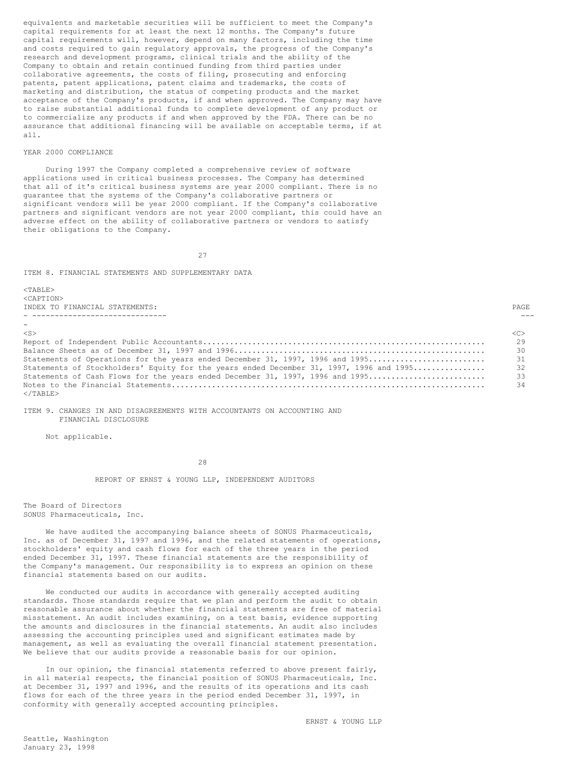equivalents and marketable securities will be sufficient to meet the Company's capital requirements for at least the next 12 months. The Company's future capital requirements will, however, depend on many factors, including the time and costs required to gain regulatory approvals, the progress of the Company's research and development programs, clinical trials and the ability of the Company to obtain and retain continued funding from third parties under collaborative agreements, the costs of filing, prosecuting and enforcing patents, patent applications, patent claims and trademarks, the costs of marketing and distribution, the status of competing products and the market acceptance of the Company's products, if and when approved. The Company may have to raise substantial additional funds to complete development of any product or to commercialize any products if and when approved by the FDA. There can be no assurance that additional financing will be available on acceptable terms, if at all.

YEAR 2000 COMPLIANCE

During 1997 the Company completed a comprehensive review of software applications used in critical business processes. The Company has determined that all of it's critical business systems are year 2000 compliant. There is no guarantee that the systems of the Company's collaborative partners or significant vendors will be year 2000 compliant. If the Company's collaborative partners and significant vendors are not year 2000 compliant, this could have an adverse effect on the ability of collaborative partners or vendors to satisfy their obligations to the Company.

## ITEM 8. FINANCIAL STATEMENTS AND SUPPLEMENTARY DATA

| INDEX TO FINANCIAL STATEMENTS: | PAGE |
|---|---|
| Report of Independent Public Accountants | 29 |
| Balance Sheets as of December 31, 1997 and 1996 | 30 |
| Statements of Operations for the years ended December 31, 1997, 1996 and 1995 | 31 |
| Statements of Stockholders' Equity for the years ended December 31, 1997, 1996 and 1995 | 32 |
| Statements of Cash Flows for the years ended December 31, 1997, 1996 and 1995 | 33 |
| Notes to the Financial Statements | 34 |

## ITEM 9. CHANGES IN AND DISAGREEMENTS WITH ACCOUNTANTS ON ACCOUNTING AND FINANCIAL DISCLOSURE

Not applicable.

## REPORT OF ERNST & YOUNG LLP, INDEPENDENT AUDITORS

The Board of Directors
SONUS Pharmaceuticals, Inc.

We have audited the accompanying balance sheets of SONUS Pharmaceuticals, Inc. as of December 31, 1997 and 1996, and the related statements of operations, stockholders' equity and cash flows for each of the three years in the period ended December 31, 1997. These financial statements are the responsibility of the Company's management. Our responsibility is to express an opinion on these financial statements based on our audits.

We conducted our audits in accordance with generally accepted auditing standards. Those standards require that we plan and perform the audit to obtain reasonable assurance about whether the financial statements are free of material misstatement. An audit includes examining, on a test basis, evidence supporting the amounts and disclosures in the financial statements. An audit also includes assessing the accounting principles used and significant estimates made by management, as well as evaluating the overall financial statement presentation. We believe that our audits provide a reasonable basis for our opinion.

In our opinion, the financial statements referred to above present fairly, in all material respects, the financial position of SONUS Pharmaceuticals, Inc. at December 31, 1997 and 1996, and the results of its operations and its cash flows for each of the three years in the period ended December 31, 1997, in conformity with generally accepted accounting principles.

ERNST & YOUNG LLP

Seattle, Washington
January 23, 1998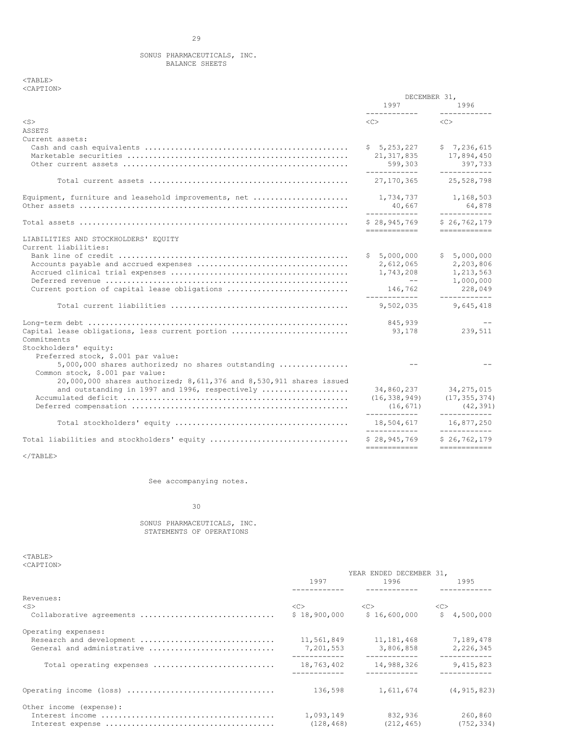## SONUS PHARMACEUTICALS, INC.

### BALANCE SHEETS

| | DECEMBER 31, 1997 | DECEMBER 31, 1996 |
|---|---|---|
| **ASSETS** | | |
| Current assets: | | |
| Cash and cash equivalents | $ 5,253,227 | $ 7,236,615 |
| Marketable securities | 21,317,835 | 17,894,450 |
| Other current assets | 599,303 | 397,733 |
| Total current assets | 27,170,365 | 25,528,798 |
| Equipment, furniture and leasehold improvements, net | 1,734,737 | 1,168,503 |
| Other assets | 40,667 | 64,878 |
| Total assets | $ 28,945,769 | $ 26,762,179 |
| **LIABILITIES AND STOCKHOLDERS' EQUITY** | | |
| Current liabilities: | | |
| Bank line of credit | $ 5,000,000 | $ 5,000,000 |
| Accounts payable and accrued expenses | 2,612,065 | 2,203,806 |
| Accrued clinical trial expenses | 1,743,208 | 1,213,563 |
| Deferred revenue | -- | 1,000,000 |
| Current portion of capital lease obligations | 146,762 | 228,049 |
| Total current liabilities | 9,502,035 | 9,645,418 |
| Long-term debt | 845,939 | -- |
| Capital lease obligations, less current portion | 93,178 | 239,511 |
| Commitments | | |
| Stockholders' equity: | | |
| Preferred stock, $.001 par value: 5,000,000 shares authorized; no shares outstanding | -- | -- |
| Common stock, $.001 par value: 20,000,000 shares authorized; 8,611,376 and 8,530,911 shares issued and outstanding in 1997 and 1996, respectively | 34,860,237 | 34,275,015 |
| Accumulated deficit | (16,338,949) | (17,355,374) |
| Deferred compensation | (16,671) | (42,391) |
| Total stockholders' equity | 18,504,617 | 16,877,250 |
| Total liabilities and stockholders' equity | $ 28,945,769 | $ 26,762,179 |

See accompanying notes.

## SONUS PHARMACEUTICALS, INC.

### STATEMENTS OF OPERATIONS

| | YEAR ENDED DECEMBER 31, 1997 | 1996 | 1995 |
|---|---|---|---|
| Revenues: | | | |
| Collaborative agreements | $ 18,900,000 | $ 16,600,000 | $ 4,500,000 |
| Operating expenses: | | | |
| Research and development | 11,561,849 | 11,181,468 | 7,189,478 |
| General and administrative | 7,201,553 | 3,806,858 | 2,226,345 |
| Total operating expenses | 18,763,402 | 14,988,326 | 9,415,823 |
| Operating income (loss) | 136,598 | 1,611,674 | (4,915,823) |
| Other income (expense): | | | |
| Interest income | 1,093,149 | 832,936 | 260,860 |
| Interest expense | (128,468) | (212,465) | (752,334) |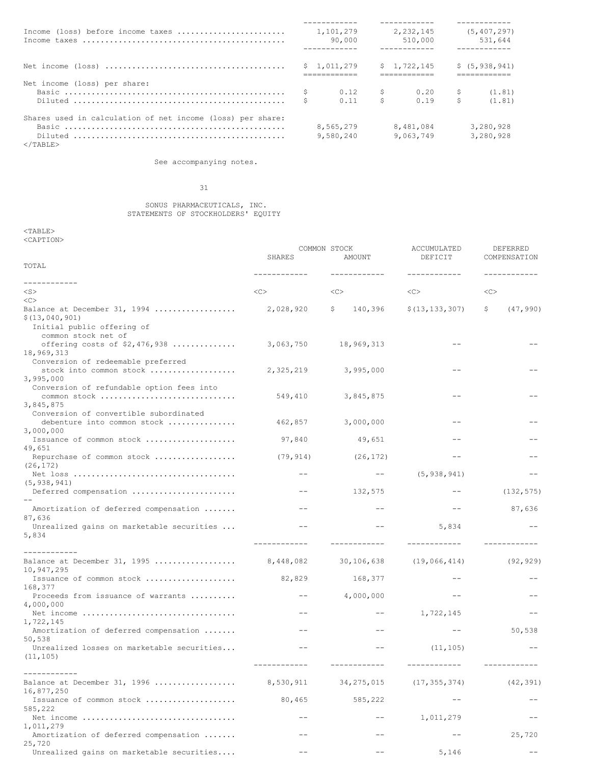| | | | |
|---|---|---|---|
| Income (loss) before income taxes | 1,101,279 | 2,232,145 | (5,407,297) |
| Income taxes | 90,000 | 510,000 | 531,644 |
| Net income (loss) | $ 1,011,279 | $ 1,722,145 | $ (5,938,941) |
| Net income (loss) per share: | | | |
| Basic | $ 0.12 | $ 0.20 | $ (1.81) |
| Diluted | $ 0.11 | $ 0.19 | $ (1.81) |
| Shares used in calculation of net income (loss) per share: | | | |
| Basic | 8,565,279 | 8,481,084 | 3,280,928 |
| Diluted | 9,580,240 | 9,063,749 | 3,280,928 |

See accompanying notes.

SONUS PHARMACEUTICALS, INC.
STATEMENTS OF STOCKHOLDERS' EQUITY

| | COMMON STOCK | | ACCUMULATED | DEFERRED | |
|---|---|---|---|---|---|
| | SHARES | AMOUNT | DEFICIT | COMPENSATION | TOTAL |
| Balance at December 31, 1994 | 2,028,920 | $ 140,396 | $(13,133,307) | $ (47,990) | $(13,040,901) |
| Initial public offering of common stock net of offering costs of $2,476,938 | 3,063,750 | 18,969,313 | -- | -- | 18,969,313 |
| Conversion of redeemable preferred stock into common stock | 2,325,219 | 3,995,000 | -- | -- | 3,995,000 |
| Conversion of refundable option fees into common stock | 549,410 | 3,845,875 | -- | -- | 3,845,875 |
| Conversion of convertible subordinated debenture into common stock | 462,857 | 3,000,000 | -- | -- | 3,000,000 |
| Issuance of common stock | 97,840 | 49,651 | -- | -- | 49,651 |
| Repurchase of common stock | (79,914) | (26,172) | -- | -- | (26,172) |
| Net loss | -- | -- | (5,938,941) | -- | (5,938,941) |
| Deferred compensation | -- | 132,575 | -- | (132,575) | -- |
| Amortization of deferred compensation | -- | -- | -- | 87,636 | 87,636 |
| Unrealized gains on marketable securities | -- | -- | 5,834 | -- | 5,834 |
| Balance at December 31, 1995 | 8,448,082 | 30,106,638 | (19,066,414) | (92,929) | 10,947,295 |
| Issuance of common stock | 82,829 | 168,377 | -- | -- | 168,377 |
| Proceeds from issuance of warrants | -- | 4,000,000 | -- | -- | 4,000,000 |
| Net income | -- | -- | 1,722,145 | -- | 1,722,145 |
| Amortization of deferred compensation | -- | -- | -- | 50,538 | 50,538 |
| Unrealized losses on marketable securities | -- | -- | (11,105) | -- | (11,105) |
| Balance at December 31, 1996 | 8,530,911 | 34,275,015 | (17,355,374) | (42,391) | 16,877,250 |
| Issuance of common stock | 80,465 | 585,222 | -- | -- | 585,222 |
| Net income | -- | -- | 1,011,279 | -- | 1,011,279 |
| Amortization of deferred compensation | -- | -- | -- | 25,720 | 25,720 |
| Unrealized gains on marketable securities | -- | -- | 5,146 | -- | |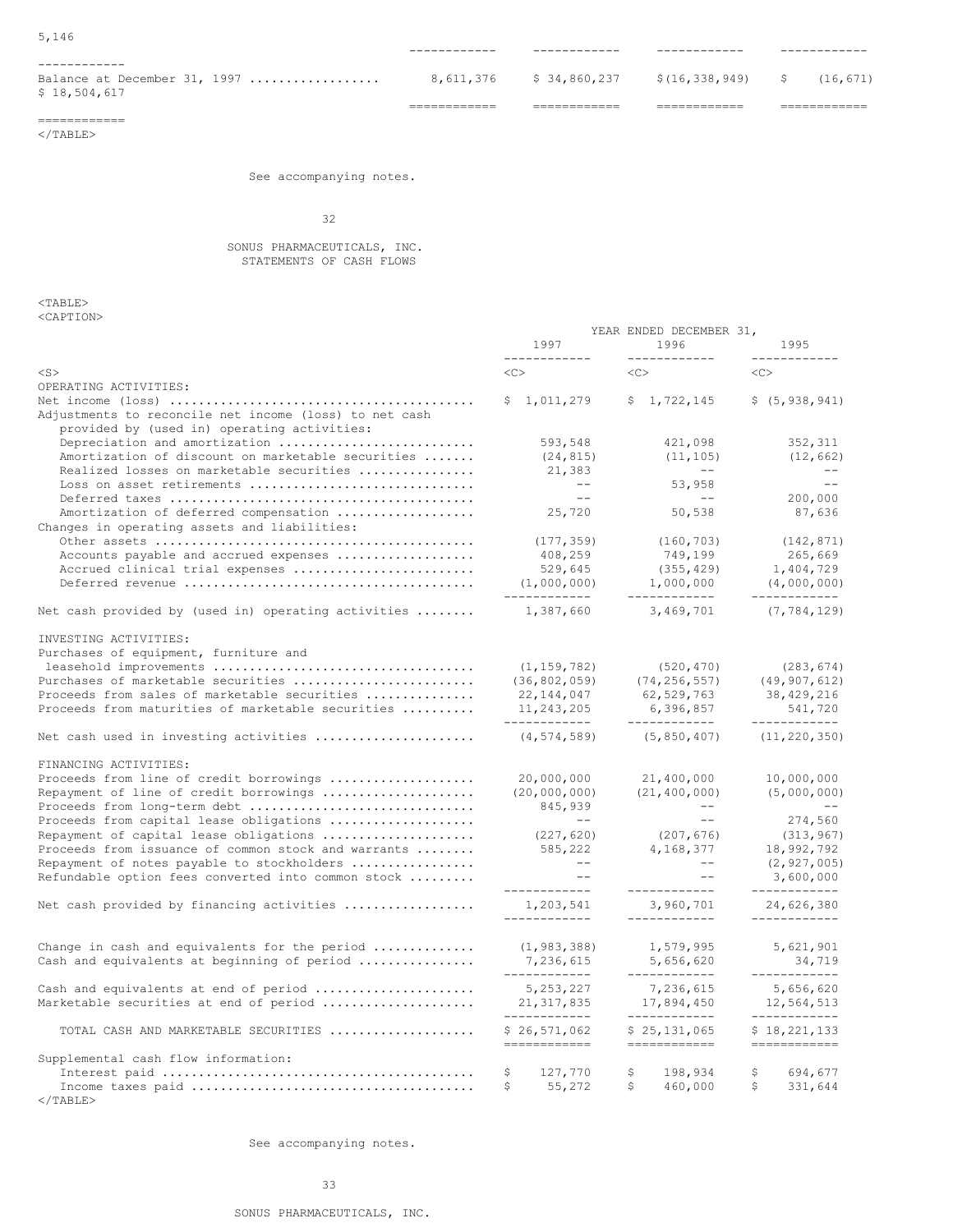| | | | | | |
|---|---|---|---|---|---|
| Balance at December 31, 1997 | 8,611,376 | $ 34,860,237 | $(16,338,949) | $ (16,671) | $ 18,504,617 |

See accompanying notes.

SONUS PHARMACEUTICALS, INC.
STATEMENTS OF CASH FLOWS

| | YEAR ENDED DECEMBER 31, | | |
|---|---|---|---|
| | 1997 | 1996 | 1995 |
| OPERATING ACTIVITIES: | | | |
| Net income (loss) | $ 1,011,279 | $ 1,722,145 | $ (5,938,941) |
| Adjustments to reconcile net income (loss) to net cash provided by (used in) operating activities: | | | |
| Depreciation and amortization | 593,548 | 421,098 | 352,311 |
| Amortization of discount on marketable securities | (24,815) | (11,105) | (12,662) |
| Realized losses on marketable securities | 21,383 | -- | -- |
| Loss on asset retirements | -- | 53,958 | -- |
| Deferred taxes | -- | -- | 200,000 |
| Amortization of deferred compensation | 25,720 | 50,538 | 87,636 |
| Changes in operating assets and liabilities: | | | |
| Other assets | (177,359) | (160,703) | (142,871) |
| Accounts payable and accrued expenses | 408,259 | 749,199 | 265,669 |
| Accrued clinical trial expenses | 529,645 | (355,429) | 1,404,729 |
| Deferred revenue | (1,000,000) | 1,000,000 | (4,000,000) |
| Net cash provided by (used in) operating activities | 1,387,660 | 3,469,701 | (7,784,129) |
| INVESTING ACTIVITIES: | | | |
| Purchases of equipment, furniture and leasehold improvements | (1,159,782) | (520,470) | (283,674) |
| Purchases of marketable securities | (36,802,059) | (74,256,557) | (49,907,612) |
| Proceeds from sales of marketable securities | 22,144,047 | 62,529,763 | 38,429,216 |
| Proceeds from maturities of marketable securities | 11,243,205 | 6,396,857 | 541,720 |
| Net cash used in investing activities | (4,574,589) | (5,850,407) | (11,220,350) |
| FINANCING ACTIVITIES: | | | |
| Proceeds from line of credit borrowings | 20,000,000 | 21,400,000 | 10,000,000 |
| Repayment of line of credit borrowings | (20,000,000) | (21,400,000) | (5,000,000) |
| Proceeds from long-term debt | 845,939 | -- | -- |
| Proceeds from capital lease obligations | -- | -- | 274,560 |
| Repayment of capital lease obligations | (227,620) | (207,676) | (313,967) |
| Proceeds from issuance of common stock and warrants | 585,222 | 4,168,377 | 18,992,792 |
| Repayment of notes payable to stockholders | -- | -- | (2,927,005) |
| Refundable option fees converted into common stock | -- | -- | 3,600,000 |
| Net cash provided by financing activities | 1,203,541 | 3,960,701 | 24,626,380 |
| Change in cash and equivalents for the period | (1,983,388) | 1,579,995 | 5,621,901 |
| Cash and equivalents at beginning of period | 7,236,615 | 5,656,620 | 34,719 |
| Cash and equivalents at end of period | 5,253,227 | 7,236,615 | 5,656,620 |
| Marketable securities at end of period | 21,317,835 | 17,894,450 | 12,564,513 |
| TOTAL CASH AND MARKETABLE SECURITIES | $ 26,571,062 | $ 25,131,065 | $ 18,221,133 |
| Supplemental cash flow information: | | | |
| Interest paid | $ 127,770 | $ 198,934 | $ 694,677 |
| Income taxes paid | $ 55,272 | $ 460,000 | $ 331,644 |

See accompanying notes.

SONUS PHARMACEUTICALS, INC.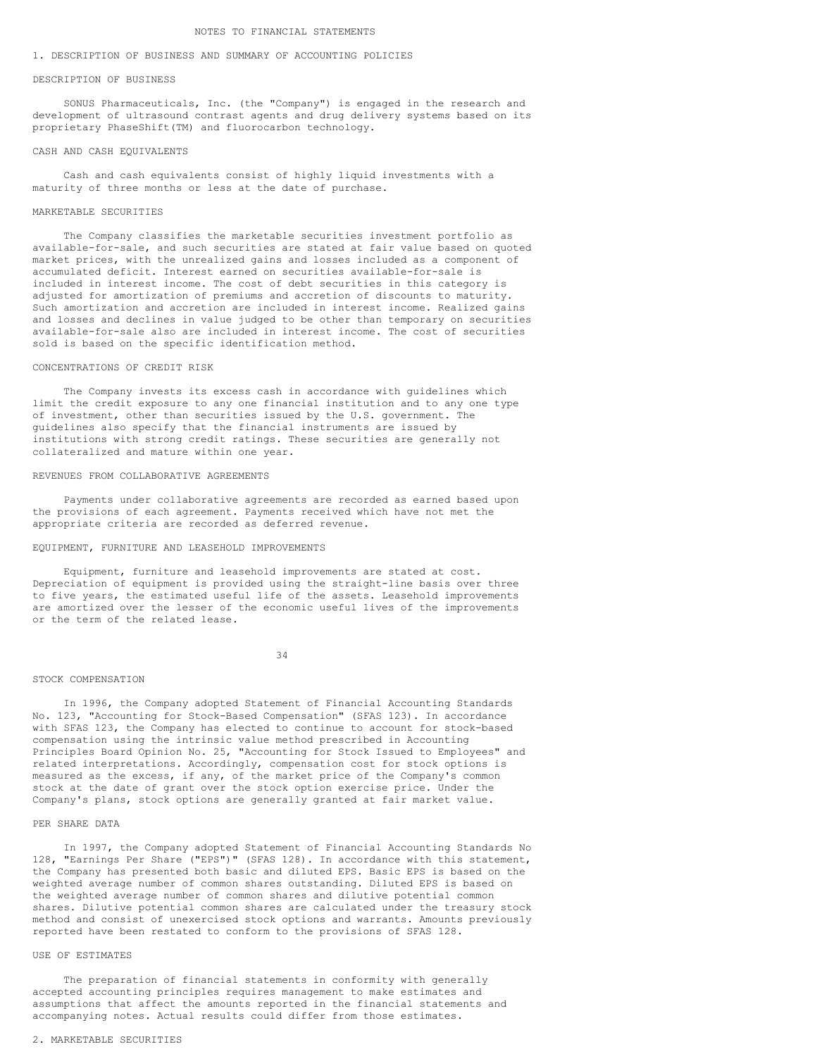# NOTES TO FINANCIAL STATEMENTS

## 1. DESCRIPTION OF BUSINESS AND SUMMARY OF ACCOUNTING POLICIES

### DESCRIPTION OF BUSINESS

SONUS Pharmaceuticals, Inc. (the "Company") is engaged in the research and development of ultrasound contrast agents and drug delivery systems based on its proprietary PhaseShift(TM) and fluorocarbon technology.

### CASH AND CASH EQUIVALENTS

Cash and cash equivalents consist of highly liquid investments with a maturity of three months or less at the date of purchase.

### MARKETABLE SECURITIES

The Company classifies the marketable securities investment portfolio as available-for-sale, and such securities are stated at fair value based on quoted market prices, with the unrealized gains and losses included as a component of accumulated deficit. Interest earned on securities available-for-sale is included in interest income. The cost of debt securities in this category is adjusted for amortization of premiums and accretion of discounts to maturity. Such amortization and accretion are included in interest income. Realized gains and losses and declines in value judged to be other than temporary on securities available-for-sale also are included in interest income. The cost of securities sold is based on the specific identification method.

### CONCENTRATIONS OF CREDIT RISK

The Company invests its excess cash in accordance with guidelines which limit the credit exposure to any one financial institution and to any one type of investment, other than securities issued by the U.S. government. The guidelines also specify that the financial instruments are issued by institutions with strong credit ratings. These securities are generally not collateralized and mature within one year.

### REVENUES FROM COLLABORATIVE AGREEMENTS

Payments under collaborative agreements are recorded as earned based upon the provisions of each agreement. Payments received which have not met the appropriate criteria are recorded as deferred revenue.

### EQUIPMENT, FURNITURE AND LEASEHOLD IMPROVEMENTS

Equipment, furniture and leasehold improvements are stated at cost. Depreciation of equipment is provided using the straight-line basis over three to five years, the estimated useful life of the assets. Leasehold improvements are amortized over the lesser of the economic useful lives of the improvements or the term of the related lease.

### STOCK COMPENSATION

In 1996, the Company adopted Statement of Financial Accounting Standards No. 123, "Accounting for Stock-Based Compensation" (SFAS 123). In accordance with SFAS 123, the Company has elected to continue to account for stock-based compensation using the intrinsic value method prescribed in Accounting Principles Board Opinion No. 25, "Accounting for Stock Issued to Employees" and related interpretations. Accordingly, compensation cost for stock options is measured as the excess, if any, of the market price of the Company's common stock at the date of grant over the stock option exercise price. Under the Company's plans, stock options are generally granted at fair market value.

### PER SHARE DATA

In 1997, the Company adopted Statement of Financial Accounting Standards No 128, "Earnings Per Share ("EPS")" (SFAS 128). In accordance with this statement, the Company has presented both basic and diluted EPS. Basic EPS is based on the weighted average number of common shares outstanding. Diluted EPS is based on the weighted average number of common shares and dilutive potential common shares. Dilutive potential common shares are calculated under the treasury stock method and consist of unexercised stock options and warrants. Amounts previously reported have been restated to conform to the provisions of SFAS 128.

### USE OF ESTIMATES

The preparation of financial statements in conformity with generally accepted accounting principles requires management to make estimates and assumptions that affect the amounts reported in the financial statements and accompanying notes. Actual results could differ from those estimates.

## 2. MARKETABLE SECURITIES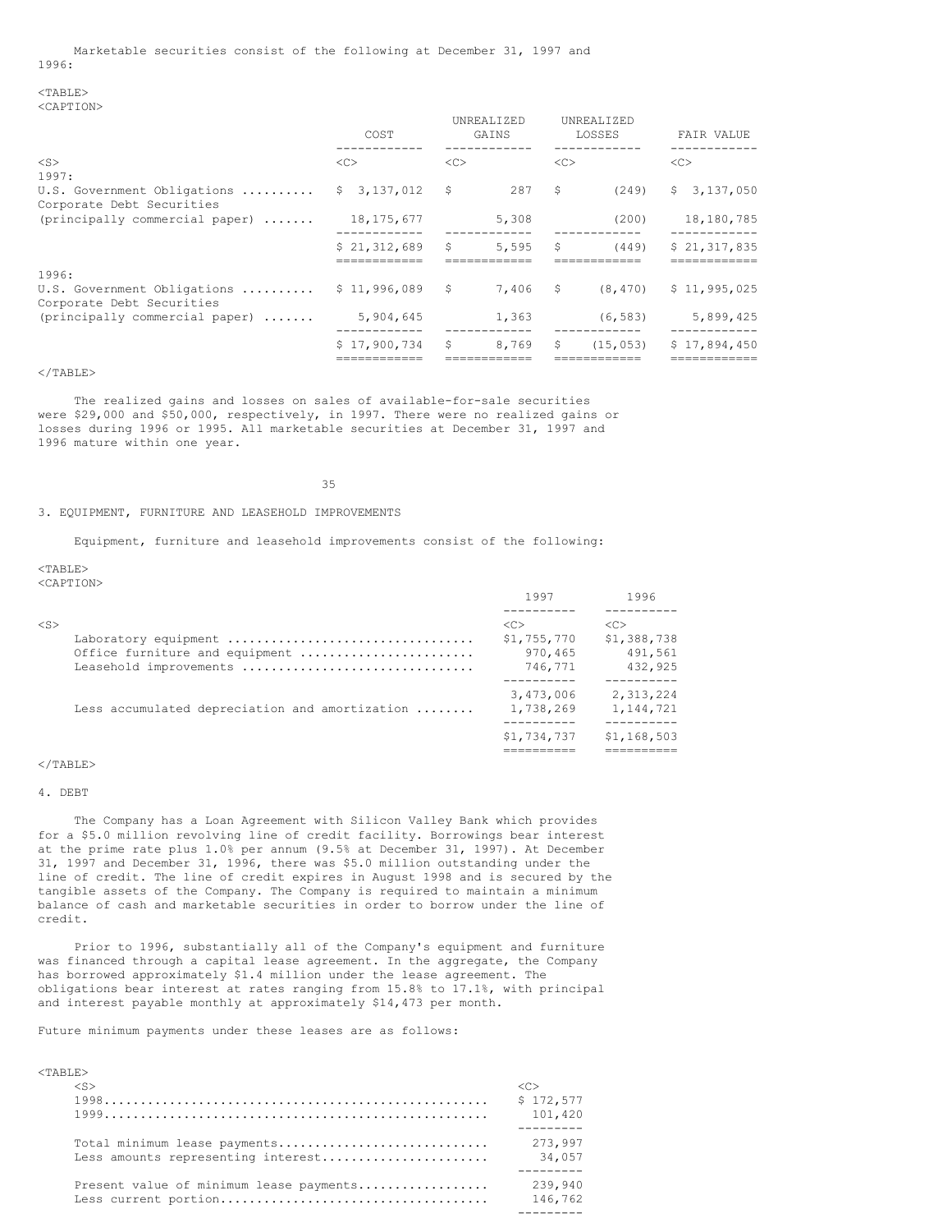Marketable securities consist of the following at December 31, 1997 and 1996:

| | COST | UNREALIZED GAINS | UNREALIZED LOSSES | FAIR VALUE |
|---|---|---|---|---|
| 1997: | | | | |
| U.S. Government Obligations | $ 3,137,012 | $ 287 | $ (249) | $ 3,137,050 |
| Corporate Debt Securities (principally commercial paper) | 18,175,677 | 5,308 | (200) | 18,180,785 |
| | $ 21,312,689 | $ 5,595 | $ (449) | $ 21,317,835 |
| 1996: | | | | |
| U.S. Government Obligations | $ 11,996,089 | $ 7,406 | $ (8,470) | $ 11,995,025 |
| Corporate Debt Securities (principally commercial paper) | 5,904,645 | 1,363 | (6,583) | 5,899,425 |
| | $ 17,900,734 | $ 8,769 | $ (15,053) | $ 17,894,450 |

The realized gains and losses on sales of available-for-sale securities were $29,000 and $50,000, respectively, in 1997. There were no realized gains or losses during 1996 or 1995. All marketable securities at December 31, 1997 and 1996 mature within one year.

## 3. EQUIPMENT, FURNITURE AND LEASEHOLD IMPROVEMENTS

Equipment, furniture and leasehold improvements consist of the following:

| | 1997 | 1996 |
|---|---|---|
| Laboratory equipment | $1,755,770 | $1,388,738 |
| Office furniture and equipment | 970,465 | 491,561 |
| Leasehold improvements | 746,771 | 432,925 |
| | 3,473,006 | 2,313,224 |
| Less accumulated depreciation and amortization | 1,738,269 | 1,144,721 |
| | $1,734,737 | $1,168,503 |

## 4. DEBT

The Company has a Loan Agreement with Silicon Valley Bank which provides for a $5.0 million revolving line of credit facility. Borrowings bear interest at the prime rate plus 1.0% per annum (9.5% at December 31, 1997). At December 31, 1997 and December 31, 1996, there was $5.0 million outstanding under the line of credit. The line of credit expires in August 1998 and is secured by the tangible assets of the Company. The Company is required to maintain a minimum balance of cash and marketable securities in order to borrow under the line of credit.

Prior to 1996, substantially all of the Company's equipment and furniture was financed through a capital lease agreement. In the aggregate, the Company has borrowed approximately $1.4 million under the lease agreement. The obligations bear interest at rates ranging from 15.8% to 17.1%, with principal and interest payable monthly at approximately $14,473 per month.

Future minimum payments under these leases are as follows:

| | |
|---|---|
| 1998 | $ 172,577 |
| 1999 | 101,420 |
| Total minimum lease payments | 273,997 |
| Less amounts representing interest | 34,057 |
| Present value of minimum lease payments | 239,940 |
| Less current portion | 146,762 |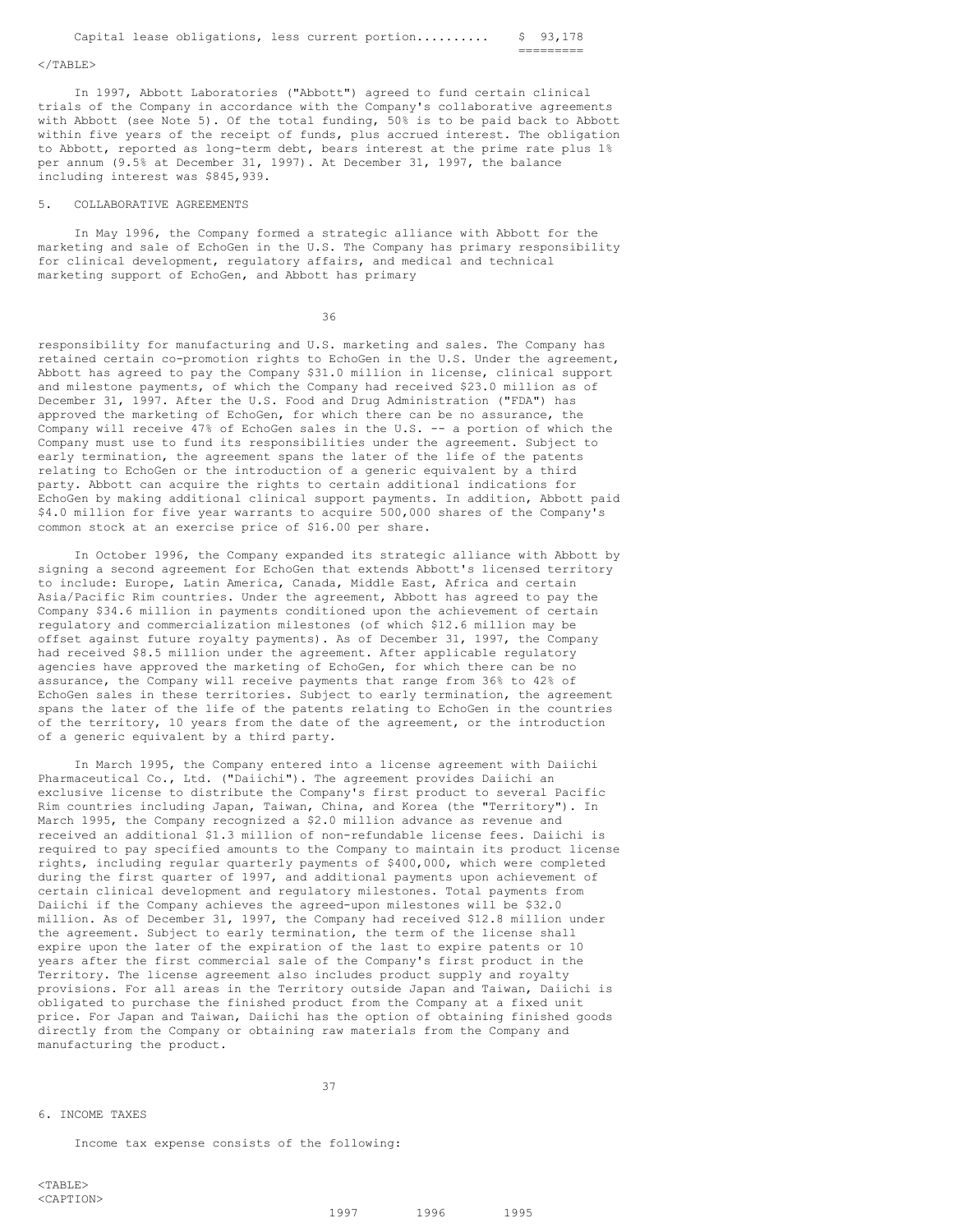| | |
|---|---|
| Capital lease obligations, less current portion | $ 93,178 |

In 1997, Abbott Laboratories ("Abbott") agreed to fund certain clinical trials of the Company in accordance with the Company's collaborative agreements with Abbott (see Note 5). Of the total funding, 50% is to be paid back to Abbott within five years of the receipt of funds, plus accrued interest. The obligation to Abbott, reported as long-term debt, bears interest at the prime rate plus 1% per annum (9.5% at December 31, 1997). At December 31, 1997, the balance including interest was $845,939.

5. COLLABORATIVE AGREEMENTS

In May 1996, the Company formed a strategic alliance with Abbott for the marketing and sale of EchoGen in the U.S. The Company has primary responsibility for clinical development, regulatory affairs, and medical and technical marketing support of EchoGen, and Abbott has primary responsibility for manufacturing and U.S. marketing and sales. The Company has retained certain co-promotion rights to EchoGen in the U.S. Under the agreement, Abbott has agreed to pay the Company $31.0 million in license, clinical support and milestone payments, of which the Company had received $23.0 million as of December 31, 1997. After the U.S. Food and Drug Administration ("FDA") has approved the marketing of EchoGen, for which there can be no assurance, the Company will receive 47% of EchoGen sales in the U.S. -- a portion of which the Company must use to fund its responsibilities under the agreement. Subject to early termination, the agreement spans the later of the life of the patents relating to EchoGen or the introduction of a generic equivalent by a third party. Abbott can acquire the rights to certain additional indications for EchoGen by making additional clinical support payments. In addition, Abbott paid $4.0 million for five year warrants to acquire 500,000 shares of the Company's common stock at an exercise price of $16.00 per share.

In October 1996, the Company expanded its strategic alliance with Abbott by signing a second agreement for EchoGen that extends Abbott's licensed territory to include: Europe, Latin America, Canada, Middle East, Africa and certain Asia/Pacific Rim countries. Under the agreement, Abbott has agreed to pay the Company $34.6 million in payments conditioned upon the achievement of certain regulatory and commercialization milestones (of which $12.6 million may be offset against future royalty payments). As of December 31, 1997, the Company had received $8.5 million under the agreement. After applicable regulatory agencies have approved the marketing of EchoGen, for which there can be no assurance, the Company will receive payments that range from 36% to 42% of EchoGen sales in these territories. Subject to early termination, the agreement spans the later of the life of the patents relating to EchoGen in the countries of the territory, 10 years from the date of the agreement, or the introduction of a generic equivalent by a third party.

In March 1995, the Company entered into a license agreement with Daiichi Pharmaceutical Co., Ltd. ("Daiichi"). The agreement provides Daiichi an exclusive license to distribute the Company's first product to several Pacific Rim countries including Japan, Taiwan, China, and Korea (the "Territory"). In March 1995, the Company recognized a $2.0 million advance as revenue and received an additional $1.3 million of non-refundable license fees. Daiichi is required to pay specified amounts to the Company to maintain its product license rights, including regular quarterly payments of $400,000, which were completed during the first quarter of 1997, and additional payments upon achievement of certain clinical development and regulatory milestones. Total payments from Daiichi if the Company achieves the agreed-upon milestones will be $32.0 million. As of December 31, 1997, the Company had received $12.8 million under the agreement. Subject to early termination, the term of the license shall expire upon the later of the expiration of the last to expire patents or 10 years after the first commercial sale of the Company's first product in the Territory. The license agreement also includes product supply and royalty provisions. For all areas in the Territory outside Japan and Taiwan, Daiichi is obligated to purchase the finished product from the Company at a fixed unit price. For Japan and Taiwan, Daiichi has the option of obtaining finished goods directly from the Company or obtaining raw materials from the Company and manufacturing the product.

6. INCOME TAXES

Income tax expense consists of the following:

| | 1997 | 1996 | 1995 |
|---|---|---|---|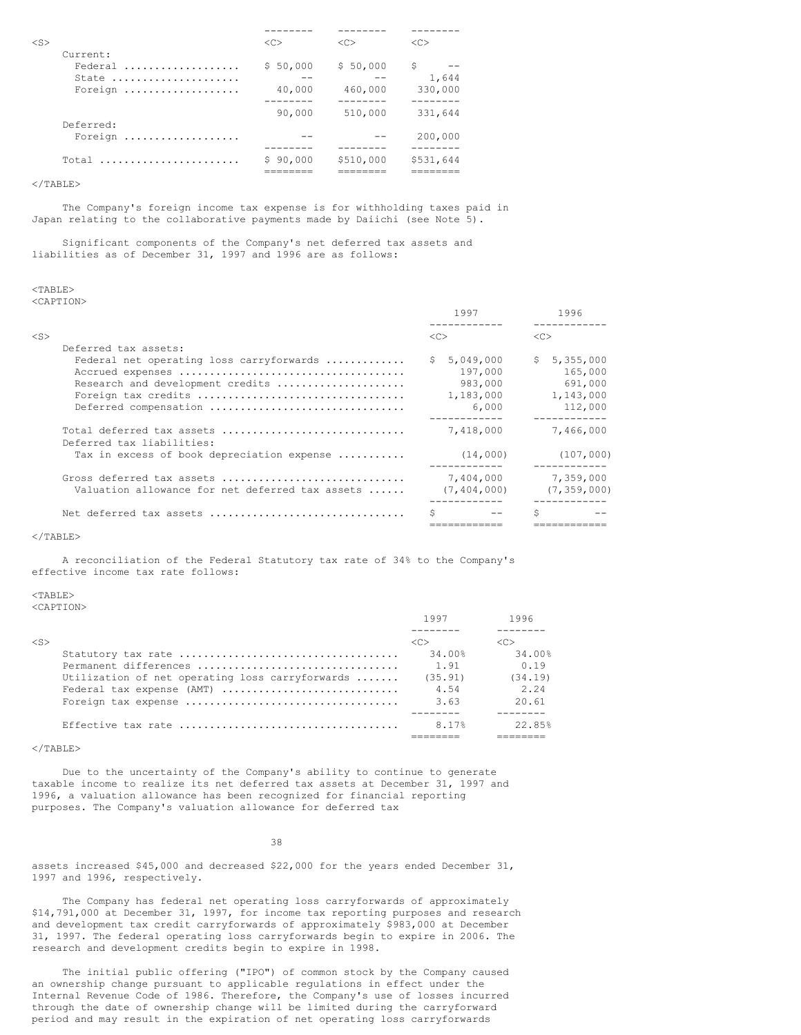| | | | |
|---|---|---|---|
| Current: | | | |
| Federal | $ 50,000 | $ 50,000 | $ -- |
| State | -- | -- | 1,644 |
| Foreign | 40,000 | 460,000 | 330,000 |
| | 90,000 | 510,000 | 331,644 |
| Deferred: | | | |
| Foreign | -- | -- | 200,000 |
| Total | $ 90,000 | $510,000 | $531,644 |

The Company's foreign income tax expense is for withholding taxes paid in Japan relating to the collaborative payments made by Daiichi (see Note 5).

Significant components of the Company's net deferred tax assets and liabilities as of December 31, 1997 and 1996 are as follows:

| | 1997 | 1996 |
|---|---|---|
| Deferred tax assets: | | |
| Federal net operating loss carryforwards | $ 5,049,000 | $ 5,355,000 |
| Accrued expenses | 197,000 | 165,000 |
| Research and development credits | 983,000 | 691,000 |
| Foreign tax credits | 1,183,000 | 1,143,000 |
| Deferred compensation | 6,000 | 112,000 |
| Total deferred tax assets | 7,418,000 | 7,466,000 |
| Deferred tax liabilities: | | |
| Tax in excess of book depreciation expense | (14,000) | (107,000) |
| Gross deferred tax assets | 7,404,000 | 7,359,000 |
| Valuation allowance for net deferred tax assets | (7,404,000) | (7,359,000) |
| Net deferred tax assets | $ -- | $ -- |

A reconciliation of the Federal Statutory tax rate of 34% to the Company's effective income tax rate follows:

| | 1997 | 1996 |
|---|---|---|
| Statutory tax rate | 34.00% | 34.00% |
| Permanent differences | 1.91 | 0.19 |
| Utilization of net operating loss carryforwards | (35.91) | (34.19) |
| Federal tax expense (AMT) | 4.54 | 2.24 |
| Foreign tax expense | 3.63 | 20.61 |
| Effective tax rate | 8.17% | 22.85% |

Due to the uncertainty of the Company's ability to continue to generate taxable income to realize its net deferred tax assets at December 31, 1997 and 1996, a valuation allowance has been recognized for financial reporting purposes. The Company's valuation allowance for deferred tax assets increased $45,000 and decreased $22,000 for the years ended December 31, 1997 and 1996, respectively.

The Company has federal net operating loss carryforwards of approximately $14,791,000 at December 31, 1997, for income tax reporting purposes and research and development tax credit carryforwards of approximately $983,000 at December 31, 1997. The federal operating loss carryforwards begin to expire in 2006. The research and development credits begin to expire in 1998.

The initial public offering ("IPO") of common stock by the Company caused an ownership change pursuant to applicable regulations in effect under the Internal Revenue Code of 1986. Therefore, the Company's use of losses incurred through the date of ownership change will be limited during the carryforward period and may result in the expiration of net operating loss carryforwards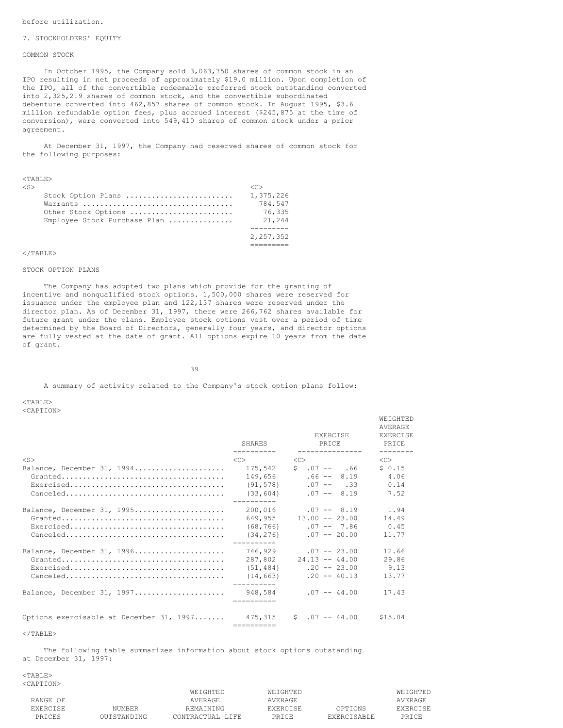before utilization.

## 7. STOCKHOLDERS' EQUITY

### COMMON STOCK

In October 1995, the Company sold 3,063,750 shares of common stock in an IPO resulting in net proceeds of approximately $19.0 million. Upon completion of the IPO, all of the convertible redeemable preferred stock outstanding converted into 2,325,219 shares of common stock, and the convertible subordinated debenture converted into 462,857 shares of common stock. In August 1995, $3.6 million refundable option fees, plus accrued interest ($245,875 at the time of conversion), were converted into 549,410 shares of common stock under a prior agreement.

At December 31, 1997, the Company had reserved shares of common stock for the following purposes:

| | |
|---|---|
| Stock Option Plans | 1,375,226 |
| Warrants | 784,547 |
| Other Stock Options | 76,335 |
| Employee Stock Purchase Plan | 21,244 |
| | 2,257,352 |

### STOCK OPTION PLANS

The Company has adopted two plans which provide for the granting of incentive and nonqualified stock options. 1,500,000 shares were reserved for issuance under the employee plan and 122,137 shares were reserved under the director plan. As of December 31, 1997, there were 266,762 shares available for future grant under the plans. Employee stock options vest over a period of time determined by the Board of Directors, generally four years, and director options are fully vested at the date of grant. All options expire 10 years from the date of grant.

A summary of activity related to the Company's stock option plans follow:

| | SHARES | EXERCISE PRICE | WEIGHTED AVERAGE EXERCISE PRICE |
|---|---|---|---|
| Balance, December 31, 1994 | 175,542 | $ .07 -- .66 | $ 0.15 |
| Granted | 149,656 | .66 -- 8.19 | 4.06 |
| Exercised | (91,578) | .07 -- .33 | 0.14 |
| Canceled | (33,604) | .07 -- 8.19 | 7.52 |
| Balance, December 31, 1995 | 200,016 | .07 -- 8.19 | 1.94 |
| Granted | 649,955 | 13.00 -- 23.00 | 14.49 |
| Exercised | (68,766) | .07 -- 7.86 | 0.45 |
| Canceled | (34,276) | .07 -- 20.00 | 11.77 |
| Balance, December 31, 1996 | 746,929 | .07 -- 23.00 | 12.66 |
| Granted | 287,802 | 24.13 -- 44.00 | 29.86 |
| Exercised | (51,484) | .20 -- 23.00 | 9.13 |
| Canceled | (14,663) | .20 -- 40.13 | 13.77 |
| Balance, December 31, 1997 | 948,584 | .07 -- 44.00 | 17.43 |
| Options exercisable at December 31, 1997 | 475,315 | $ .07 -- 44.00 | $15.04 |

The following table summarizes information about stock options outstanding at December 31, 1997:

| RANGE OF EXERCISE PRICES | NUMBER OUTSTANDING | WEIGHTED AVERAGE REMAINING CONTRACTUAL LIFE | WEIGHTED AVERAGE EXERCISE PRICE | OPTIONS EXERCISABLE | WEIGHTED AVERAGE EXERCISE PRICE |
|---|---|---|---|---|---|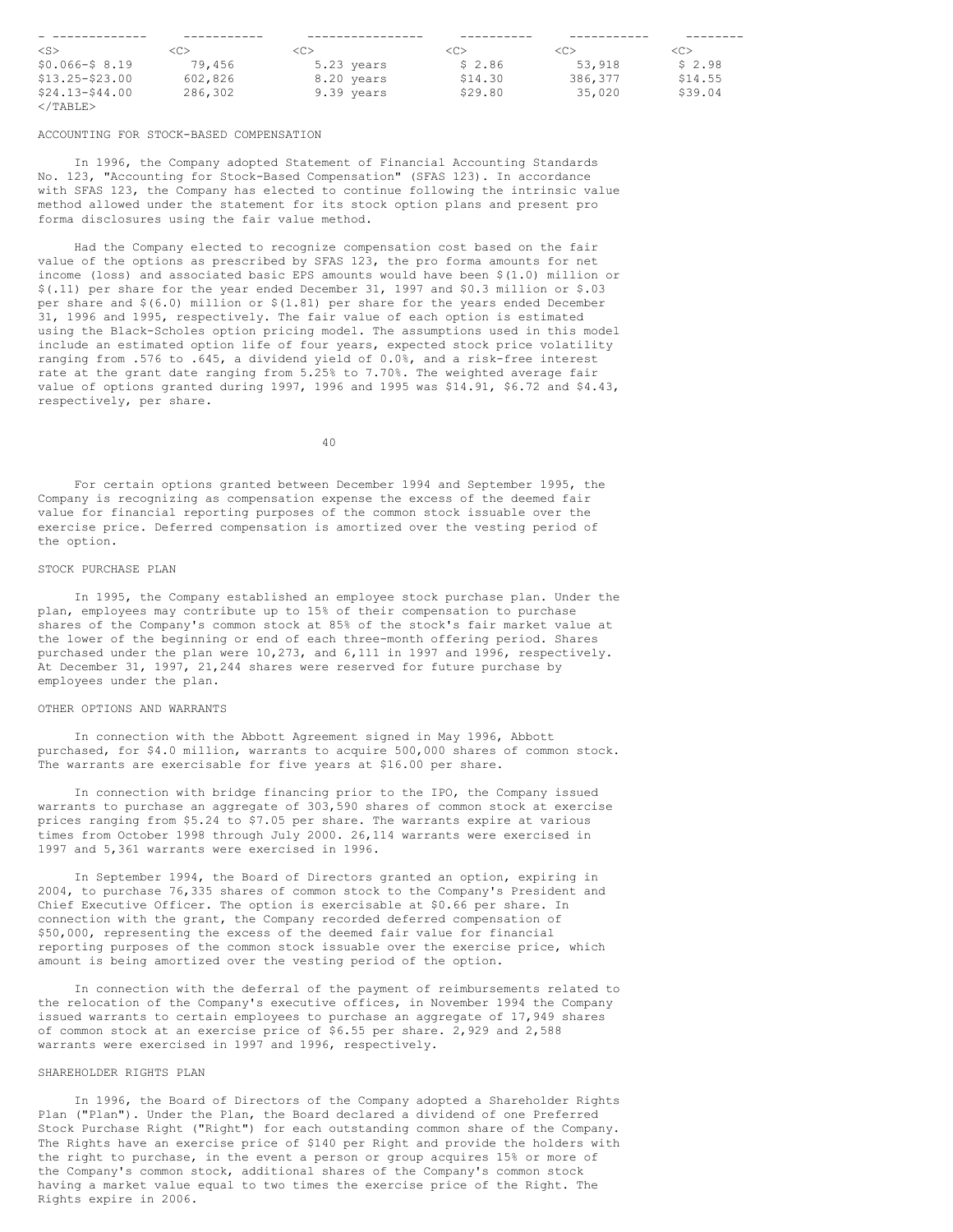| | | | | | |
|---|---|---|---|---|---|
| $0.066-$ 8.19 | 79,456 | 5.23 years | $ 2.86 | 53,918 | $ 2.98 |
| $13.25-$23.00 | 602,826 | 8.20 years | $14.30 | 386,377 | $14.55 |
| $24.13-$44.00 | 286,302 | 9.39 years | $29.80 | 35,020 | $39.04 |

ACCOUNTING FOR STOCK-BASED COMPENSATION

In 1996, the Company adopted Statement of Financial Accounting Standards No. 123, "Accounting for Stock-Based Compensation" (SFAS 123). In accordance with SFAS 123, the Company has elected to continue following the intrinsic value method allowed under the statement for its stock option plans and present pro forma disclosures using the fair value method.

Had the Company elected to recognize compensation cost based on the fair value of the options as prescribed by SFAS 123, the pro forma amounts for net income (loss) and associated basic EPS amounts would have been $(1.0) million or $(.11) per share for the year ended December 31, 1997 and $0.3 million or $.03 per share and $(6.0) million or $(1.81) per share for the years ended December 31, 1996 and 1995, respectively. The fair value of each option is estimated using the Black-Scholes option pricing model. The assumptions used in this model include an estimated option life of four years, expected stock price volatility ranging from .576 to .645, a dividend yield of 0.0%, and a risk-free interest rate at the grant date ranging from 5.25% to 7.70%. The weighted average fair value of options granted during 1997, 1996 and 1995 was $14.91, $6.72 and $4.43, respectively, per share.

For certain options granted between December 1994 and September 1995, the Company is recognizing as compensation expense the excess of the deemed fair value for financial reporting purposes of the common stock issuable over the exercise price. Deferred compensation is amortized over the vesting period of the option.

STOCK PURCHASE PLAN

In 1995, the Company established an employee stock purchase plan. Under the plan, employees may contribute up to 15% of their compensation to purchase shares of the Company's common stock at 85% of the stock's fair market value at the lower of the beginning or end of each three-month offering period. Shares purchased under the plan were 10,273, and 6,111 in 1997 and 1996, respectively. At December 31, 1997, 21,244 shares were reserved for future purchase by employees under the plan.

OTHER OPTIONS AND WARRANTS

In connection with the Abbott Agreement signed in May 1996, Abbott purchased, for $4.0 million, warrants to acquire 500,000 shares of common stock. The warrants are exercisable for five years at $16.00 per share.

In connection with bridge financing prior to the IPO, the Company issued warrants to purchase an aggregate of 303,590 shares of common stock at exercise prices ranging from $5.24 to $7.05 per share. The warrants expire at various times from October 1998 through July 2000. 26,114 warrants were exercised in 1997 and 5,361 warrants were exercised in 1996.

In September 1994, the Board of Directors granted an option, expiring in 2004, to purchase 76,335 shares of common stock to the Company's President and Chief Executive Officer. The option is exercisable at $0.66 per share. In connection with the grant, the Company recorded deferred compensation of $50,000, representing the excess of the deemed fair value for financial reporting purposes of the common stock issuable over the exercise price, which amount is being amortized over the vesting period of the option.

In connection with the deferral of the payment of reimbursements related to the relocation of the Company's executive offices, in November 1994 the Company issued warrants to certain employees to purchase an aggregate of 17,949 shares of common stock at an exercise price of $6.55 per share. 2,929 and 2,588 warrants were exercised in 1997 and 1996, respectively.

SHAREHOLDER RIGHTS PLAN

In 1996, the Board of Directors of the Company adopted a Shareholder Rights Plan ("Plan"). Under the Plan, the Board declared a dividend of one Preferred Stock Purchase Right ("Right") for each outstanding common share of the Company. The Rights have an exercise price of $140 per Right and provide the holders with the right to purchase, in the event a person or group acquires 15% or more of the Company's common stock, additional shares of the Company's common stock having a market value equal to two times the exercise price of the Right. The Rights expire in 2006.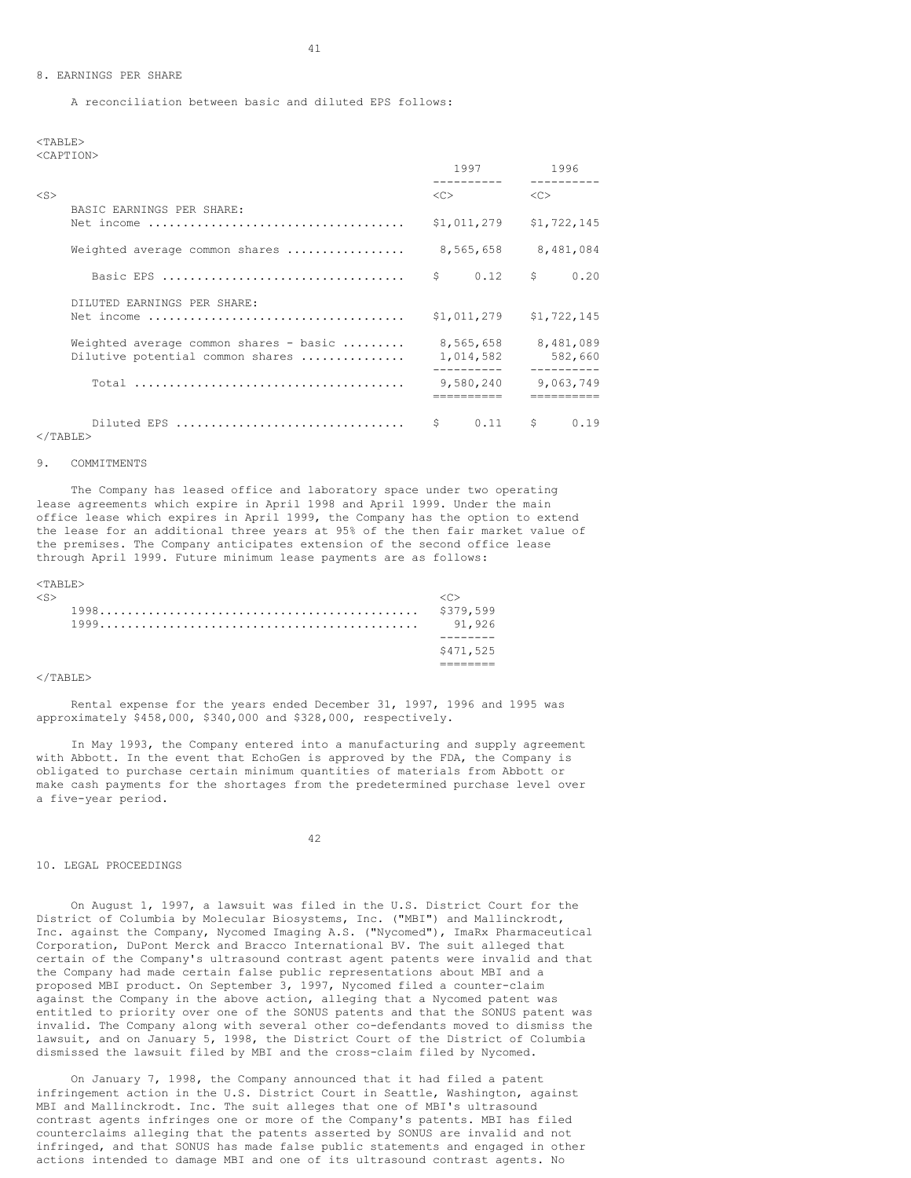## 8. EARNINGS PER SHARE

A reconciliation between basic and diluted EPS follows:

| | 1997 | 1996 |
|---|---|---|
| BASIC EARNINGS PER SHARE: | | |
| Net income | $1,011,279 | $1,722,145 |
| Weighted average common shares | 8,565,658 | 8,481,084 |
| Basic EPS | $ 0.12 | $ 0.20 |
| DILUTED EARNINGS PER SHARE: | | |
| Net income | $1,011,279 | $1,722,145 |
| Weighted average common shares - basic | 8,565,658 | 8,481,089 |
| Dilutive potential common shares | 1,014,582 | 582,660 |
| Total | 9,580,240 | 9,063,749 |
| Diluted EPS | $ 0.11 | $ 0.19 |

## 9. COMMITMENTS

The Company has leased office and laboratory space under two operating lease agreements which expire in April 1998 and April 1999. Under the main office lease which expires in April 1999, the Company has the option to extend the lease for an additional three years at 95% of the then fair market value of the premises. The Company anticipates extension of the second office lease through April 1999. Future minimum lease payments are as follows:

| | |
|---|---|
| 1998 | $379,599 |
| 1999 | 91,926 |
| | $471,525 |

Rental expense for the years ended December 31, 1997, 1996 and 1995 was approximately $458,000, $340,000 and $328,000, respectively.

In May 1993, the Company entered into a manufacturing and supply agreement with Abbott. In the event that EchoGen is approved by the FDA, the Company is obligated to purchase certain minimum quantities of materials from Abbott or make cash payments for the shortages from the predetermined purchase level over a five-year period.

## 10. LEGAL PROCEEDINGS

On August 1, 1997, a lawsuit was filed in the U.S. District Court for the District of Columbia by Molecular Biosystems, Inc. ("MBI") and Mallinckrodt, Inc. against the Company, Nycomed Imaging A.S. ("Nycomed"), ImaRx Pharmaceutical Corporation, DuPont Merck and Bracco International BV. The suit alleged that certain of the Company's ultrasound contrast agent patents were invalid and that the Company had made certain false public representations about MBI and a proposed MBI product. On September 3, 1997, Nycomed filed a counter-claim against the Company in the above action, alleging that a Nycomed patent was entitled to priority over one of the SONUS patents and that the SONUS patent was invalid. The Company along with several other co-defendants moved to dismiss the lawsuit, and on January 5, 1998, the District Court of the District of Columbia dismissed the lawsuit filed by MBI and the cross-claim filed by Nycomed.

On January 7, 1998, the Company announced that it had filed a patent infringement action in the U.S. District Court in Seattle, Washington, against MBI and Mallinckrodt. Inc. The suit alleges that one of MBI's ultrasound contrast agents infringes one or more of the Company's patents. MBI has filed counterclaims alleging that the patents asserted by SONUS are invalid and not infringed, and that SONUS has made false public statements and engaged in other actions intended to damage MBI and one of its ultrasound contrast agents. No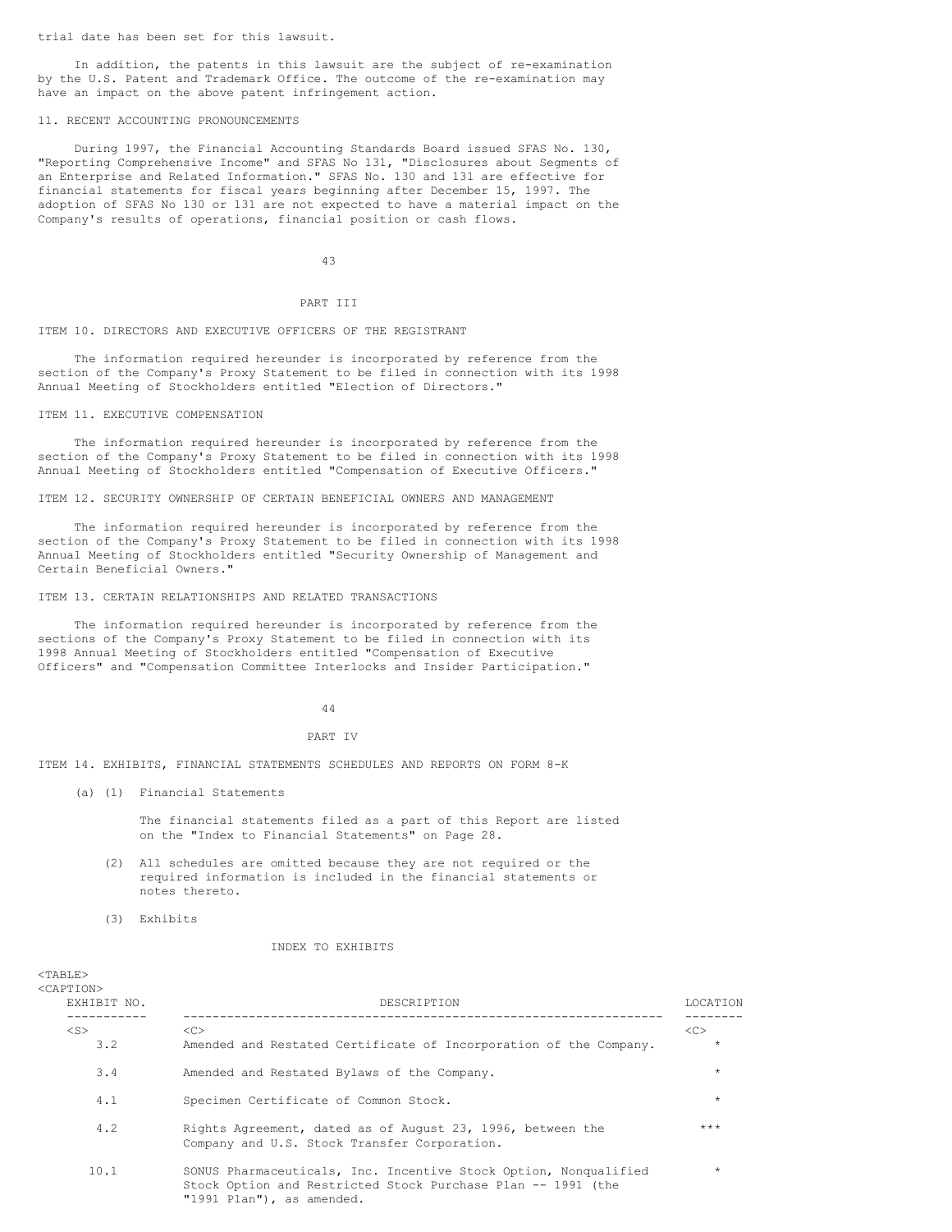trial date has been set for this lawsuit.

In addition, the patents in this lawsuit are the subject of re-examination by the U.S. Patent and Trademark Office. The outcome of the re-examination may have an impact on the above patent infringement action.

11. RECENT ACCOUNTING PRONOUNCEMENTS

During 1997, the Financial Accounting Standards Board issued SFAS No. 130, "Reporting Comprehensive Income" and SFAS No 131, "Disclosures about Segments of an Enterprise and Related Information." SFAS No. 130 and 131 are effective for financial statements for fiscal years beginning after December 15, 1997. The adoption of SFAS No 130 or 131 are not expected to have a material impact on the Company's results of operations, financial position or cash flows.

## PART III

### ITEM 10. DIRECTORS AND EXECUTIVE OFFICERS OF THE REGISTRANT

The information required hereunder is incorporated by reference from the section of the Company's Proxy Statement to be filed in connection with its 1998 Annual Meeting of Stockholders entitled "Election of Directors."

### ITEM 11. EXECUTIVE COMPENSATION

The information required hereunder is incorporated by reference from the section of the Company's Proxy Statement to be filed in connection with its 1998 Annual Meeting of Stockholders entitled "Compensation of Executive Officers."

### ITEM 12. SECURITY OWNERSHIP OF CERTAIN BENEFICIAL OWNERS AND MANAGEMENT

The information required hereunder is incorporated by reference from the section of the Company's Proxy Statement to be filed in connection with its 1998 Annual Meeting of Stockholders entitled "Security Ownership of Management and Certain Beneficial Owners."

### ITEM 13. CERTAIN RELATIONSHIPS AND RELATED TRANSACTIONS

The information required hereunder is incorporated by reference from the sections of the Company's Proxy Statement to be filed in connection with its 1998 Annual Meeting of Stockholders entitled "Compensation of Executive Officers" and "Compensation Committee Interlocks and Insider Participation."

## PART IV

### ITEM 14. EXHIBITS, FINANCIAL STATEMENTS SCHEDULES AND REPORTS ON FORM 8-K

(a) (1) Financial Statements

The financial statements filed as a part of this Report are listed on the "Index to Financial Statements" on Page 28.

(2) All schedules are omitted because they are not required or the required information is included in the financial statements or notes thereto.

(3) Exhibits

INDEX TO EXHIBITS

| EXHIBIT NO. | DESCRIPTION | LOCATION |
|---|---|---|
| 3.2 | Amended and Restated Certificate of Incorporation of the Company. | * |
| 3.4 | Amended and Restated Bylaws of the Company. | * |
| 4.1 | Specimen Certificate of Common Stock. | * |
| 4.2 | Rights Agreement, dated as of August 23, 1996, between the Company and U.S. Stock Transfer Corporation. | *** |
| 10.1 | SONUS Pharmaceuticals, Inc. Incentive Stock Option, Nonqualified Stock Option and Restricted Stock Purchase Plan -- 1991 (the "1991 Plan"), as amended. | * |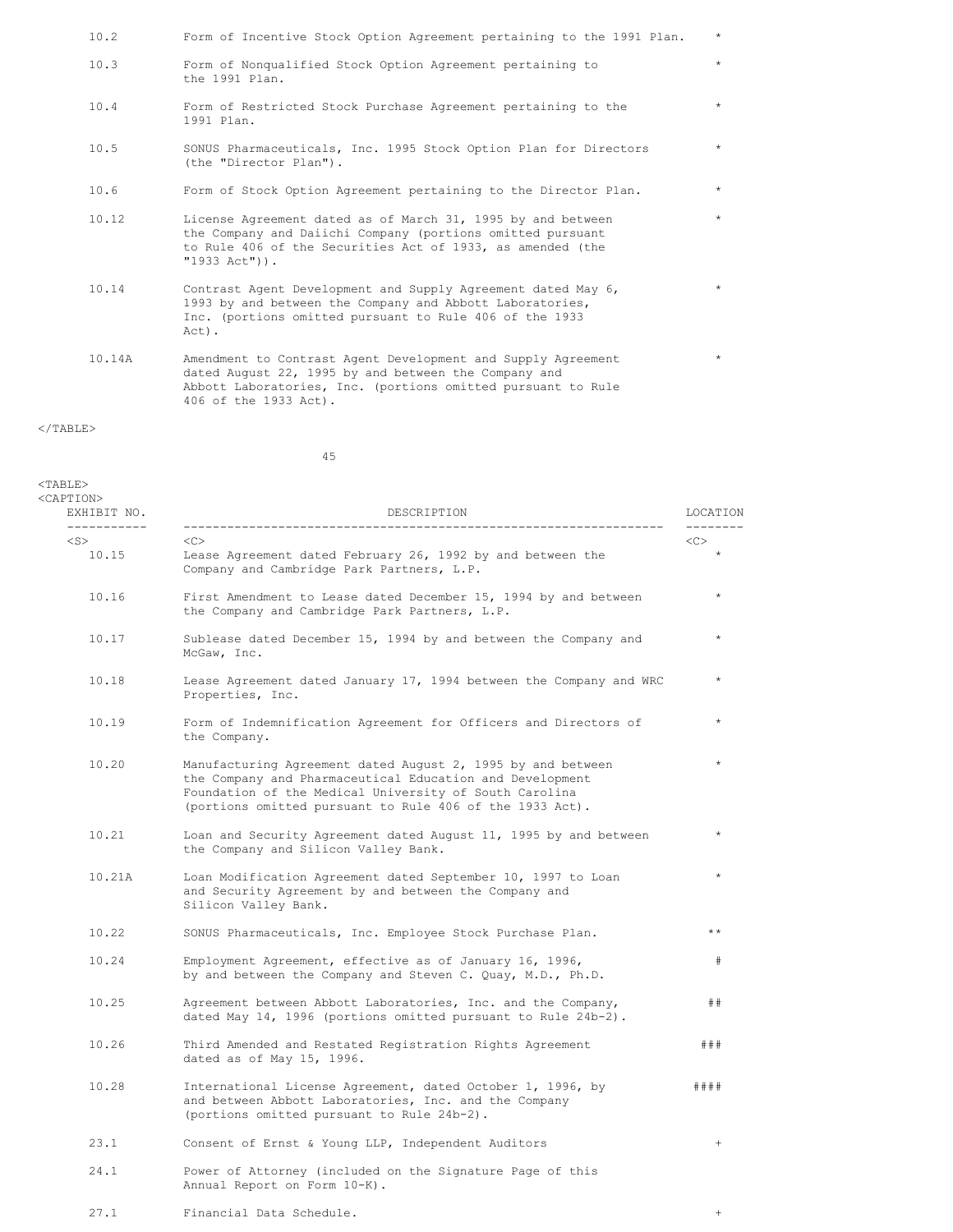| EXHIBIT NO. | DESCRIPTION | LOCATION |
|---|---|---|
| 10.2 | Form of Incentive Stock Option Agreement pertaining to the 1991 Plan. | * |
| 10.3 | Form of Nonqualified Stock Option Agreement pertaining to the 1991 Plan. | * |
| 10.4 | Form of Restricted Stock Purchase Agreement pertaining to the 1991 Plan. | * |
| 10.5 | SONUS Pharmaceuticals, Inc. 1995 Stock Option Plan for Directors (the "Director Plan"). | * |
| 10.6 | Form of Stock Option Agreement pertaining to the Director Plan. | * |
| 10.12 | License Agreement dated as of March 31, 1995 by and between the Company and Daiichi Company (portions omitted pursuant to Rule 406 of the Securities Act of 1933, as amended (the "1933 Act")). | * |
| 10.14 | Contrast Agent Development and Supply Agreement dated May 6, 1993 by and between the Company and Abbott Laboratories, Inc. (portions omitted pursuant to Rule 406 of the 1933 Act). | * |
| 10.14A | Amendment to Contrast Agent Development and Supply Agreement dated August 22, 1995 by and between the Company and Abbott Laboratories, Inc. (portions omitted pursuant to Rule 406 of the 1933 Act). | * |
| 10.15 | Lease Agreement dated February 26, 1992 by and between the Company and Cambridge Park Partners, L.P. | * |
| 10.16 | First Amendment to Lease dated December 15, 1994 by and between the Company and Cambridge Park Partners, L.P. | * |
| 10.17 | Sublease dated December 15, 1994 by and between the Company and McGaw, Inc. | * |
| 10.18 | Lease Agreement dated January 17, 1994 between the Company and WRC Properties, Inc. | * |
| 10.19 | Form of Indemnification Agreement for Officers and Directors of the Company. | * |
| 10.20 | Manufacturing Agreement dated August 2, 1995 by and between the Company and Pharmaceutical Education and Development Foundation of the Medical University of South Carolina (portions omitted pursuant to Rule 406 of the 1933 Act). | * |
| 10.21 | Loan and Security Agreement dated August 11, 1995 by and between the Company and Silicon Valley Bank. | * |
| 10.21A | Loan Modification Agreement dated September 10, 1997 to Loan and Security Agreement by and between the Company and Silicon Valley Bank. | * |
| 10.22 | SONUS Pharmaceuticals, Inc. Employee Stock Purchase Plan. | ** |
| 10.24 | Employment Agreement, effective as of January 16, 1996, by and between the Company and Steven C. Quay, M.D., Ph.D. | # |
| 10.25 | Agreement between Abbott Laboratories, Inc. and the Company, dated May 14, 1996 (portions omitted pursuant to Rule 24b-2). | ## |
| 10.26 | Third Amended and Restated Registration Rights Agreement dated as of May 15, 1996. | ### |
| 10.28 | International License Agreement, dated October 1, 1996, by and between Abbott Laboratories, Inc. and the Company (portions omitted pursuant to Rule 24b-2). | #### |
| 23.1 | Consent of Ernst & Young LLP, Independent Auditors | + |
| 24.1 | Power of Attorney (included on the Signature Page of this Annual Report on Form 10-K). | |
| 27.1 | Financial Data Schedule. | + |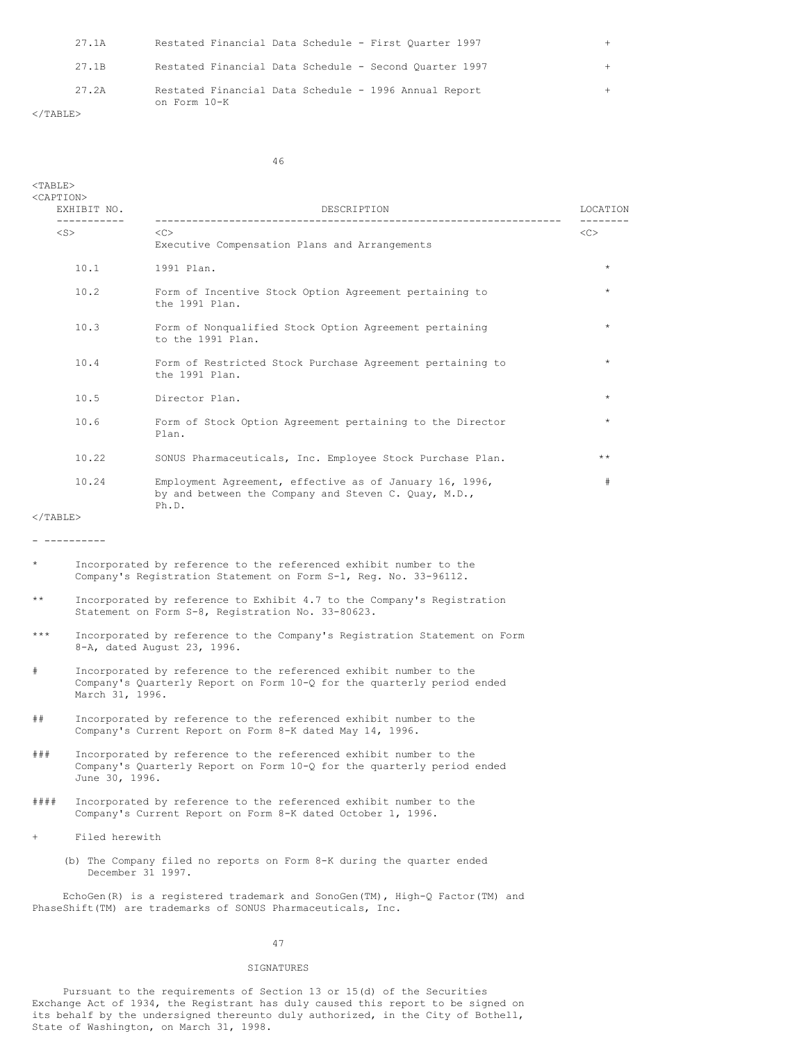| | | |
|---|---|---|
| 27.1A | Restated Financial Data Schedule - First Quarter 1997 | + |
| 27.1B | Restated Financial Data Schedule - Second Quarter 1997 | + |
| 27.2A | Restated Financial Data Schedule - 1996 Annual Report on Form 10-K | + |

| EXHIBIT NO. | DESCRIPTION | LOCATION |
|---|---|---|
| | Executive Compensation Plans and Arrangements | |
| 10.1 | 1991 Plan. | * |
| 10.2 | Form of Incentive Stock Option Agreement pertaining to the 1991 Plan. | * |
| 10.3 | Form of Nonqualified Stock Option Agreement pertaining to the 1991 Plan. | * |
| 10.4 | Form of Restricted Stock Purchase Agreement pertaining to the 1991 Plan. | * |
| 10.5 | Director Plan. | * |
| 10.6 | Form of Stock Option Agreement pertaining to the Director Plan. | * |
| 10.22 | SONUS Pharmaceuticals, Inc. Employee Stock Purchase Plan. | ** |
| 10.24 | Employment Agreement, effective as of January 16, 1996, by and between the Company and Steven C. Quay, M.D., Ph.D. | # |

- ----------

\* Incorporated by reference to the referenced exhibit number to the Company's Registration Statement on Form S-1, Reg. No. 33-96112.

** Incorporated by reference to Exhibit 4.7 to the Company's Registration Statement on Form S-8, Registration No. 33-80623.

*** Incorporated by reference to the Company's Registration Statement on Form 8-A, dated August 23, 1996.

\# Incorporated by reference to the referenced exhibit number to the Company's Quarterly Report on Form 10-Q for the quarterly period ended March 31, 1996.

\## Incorporated by reference to the referenced exhibit number to the Company's Current Report on Form 8-K dated May 14, 1996.

\### Incorporated by reference to the referenced exhibit number to the Company's Quarterly Report on Form 10-Q for the quarterly period ended June 30, 1996.

\#### Incorporated by reference to the referenced exhibit number to the Company's Current Report on Form 8-K dated October 1, 1996.

\+ Filed herewith

(b) The Company filed no reports on Form 8-K during the quarter ended December 31 1997.

EchoGen(R) is a registered trademark and SonoGen(TM), High-Q Factor(TM) and PhaseShift(TM) are trademarks of SONUS Pharmaceuticals, Inc.

## SIGNATURES

Pursuant to the requirements of Section 13 or 15(d) of the Securities Exchange Act of 1934, the Registrant has duly caused this report to be signed on its behalf by the undersigned thereunto duly authorized, in the City of Bothell, State of Washington, on March 31, 1998.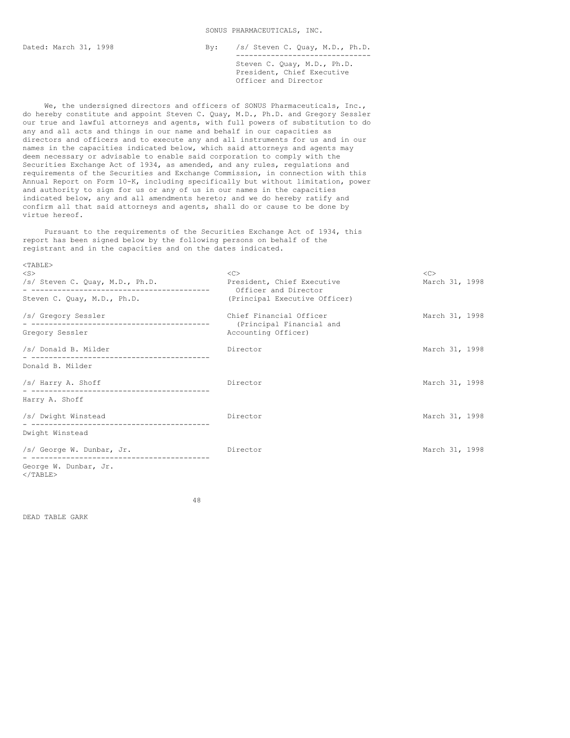SONUS PHARMACEUTICALS, INC.

Dated: March 31, 1998

By: /s/ Steven C. Quay, M.D., Ph.D.

Steven C. Quay, M.D., Ph.D.
President, Chief Executive
Officer and Director

We, the undersigned directors and officers of SONUS Pharmaceuticals, Inc., do hereby constitute and appoint Steven C. Quay, M.D., Ph.D. and Gregory Sessler our true and lawful attorneys and agents, with full powers of substitution to do any and all acts and things in our name and behalf in our capacities as directors and officers and to execute any and all instruments for us and in our names in the capacities indicated below, which said attorneys and agents may deem necessary or advisable to enable said corporation to comply with the Securities Exchange Act of 1934, as amended, and any rules, regulations and requirements of the Securities and Exchange Commission, in connection with this Annual Report on Form 10-K, including specifically but without limitation, power and authority to sign for us or any of us in our names in the capacities indicated below, any and all amendments hereto; and we do hereby ratify and confirm all that said attorneys and agents, shall do or cause to be done by virtue hereof.

Pursuant to the requirements of the Securities Exchange Act of 1934, this report has been signed below by the following persons on behalf of the registrant and in the capacities and on the dates indicated.

| | | |
|---|---|---|
| /s/ Steven C. Quay, M.D., Ph.D.<br>Steven C. Quay, M.D., Ph.D. | President, Chief Executive Officer and Director (Principal Executive Officer) | March 31, 1998 |
| /s/ Gregory Sessler<br>Gregory Sessler | Chief Financial Officer (Principal Financial and Accounting Officer) | March 31, 1998 |
| /s/ Donald B. Milder<br>Donald B. Milder | Director | March 31, 1998 |
| /s/ Harry A. Shoff<br>Harry A. Shoff | Director | March 31, 1998 |
| /s/ Dwight Winstead<br>Dwight Winstead | Director | March 31, 1998 |
| /s/ George W. Dunbar, Jr.<br>George W. Dunbar, Jr. | Director | March 31, 1998 |

DEAD TABLE GARK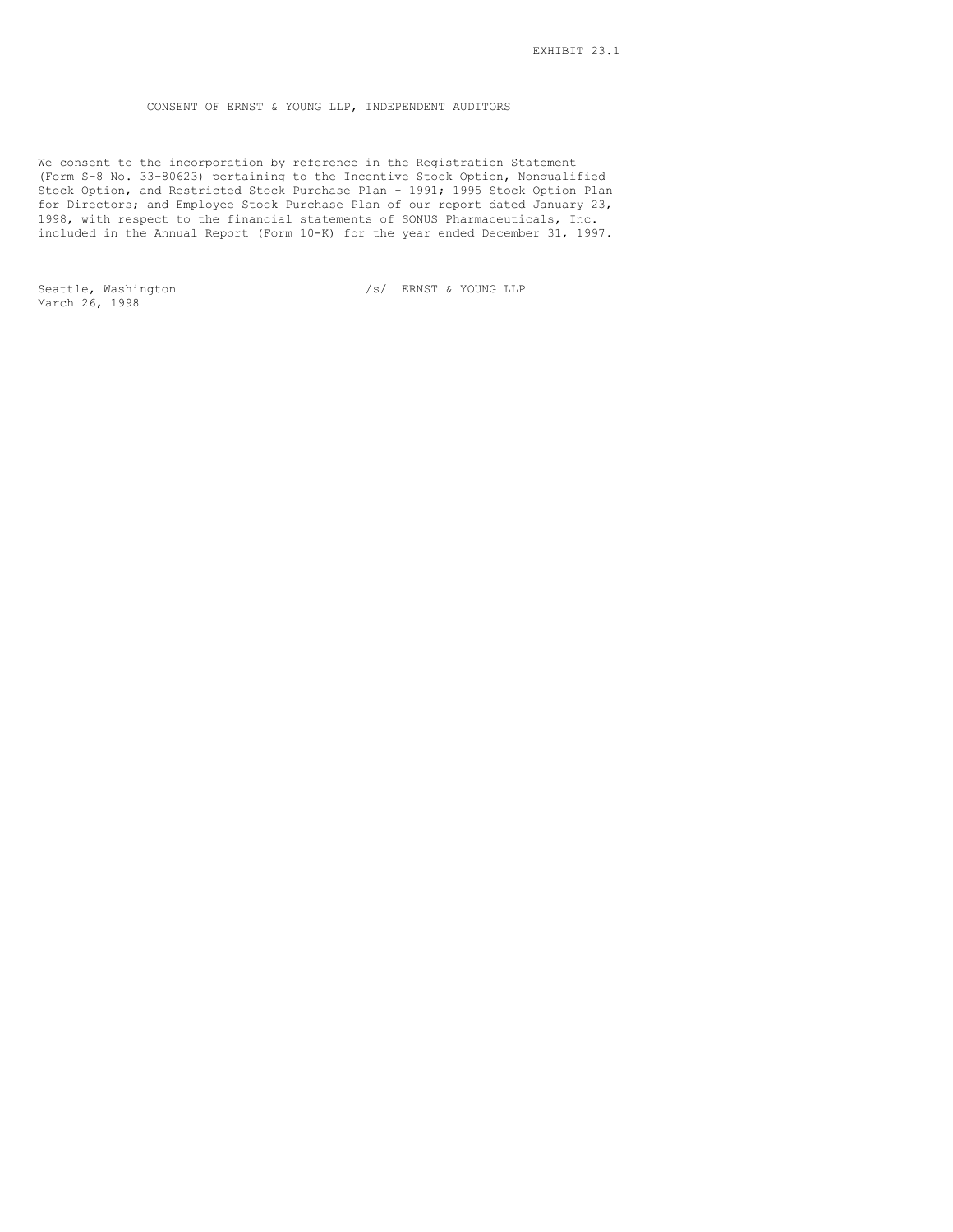EXHIBIT 23.1

CONSENT OF ERNST & YOUNG LLP, INDEPENDENT AUDITORS

We consent to the incorporation by reference in the Registration Statement (Form S-8 No. 33-80623) pertaining to the Incentive Stock Option, Nonqualified Stock Option, and Restricted Stock Purchase Plan - 1991; 1995 Stock Option Plan for Directors; and Employee Stock Purchase Plan of our report dated January 23, 1998, with respect to the financial statements of SONUS Pharmaceuticals, Inc. included in the Annual Report (Form 10-K) for the year ended December 31, 1997.

Seattle, Washington
March 26, 1998

/s/ ERNST & YOUNG LLP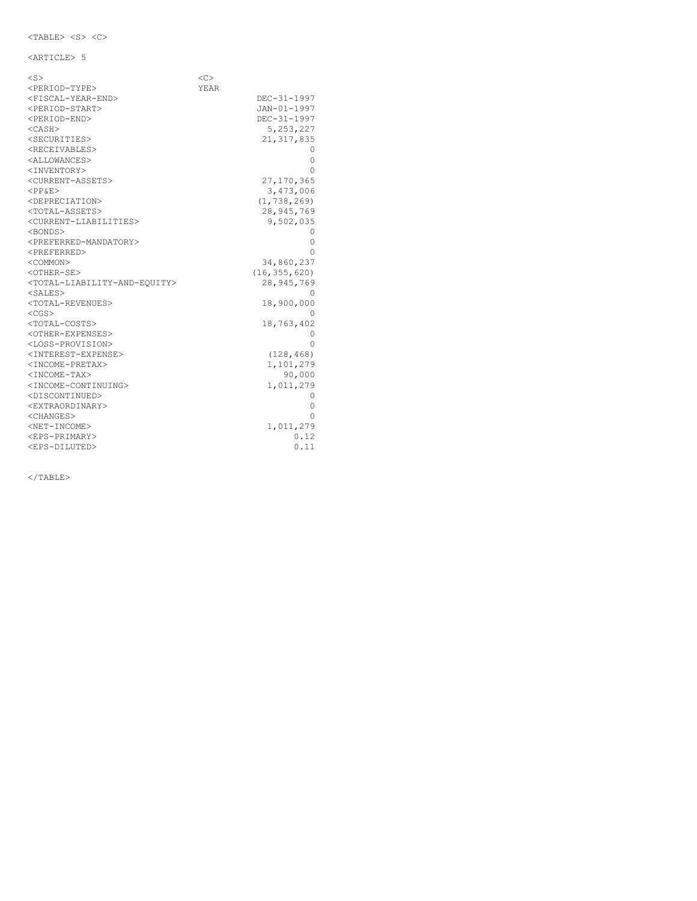<TABLE> <S> <C>

<ARTICLE> 5

| <S> | <C> |
|---|---|
| <PERIOD-TYPE> | YEAR |
| <FISCAL-YEAR-END> | DEC-31-1997 |
| <PERIOD-START> | JAN-01-1997 |
| <PERIOD-END> | DEC-31-1997 |
| <CASH> | 5,253,227 |
| <SECURITIES> | 21,317,835 |
| <RECEIVABLES> | 0 |
| <ALLOWANCES> | 0 |
| <INVENTORY> | 0 |
| <CURRENT-ASSETS> | 27,170,365 |
| <PP&E> | 3,473,006 |
| <DEPRECIATION> | (1,738,269) |
| <TOTAL-ASSETS> | 28,945,769 |
| <CURRENT-LIABILITIES> | 9,502,035 |
| <BONDS> | 0 |
| <PREFERRED-MANDATORY> | 0 |
| <PREFERRED> | 0 |
| <COMMON> | 34,860,237 |
| <OTHER-SE> | (16,355,620) |
| <TOTAL-LIABILITY-AND-EQUITY> | 28,945,769 |
| <SALES> | 0 |
| <TOTAL-REVENUES> | 18,900,000 |
| <CGS> | 0 |
| <TOTAL-COSTS> | 18,763,402 |
| <OTHER-EXPENSES> | 0 |
| <LOSS-PROVISION> | 0 |
| <INTEREST-EXPENSE> | (128,468) |
| <INCOME-PRETAX> | 1,101,279 |
| <INCOME-TAX> | 90,000 |
| <INCOME-CONTINUING> | 1,011,279 |
| <DISCONTINUED> | 0 |
| <EXTRAORDINARY> | 0 |
| <CHANGES> | 0 |
| <NET-INCOME> | 1,011,279 |
| <EPS-PRIMARY> | 0.12 |
| <EPS-DILUTED> | 0.11 |

</TABLE>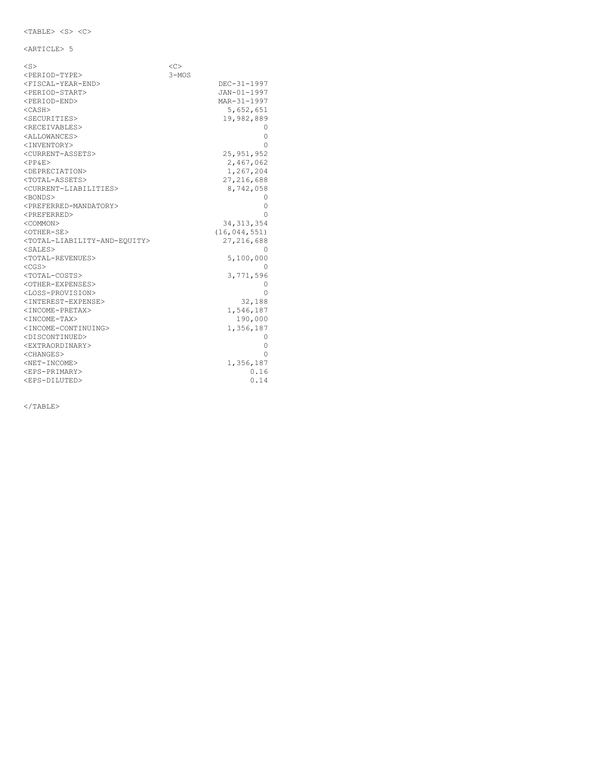<TABLE> <S> <C>

<ARTICLE> 5

| <S> | <C> |
|---|---|
| <PERIOD-TYPE> | 3-MOS |
| <FISCAL-YEAR-END> | DEC-31-1997 |
| <PERIOD-START> | JAN-01-1997 |
| <PERIOD-END> | MAR-31-1997 |
| <CASH> | 5,652,651 |
| <SECURITIES> | 19,982,889 |
| <RECEIVABLES> | 0 |
| <ALLOWANCES> | 0 |
| <INVENTORY> | 0 |
| <CURRENT-ASSETS> | 25,951,952 |
| <PP&E> | 2,467,062 |
| <DEPRECIATION> | 1,267,204 |
| <TOTAL-ASSETS> | 27,216,688 |
| <CURRENT-LIABILITIES> | 8,742,058 |
| <BONDS> | 0 |
| <PREFERRED-MANDATORY> | 0 |
| <PREFERRED> | 0 |
| <COMMON> | 34,313,354 |
| <OTHER-SE> | (16,044,551) |
| <TOTAL-LIABILITY-AND-EQUITY> | 27,216,688 |
| <SALES> | 0 |
| <TOTAL-REVENUES> | 5,100,000 |
| <CGS> | 0 |
| <TOTAL-COSTS> | 3,771,596 |
| <OTHER-EXPENSES> | 0 |
| <LOSS-PROVISION> | 0 |
| <INTEREST-EXPENSE> | 32,188 |
| <INCOME-PRETAX> | 1,546,187 |
| <INCOME-TAX> | 190,000 |
| <INCOME-CONTINUING> | 1,356,187 |
| <DISCONTINUED> | 0 |
| <EXTRAORDINARY> | 0 |
| <CHANGES> | 0 |
| <NET-INCOME> | 1,356,187 |
| <EPS-PRIMARY> | 0.16 |
| <EPS-DILUTED> | 0.14 |

</TABLE>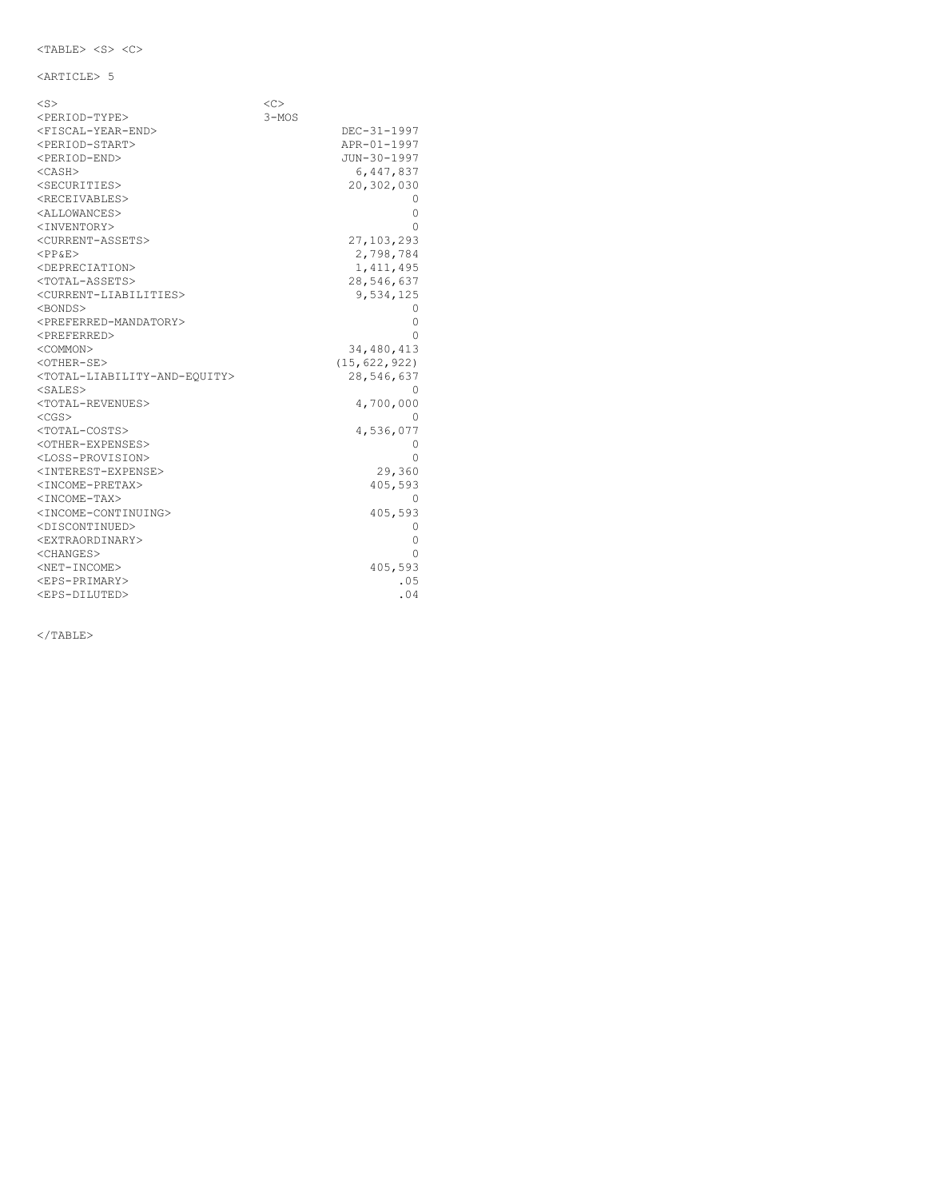<TABLE> <S> <C>

<ARTICLE> 5

```
<S>                             <C>
<PERIOD-TYPE>                   3-MOS
<FISCAL-YEAR-END>                          DEC-31-1997
<PERIOD-START>                             APR-01-1997
<PERIOD-END>                               JUN-30-1997
<CASH>                                       6,447,837
<SECURITIES>                                20,302,030
<RECEIVABLES>                                        0
<ALLOWANCES>                                         0
<INVENTORY>                                          0
<CURRENT-ASSETS>                            27,103,293
<PP&E>                                       2,798,784
<DEPRECIATION>                               1,411,495
<TOTAL-ASSETS>                              28,546,637
<CURRENT-LIABILITIES>                        9,534,125
<BONDS>                                              0
<PREFERRED-MANDATORY>                                0
<PREFERRED>                                          0
<COMMON>                                    34,480,413
<OTHER-SE>                                (15,622,922)
<TOTAL-LIABILITY-AND-EQUITY>                28,546,637
<SALES>                                              0
<TOTAL-REVENUES>                             4,700,000
<CGS>                                                0
<TOTAL-COSTS>                                4,536,077
<OTHER-EXPENSES>                                     0
<LOSS-PROVISION>                                     0
<INTEREST-EXPENSE>                              29,360
<INCOME-PRETAX>                                405,593
<INCOME-TAX>                                         0
<INCOME-CONTINUING>                            405,593
<DISCONTINUED>                                       0
<EXTRAORDINARY>                                      0
<CHANGES>                                            0
<NET-INCOME>                                   405,593
<EPS-PRIMARY>                                      .05
<EPS-DILUTED>                                      .04
```

</TABLE>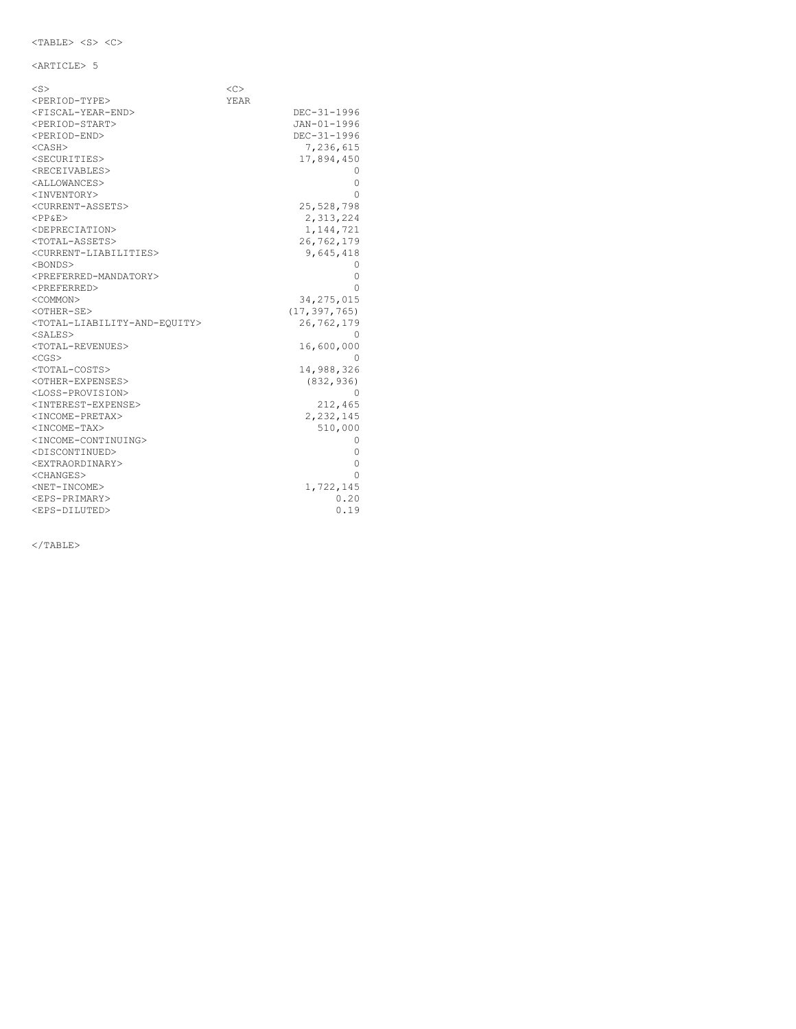<TABLE> <S> <C>

<ARTICLE> 5

| <S> | <C> |
|---|---|
| <PERIOD-TYPE> | YEAR |
| <FISCAL-YEAR-END> | DEC-31-1996 |
| <PERIOD-START> | JAN-01-1996 |
| <PERIOD-END> | DEC-31-1996 |
| <CASH> | 7,236,615 |
| <SECURITIES> | 17,894,450 |
| <RECEIVABLES> | 0 |
| <ALLOWANCES> | 0 |
| <INVENTORY> | 0 |
| <CURRENT-ASSETS> | 25,528,798 |
| <PP&E> | 2,313,224 |
| <DEPRECIATION> | 1,144,721 |
| <TOTAL-ASSETS> | 26,762,179 |
| <CURRENT-LIABILITIES> | 9,645,418 |
| <BONDS> | 0 |
| <PREFERRED-MANDATORY> | 0 |
| <PREFERRED> | 0 |
| <COMMON> | 34,275,015 |
| <OTHER-SE> | (17,397,765) |
| <TOTAL-LIABILITY-AND-EQUITY> | 26,762,179 |
| <SALES> | 0 |
| <TOTAL-REVENUES> | 16,600,000 |
| <CGS> | 0 |
| <TOTAL-COSTS> | 14,988,326 |
| <OTHER-EXPENSES> | (832,936) |
| <LOSS-PROVISION> | 0 |
| <INTEREST-EXPENSE> | 212,465 |
| <INCOME-PRETAX> | 2,232,145 |
| <INCOME-TAX> | 510,000 |
| <INCOME-CONTINUING> | 0 |
| <DISCONTINUED> | 0 |
| <EXTRAORDINARY> | 0 |
| <CHANGES> | 0 |
| <NET-INCOME> | 1,722,145 |
| <EPS-PRIMARY> | 0.20 |
| <EPS-DILUTED> | 0.19 |

</TABLE>